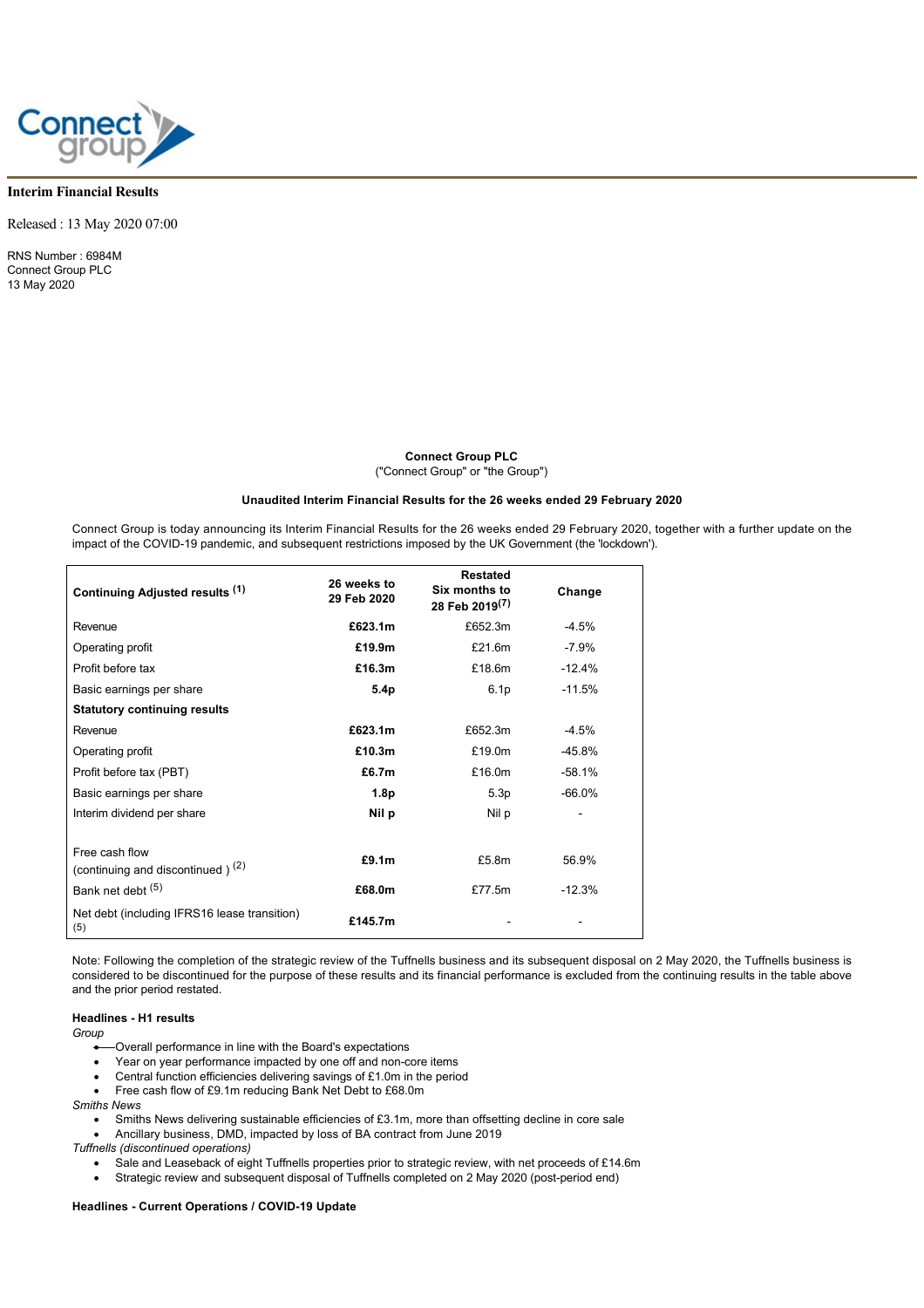**Interim Financial Results**

Released : 13 May 2020 07:00

RNS Number : 6984M
Connect Group PLC
13 May 2020

**Connect Group PLC**
("Connect Group" or "the Group")

**Unaudited Interim Financial Results for the 26 weeks ended 29 February 2020**

Connect Group is today announcing its Interim Financial Results for the 26 weeks ended 29 February 2020, together with a further update on the impact of the COVID-19 pandemic, and subsequent restrictions imposed by the UK Government (the 'lockdown').

| **Continuing Adjusted results** (1) | **26 weeks to 29 Feb 2020** | **Restated Six months to 28 Feb 2019**(7) | **Change** |
|---|---|---|---|
| Revenue | **£623.1m** | £652.3m | -4.5% |
| Operating profit | **£19.9m** | £21.6m | -7.9% |
| Profit before tax | **£16.3m** | £18.6m | -12.4% |
| Basic earnings per share | **5.4p** | 6.1p | -11.5% |
| **Statutory continuing results** | | | |
| Revenue | **£623.1m** | £652.3m | -4.5% |
| Operating profit | **£10.3m** | £19.0m | -45.8% |
| Profit before tax (PBT) | **£6.7m** | £16.0m | -58.1% |
| Basic earnings per share | **1.8p** | 5.3p | -66.0% |
| Interim dividend per share | **Nil p** | Nil p | - |
| Free cash flow (continuing and discontinued ) (2) | **£9.1m** | £5.8m | 56.9% |
| Bank net debt (5) | **£68.0m** | £77.5m | -12.3% |
| Net debt (including IFRS16 lease transition) (5) | **£145.7m** | - | - |

Note: Following the completion of the strategic review of the Tuffnells business and its subsequent disposal on 2 May 2020, the Tuffnells business is considered to be discontinued for the purpose of these results and its financial performance is excluded from the continuing results in the table above and the prior period restated.

**Headlines - H1 results**

*Group*

- Overall performance in line with the Board's expectations
- Year on year performance impacted by one off and non-core items
- Central function efficiencies delivering savings of £1.0m in the period
- Free cash flow of £9.1m reducing Bank Net Debt to £68.0m

*Smiths News*

- Smiths News delivering sustainable efficiencies of £3.1m, more than offsetting decline in core sale
- Ancillary business, DMD, impacted by loss of BA contract from June 2019

*Tuffnells (discontinued operations)*

- Sale and Leaseback of eight Tuffnells properties prior to strategic review, with net proceeds of £14.6m
- Strategic review and subsequent disposal of Tuffnells completed on 2 May 2020 (post-period end)

**Headlines - Current Operations / COVID-19 Update**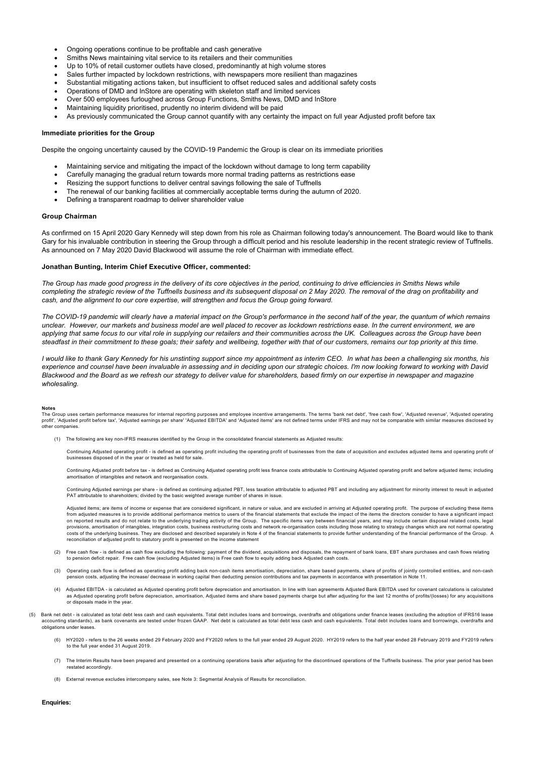- Ongoing operations continue to be profitable and cash generative
- Smiths News maintaining vital service to its retailers and their communities
- Up to 10% of retail customer outlets have closed, predominantly at high volume stores
- Sales further impacted by lockdown restrictions, with newspapers more resilient than magazines
- Substantial mitigating actions taken, but insufficient to offset reduced sales and additional safety costs
- Operations of DMD and InStore are operating with skeleton staff and limited services
- Over 500 employees furloughed across Group Functions, Smiths News, DMD and InStore
- Maintaining liquidity prioritised, prudently no interim dividend will be paid
- As previously communicated the Group cannot quantify with any certainty the impact on full year Adjusted profit before tax

**Immediate priorities for the Group**

Despite the ongoing uncertainty caused by the COVID-19 Pandemic the Group is clear on its immediate priorities

- Maintaining service and mitigating the impact of the lockdown without damage to long term capability
- Carefully managing the gradual return towards more normal trading patterns as restrictions ease
- Resizing the support functions to deliver central savings following the sale of Tuffnells
- The renewal of our banking facilities at commercially acceptable terms during the autumn of 2020.
- Defining a transparent roadmap to deliver shareholder value

**Group Chairman**

As confirmed on 15 April 2020 Gary Kennedy will step down from his role as Chairman following today's announcement. The Board would like to thank Gary for his invaluable contribution in steering the Group through a difficult period and his resolute leadership in the recent strategic review of Tuffnells. As announced on 7 May 2020 David Blackwood will assume the role of Chairman with immediate effect.

**Jonathan Bunting, Interim Chief Executive Officer, commented:**

*The Group has made good progress in the delivery of its core objectives in the period, continuing to drive efficiencies in Smiths News while completing the strategic review of the Tuffnells business and its subsequent disposal on 2 May 2020. The removal of the drag on profitability and cash, and the alignment to our core expertise, will strengthen and focus the Group going forward.*

*The COVID-19 pandemic will clearly have a material impact on the Group's performance in the second half of the year, the quantum of which remains unclear. However, our markets and business model are well placed to recover as lockdown restrictions ease. In the current environment, we are applying that same focus to our vital role in supplying our retailers and their communities across the UK. Colleagues across the Group have been steadfast in their commitment to these goals; their safety and wellbeing, together with that of our customers, remains our top priority at this time.*

*I would like to thank Gary Kennedy for his unstinting support since my appointment as interim CEO. In what has been a challenging six months, his experience and counsel have been invaluable in assessing and in deciding upon our strategic choices. I'm now looking forward to working with David Blackwood and the Board as we refresh our strategy to deliver value for shareholders, based firmly on our expertise in newspaper and magazine wholesaling.*

**Notes**

The Group uses certain performance measures for internal reporting purposes and employee incentive arrangements. The terms 'bank net debt', 'free cash flow', 'Adjusted revenue', 'Adjusted operating profit', 'Adjusted profit before tax', 'Adjusted earnings per share' 'Adjusted EBITDA' and 'Adjusted items' are not defined terms under IFRS and may not be comparable with similar measures disclosed by other companies.

(1) The following are key non-IFRS measures identified by the Group in the consolidated financial statements as Adjusted results:

Continuing Adjusted operating profit - is defined as operating profit including the operating profit of businesses from the date of acquisition and excludes adjusted items and operating profit of businesses disposed of in the year or treated as held for sale.

Continuing Adjusted profit before tax - is defined as Continuing Adjusted operating profit less finance costs attributable to Continuing Adjusted operating profit and before adjusted items; including amortisation of intangibles and network and reorganisation costs.

Continuing Adjusted earnings per share - is defined as continuing adjusted PBT, less taxation attributable to adjusted PBT and including any adjustment for minority interest to result in adjusted PAT attributable to shareholders; divided by the basic weighted average number of shares in issue.

Adjusted items; are items of income or expense that are considered significant, in nature or value, and are excluded in arriving at Adjusted operating profit. The purpose of excluding these items from adjusted measures is to provide additional performance metrics to users of the financial statements that exclude the impact of the items the directors consider to have a significant impact on reported results and do not relate to the underlying trading activity of the Group. The specific items vary between financial years, and may include certain disposal related costs, legal provisions, amortisation of intangibles, integration costs, business restructuring costs and network re-organisation costs including those relating to strategy changes which are not normal operating costs of the underlying business. They are disclosed and described separately in Note 4 of the financial statements to provide further understanding of the financial performance of the Group. A reconciliation of adjusted profit to statutory profit is presented on the income statement

(2) Free cash flow - is defined as cash flow excluding the following: payment of the dividend, acquisitions and disposals, the repayment of bank loans, EBT share purchases and cash flows relating to pension deficit repair. Free cash flow (excluding Adjusted items) is Free cash flow to equity adding back Adjusted cash costs.

(3) Operating cash flow is defined as operating profit adding back non-cash items amortisation, depreciation, share based payments, share of profits of jointly controlled entities, and non-cash pension costs, adjusting the increase/ decrease in working capital then deducting pension contributions and tax payments in accordance with presentation in Note 11.

(4) Adjusted EBITDA - is calculated as Adjusted operating profit before depreciation and amortisation. In line with loan agreements Adjusted Bank EBITDA used for covenant calculations is calculated as Adjusted operating profit before depreciation, amortisation, Adjusted items and share based payments charge but after adjusting for the last 12 months of profits/(losses) for any acquisitions or disposals made in the year.

(5) Bank net debt - is calculated as total debt less cash and cash equivalents. Total debt includes loans and borrowings, overdrafts and obligations under finance leases (excluding the adoption of IFRS16 lease accounting standards), as bank covenants are tested under frozen GAAP. Net debt is calculated as total debt less cash and cash equivalents. Total debt includes loans and borrowings, overdrafts and obligations under leases.

(6) HY2020 - refers to the 26 weeks ended 29 February 2020 and FY2020 refers to the full year ended 29 August 2020. HY2019 refers to the half year ended 28 February 2019 and FY2019 refers to the full year ended 31 August 2019.

(7) The Interim Results have been prepared and presented on a continuing operations basis after adjusting for the discontinued operations of the Tuffnells business. The prior year period has been restated accordingly.

(8) External revenue excludes intercompany sales, see Note 3: Segmental Analysis of Results for reconciliation.

**Enquiries:**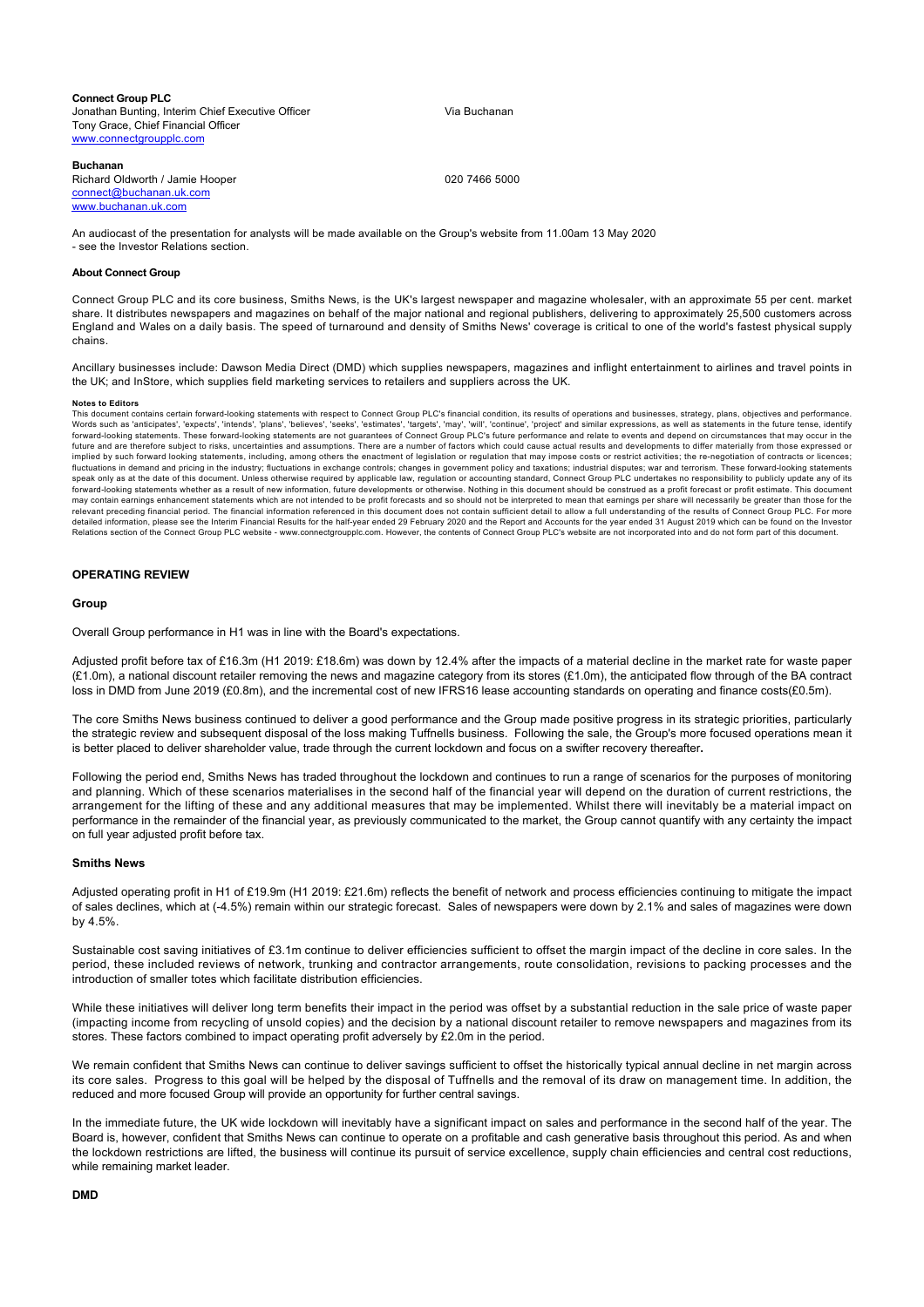**Connect Group PLC**
Jonathan Bunting, Interim Chief Executive Officer — Via Buchanan
Tony Grace, Chief Financial Officer
www.connectgroupplc.com

**Buchanan**
Richard Oldworth / Jamie Hooper — 020 7466 5000
connect@buchanan.uk.com
www.buchanan.uk.com

An audiocast of the presentation for analysts will be made available on the Group's website from 11.00am 13 May 2020 - see the Investor Relations section.

**About Connect Group**

Connect Group PLC and its core business, Smiths News, is the UK's largest newspaper and magazine wholesaler, with an approximate 55 per cent. market share. It distributes newspapers and magazines on behalf of the major national and regional publishers, delivering to approximately 25,500 customers across England and Wales on a daily basis. The speed of turnaround and density of Smiths News' coverage is critical to one of the world's fastest physical supply chains.

Ancillary businesses include: Dawson Media Direct (DMD) which supplies newspapers, magazines and inflight entertainment to airlines and travel points in the UK; and InStore, which supplies field marketing services to retailers and suppliers across the UK.

**Notes to Editors**

This document contains certain forward-looking statements with respect to Connect Group PLC's financial condition, its results of operations and businesses, strategy, plans, objectives and performance. Words such as 'anticipates', 'expects', 'intends', 'plans', 'believes', 'seeks', 'estimates', 'targets', 'may', 'will', 'continue', 'project' and similar expressions, as well as statements in the future tense, identify forward-looking statements. These forward-looking statements are not guarantees of Connect Group PLC's future performance and relate to events and depend on circumstances that may occur in the future and are therefore subject to risks, uncertainties and assumptions. There are a number of factors which could cause actual results and developments to differ materially from those expressed or implied by such forward looking statements, including, among others the enactment of legislation or regulation that may impose costs or restrict activities; the re-negotiation of contracts or licences; fluctuations in demand and pricing in the industry; fluctuations in exchange controls; changes in government policy and taxations; industrial disputes; war and terrorism. These forward-looking statements speak only as at the date of this document. Unless otherwise required by applicable law, regulation or accounting standard, Connect Group PLC undertakes no responsibility to publicly update any of its forward-looking statements whether as a result of new information, future developments or otherwise. Nothing in this document should be construed as a profit forecast or profit estimate. This document may contain earnings enhancement statements which are not intended to be profit forecasts and so should not be interpreted to mean that earnings per share will necessarily be greater than those for the relevant preceding financial period. The financial information referenced in this document does not contain sufficient detail to allow a full understanding of the results of Connect Group PLC. For more detailed information, please see the Interim Financial Results for the half-year ended 29 February 2020 and the Report and Accounts for the year ended 31 August 2019 which can be found on the Investor Relations section of the Connect Group PLC website - www.connectgroupplc.com. However, the contents of Connect Group PLC's website are not incorporated into and do not form part of this document.

## OPERATING REVIEW

### Group

Overall Group performance in H1 was in line with the Board's expectations.

Adjusted profit before tax of £16.3m (H1 2019: £18.6m) was down by 12.4% after the impacts of a material decline in the market rate for waste paper (£1.0m), a national discount retailer removing the news and magazine category from its stores (£1.0m), the anticipated flow through of the BA contract loss in DMD from June 2019 (£0.8m), and the incremental cost of new IFRS16 lease accounting standards on operating and finance costs(£0.5m).

The core Smiths News business continued to deliver a good performance and the Group made positive progress in its strategic priorities, particularly the strategic review and subsequent disposal of the loss making Tuffnells business. Following the sale, the Group's more focused operations mean it is better placed to deliver shareholder value, trade through the current lockdown and focus on a swifter recovery thereafter**.**

Following the period end, Smiths News has traded throughout the lockdown and continues to run a range of scenarios for the purposes of monitoring and planning. Which of these scenarios materialises in the second half of the financial year will depend on the duration of current restrictions, the arrangement for the lifting of these and any additional measures that may be implemented. Whilst there will inevitably be a material impact on performance in the remainder of the financial year, as previously communicated to the market, the Group cannot quantify with any certainty the impact on full year adjusted profit before tax.

### Smiths News

Adjusted operating profit in H1 of £19.9m (H1 2019: £21.6m) reflects the benefit of network and process efficiencies continuing to mitigate the impact of sales declines, which at (-4.5%) remain within our strategic forecast. Sales of newspapers were down by 2.1% and sales of magazines were down by 4.5%.

Sustainable cost saving initiatives of £3.1m continue to deliver efficiencies sufficient to offset the margin impact of the decline in core sales. In the period, these included reviews of network, trunking and contractor arrangements, route consolidation, revisions to packing processes and the introduction of smaller totes which facilitate distribution efficiencies.

While these initiatives will deliver long term benefits their impact in the period was offset by a substantial reduction in the sale price of waste paper (impacting income from recycling of unsold copies) and the decision by a national discount retailer to remove newspapers and magazines from its stores. These factors combined to impact operating profit adversely by £2.0m in the period.

We remain confident that Smiths News can continue to deliver savings sufficient to offset the historically typical annual decline in net margin across its core sales. Progress to this goal will be helped by the disposal of Tuffnells and the removal of its draw on management time. In addition, the reduced and more focused Group will provide an opportunity for further central savings.

In the immediate future, the UK wide lockdown will inevitably have a significant impact on sales and performance in the second half of the year. The Board is, however, confident that Smiths News can continue to operate on a profitable and cash generative basis throughout this period. As and when the lockdown restrictions are lifted, the business will continue its pursuit of service excellence, supply chain efficiencies and central cost reductions, while remaining market leader.

### DMD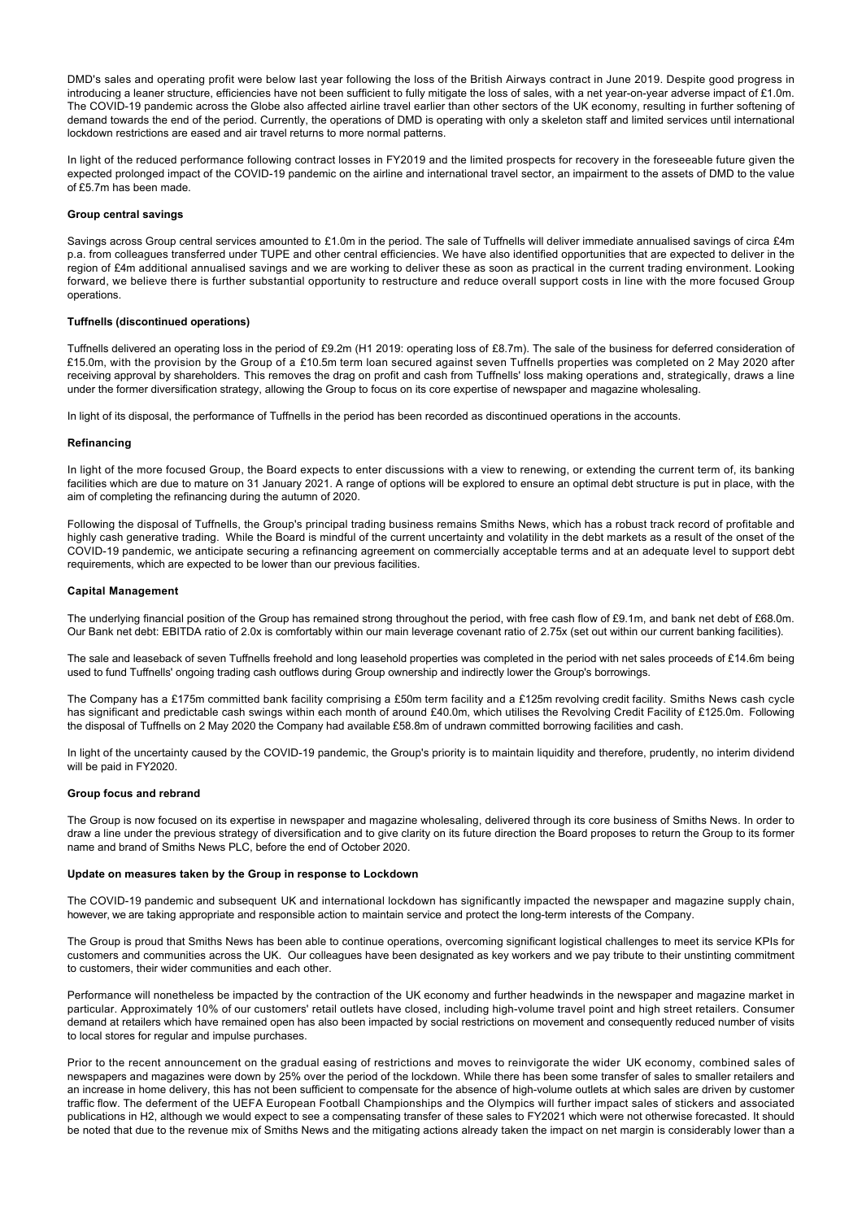DMD's sales and operating profit were below last year following the loss of the British Airways contract in June 2019. Despite good progress in introducing a leaner structure, efficiencies have not been sufficient to fully mitigate the loss of sales, with a net year-on-year adverse impact of £1.0m. The COVID-19 pandemic across the Globe also affected airline travel earlier than other sectors of the UK economy, resulting in further softening of demand towards the end of the period. Currently, the operations of DMD is operating with only a skeleton staff and limited services until international lockdown restrictions are eased and air travel returns to more normal patterns.

In light of the reduced performance following contract losses in FY2019 and the limited prospects for recovery in the foreseeable future given the expected prolonged impact of the COVID-19 pandemic on the airline and international travel sector, an impairment to the assets of DMD to the value of £5.7m has been made.

**Group central savings**

Savings across Group central services amounted to £1.0m in the period. The sale of Tuffnells will deliver immediate annualised savings of circa £4m p.a. from colleagues transferred under TUPE and other central efficiencies. We have also identified opportunities that are expected to deliver in the region of £4m additional annualised savings and we are working to deliver these as soon as practical in the current trading environment. Looking forward, we believe there is further substantial opportunity to restructure and reduce overall support costs in line with the more focused Group operations.

**Tuffnells (discontinued operations)**

Tuffnells delivered an operating loss in the period of £9.2m (H1 2019: operating loss of £8.7m). The sale of the business for deferred consideration of £15.0m, with the provision by the Group of a £10.5m term loan secured against seven Tuffnells properties was completed on 2 May 2020 after receiving approval by shareholders. This removes the drag on profit and cash from Tuffnells' loss making operations and, strategically, draws a line under the former diversification strategy, allowing the Group to focus on its core expertise of newspaper and magazine wholesaling.

In light of its disposal, the performance of Tuffnells in the period has been recorded as discontinued operations in the accounts.

**Refinancing**

In light of the more focused Group, the Board expects to enter discussions with a view to renewing, or extending the current term of, its banking facilities which are due to mature on 31 January 2021. A range of options will be explored to ensure an optimal debt structure is put in place, with the aim of completing the refinancing during the autumn of 2020.

Following the disposal of Tuffnells, the Group's principal trading business remains Smiths News, which has a robust track record of profitable and highly cash generative trading. While the Board is mindful of the current uncertainty and volatility in the debt markets as a result of the onset of the COVID-19 pandemic, we anticipate securing a refinancing agreement on commercially acceptable terms and at an adequate level to support debt requirements, which are expected to be lower than our previous facilities.

**Capital Management**

The underlying financial position of the Group has remained strong throughout the period, with free cash flow of £9.1m, and bank net debt of £68.0m. Our Bank net debt: EBITDA ratio of 2.0x is comfortably within our main leverage covenant ratio of 2.75x (set out within our current banking facilities).

The sale and leaseback of seven Tuffnells freehold and long leasehold properties was completed in the period with net sales proceeds of £14.6m being used to fund Tuffnells' ongoing trading cash outflows during Group ownership and indirectly lower the Group's borrowings.

The Company has a £175m committed bank facility comprising a £50m term facility and a £125m revolving credit facility. Smiths News cash cycle has significant and predictable cash swings within each month of around £40.0m, which utilises the Revolving Credit Facility of £125.0m. Following the disposal of Tuffnells on 2 May 2020 the Company had available £58.8m of undrawn committed borrowing facilities and cash.

In light of the uncertainty caused by the COVID-19 pandemic, the Group's priority is to maintain liquidity and therefore, prudently, no interim dividend will be paid in FY2020.

**Group focus and rebrand**

The Group is now focused on its expertise in newspaper and magazine wholesaling, delivered through its core business of Smiths News. In order to draw a line under the previous strategy of diversification and to give clarity on its future direction the Board proposes to return the Group to its former name and brand of Smiths News PLC, before the end of October 2020.

**Update on measures taken by the Group in response to Lockdown**

The COVID-19 pandemic and subsequent UK and international lockdown has significantly impacted the newspaper and magazine supply chain, however, we are taking appropriate and responsible action to maintain service and protect the long-term interests of the Company.

The Group is proud that Smiths News has been able to continue operations, overcoming significant logistical challenges to meet its service KPIs for customers and communities across the UK. Our colleagues have been designated as key workers and we pay tribute to their unstinting commitment to customers, their wider communities and each other.

Performance will nonetheless be impacted by the contraction of the UK economy and further headwinds in the newspaper and magazine market in particular. Approximately 10% of our customers' retail outlets have closed, including high-volume travel point and high street retailers. Consumer demand at retailers which have remained open has also been impacted by social restrictions on movement and consequently reduced number of visits to local stores for regular and impulse purchases.

Prior to the recent announcement on the gradual easing of restrictions and moves to reinvigorate the wider UK economy, combined sales of newspapers and magazines were down by 25% over the period of the lockdown. While there has been some transfer of sales to smaller retailers and an increase in home delivery, this has not been sufficient to compensate for the absence of high-volume outlets at which sales are driven by customer traffic flow. The deferment of the UEFA European Football Championships and the Olympics will further impact sales of stickers and associated publications in H2, although we would expect to see a compensating transfer of these sales to FY2021 which were not otherwise forecasted. It should be noted that due to the revenue mix of Smiths News and the mitigating actions already taken the impact on net margin is considerably lower than a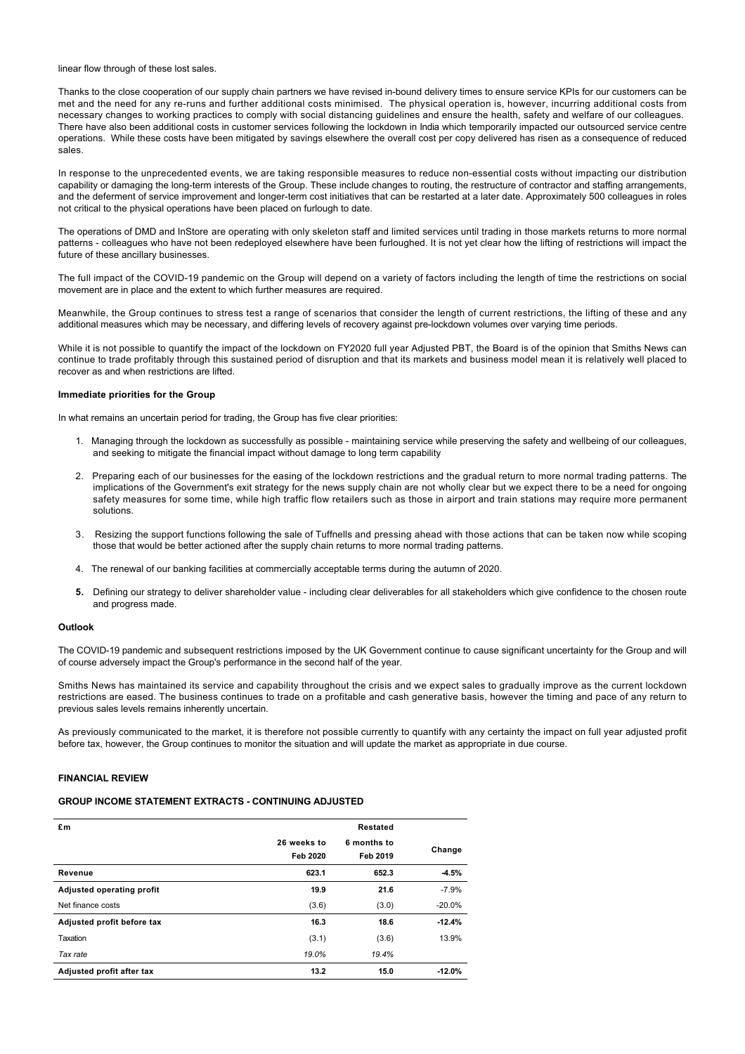linear flow through of these lost sales.

Thanks to the close cooperation of our supply chain partners we have revised in-bound delivery times to ensure service KPIs for our customers can be met and the need for any re-runs and further additional costs minimised. The physical operation is, however, incurring additional costs from necessary changes to working practices to comply with social distancing guidelines and ensure the health, safety and welfare of our colleagues. There have also been additional costs in customer services following the lockdown in India which temporarily impacted our outsourced service centre operations. While these costs have been mitigated by savings elsewhere the overall cost per copy delivered has risen as a consequence of reduced sales.

In response to the unprecedented events, we are taking responsible measures to reduce non-essential costs without impacting our distribution capability or damaging the long-term interests of the Group. These include changes to routing, the restructure of contractor and staffing arrangements, and the deferment of service improvement and longer-term cost initiatives that can be restarted at a later date. Approximately 500 colleagues in roles not critical to the physical operations have been placed on furlough to date.

The operations of DMD and InStore are operating with only skeleton staff and limited services until trading in those markets returns to more normal patterns - colleagues who have not been redeployed elsewhere have been furloughed. It is not yet clear how the lifting of restrictions will impact the future of these ancillary businesses.

The full impact of the COVID-19 pandemic on the Group will depend on a variety of factors including the length of time the restrictions on social movement are in place and the extent to which further measures are required.

Meanwhile, the Group continues to stress test a range of scenarios that consider the length of current restrictions, the lifting of these and any additional measures which may be necessary, and differing levels of recovery against pre-lockdown volumes over varying time periods.

While it is not possible to quantify the impact of the lockdown on FY2020 full year Adjusted PBT, the Board is of the opinion that Smiths News can continue to trade profitably through this sustained period of disruption and that its markets and business model mean it is relatively well placed to recover as and when restrictions are lifted.

**Immediate priorities for the Group**

In what remains an uncertain period for trading, the Group has five clear priorities:

1. Managing through the lockdown as successfully as possible - maintaining service while preserving the safety and wellbeing of our colleagues, and seeking to mitigate the financial impact without damage to long term capability
2. Preparing each of our businesses for the easing of the lockdown restrictions and the gradual return to more normal trading patterns. The implications of the Government's exit strategy for the news supply chain are not wholly clear but we expect there to be a need for ongoing safety measures for some time, while high traffic flow retailers such as those in airport and train stations may require more permanent solutions.
3. Resizing the support functions following the sale of Tuffnells and pressing ahead with those actions that can be taken now while scoping those that would be better actioned after the supply chain returns to more normal trading patterns.
4. The renewal of our banking facilities at commercially acceptable terms during the autumn of 2020.
5. Defining our strategy to deliver shareholder value - including clear deliverables for all stakeholders which give confidence to the chosen route and progress made.

**Outlook**

The COVID-19 pandemic and subsequent restrictions imposed by the UK Government continue to cause significant uncertainty for the Group and will of course adversely impact the Group's performance in the second half of the year.

Smiths News has maintained its service and capability throughout the crisis and we expect sales to gradually improve as the current lockdown restrictions are eased. The business continues to trade on a profitable and cash generative basis, however the timing and pace of any return to previous sales levels remains inherently uncertain.

As previously communicated to the market, it is therefore not possible currently to quantify with any certainty the impact on full year adjusted profit before tax, however, the Group continues to monitor the situation and will update the market as appropriate in due course.

**FINANCIAL REVIEW**

**GROUP INCOME STATEMENT EXTRACTS - CONTINUING ADJUSTED**

| £m | 26 weeks to Feb 2020 | Restated 6 months to Feb 2019 | Change |
|---|---|---|---|
| **Revenue** | **623.1** | **652.3** | **-4.5%** |
| **Adjusted operating profit** | **19.9** | **21.6** | -7.9% |
| Net finance costs | (3.6) | (3.0) | -20.0% |
| **Adjusted profit before tax** | **16.3** | **18.6** | **-12.4%** |
| Taxation | (3.1) | (3.6) | 13.9% |
| *Tax rate* | *19.0%* | *19.4%* | |
| **Adjusted profit after tax** | **13.2** | **15.0** | **-12.0%** |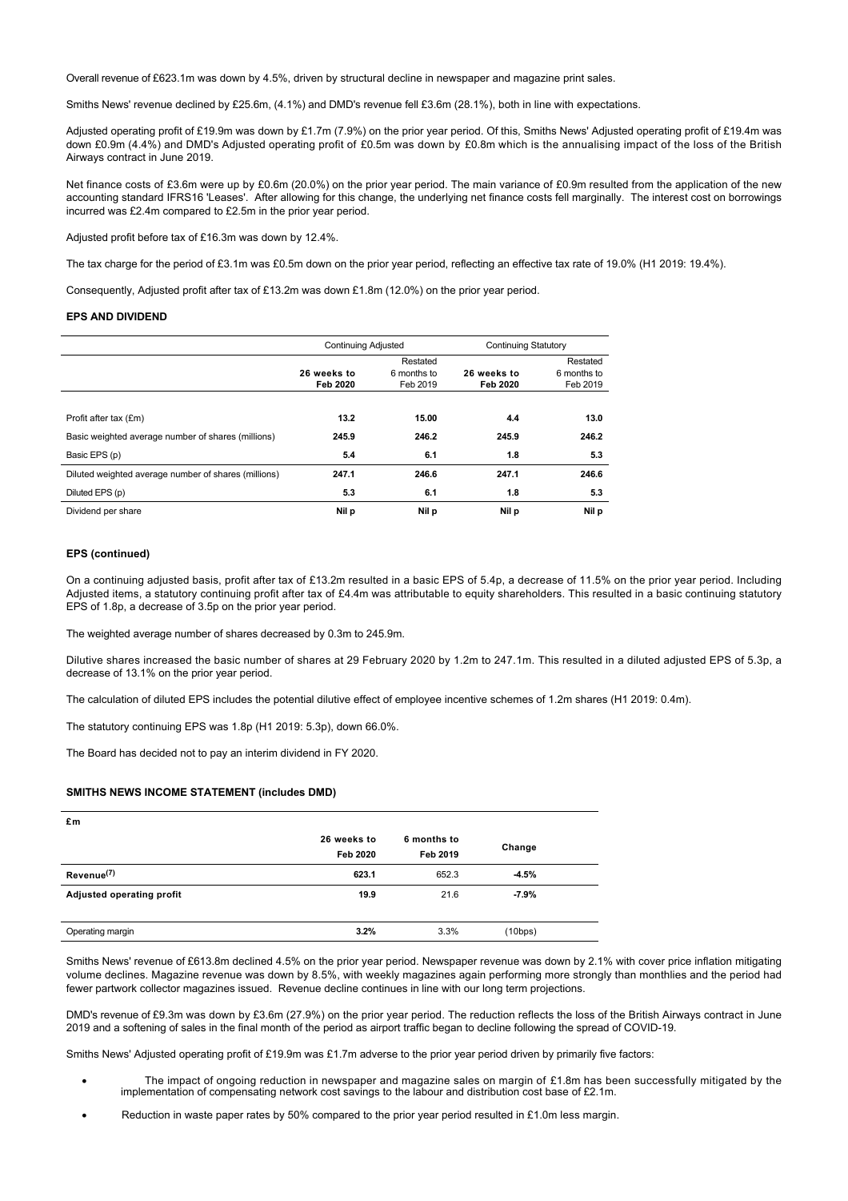Overall revenue of £623.1m was down by 4.5%, driven by structural decline in newspaper and magazine print sales.

Smiths News' revenue declined by £25.6m, (4.1%) and DMD's revenue fell £3.6m (28.1%), both in line with expectations.

Adjusted operating profit of £19.9m was down by £1.7m (7.9%) on the prior year period. Of this, Smiths News' Adjusted operating profit of £19.4m was down £0.9m (4.4%) and DMD's Adjusted operating profit of £0.5m was down by £0.8m which is the annualising impact of the loss of the British Airways contract in June 2019.

Net finance costs of £3.6m were up by £0.6m (20.0%) on the prior year period. The main variance of £0.9m resulted from the application of the new accounting standard IFRS16 'Leases'. After allowing for this change, the underlying net finance costs fell marginally. The interest cost on borrowings incurred was £2.4m compared to £2.5m in the prior year period.

Adjusted profit before tax of £16.3m was down by 12.4%.

The tax charge for the period of £3.1m was £0.5m down on the prior year period, reflecting an effective tax rate of 19.0% (H1 2019: 19.4%).

Consequently, Adjusted profit after tax of £13.2m was down £1.8m (12.0%) on the prior year period.

### EPS AND DIVIDEND

| | Continuing Adjusted | | Continuing Statutory | |
|---|---|---|---|---|
| | **26 weeks to Feb 2020** | Restated 6 months to Feb 2019 | **26 weeks to Feb 2020** | Restated 6 months to Feb 2019 |
| Profit after tax (£m) | **13.2** | **15.00** | **4.4** | **13.0** |
| Basic weighted average number of shares (millions) | **245.9** | **246.2** | **245.9** | **246.2** |
| Basic EPS (p) | **5.4** | **6.1** | **1.8** | **5.3** |
| Diluted weighted average number of shares (millions) | **247.1** | **246.6** | **247.1** | **246.6** |
| Diluted EPS (p) | **5.3** | **6.1** | **1.8** | **5.3** |
| Dividend per share | **Nil p** | **Nil p** | **Nil p** | **Nil p** |

### EPS (continued)

On a continuing adjusted basis, profit after tax of £13.2m resulted in a basic EPS of 5.4p, a decrease of 11.5% on the prior year period. Including Adjusted items, a statutory continuing profit after tax of £4.4m was attributable to equity shareholders. This resulted in a basic continuing statutory EPS of 1.8p, a decrease of 3.5p on the prior year period.

The weighted average number of shares decreased by 0.3m to 245.9m.

Dilutive shares increased the basic number of shares at 29 February 2020 by 1.2m to 247.1m. This resulted in a diluted adjusted EPS of 5.3p, a decrease of 13.1% on the prior year period.

The calculation of diluted EPS includes the potential dilutive effect of employee incentive schemes of 1.2m shares (H1 2019: 0.4m).

The statutory continuing EPS was 1.8p (H1 2019: 5.3p), down 66.0%.

The Board has decided not to pay an interim dividend in FY 2020.

### SMITHS NEWS INCOME STATEMENT (includes DMD)

| £m | 26 weeks to Feb 2020 | 6 months to Feb 2019 | Change |
|---|---|---|---|
| **Revenue[(7)]** | **623.1** | 652.3 | **-4.5%** |
| **Adjusted operating profit** | **19.9** | 21.6 | **-7.9%** |
| Operating margin | **3.2%** | 3.3% | (10bps) |

Smiths News' revenue of £613.8m declined 4.5% on the prior year period. Newspaper revenue was down by 2.1% with cover price inflation mitigating volume declines. Magazine revenue was down by 8.5%, with weekly magazines again performing more strongly than monthlies and the period had fewer partwork collector magazines issued. Revenue decline continues in line with our long term projections.

DMD's revenue of £9.3m was down by £3.6m (27.9%) on the prior year period. The reduction reflects the loss of the British Airways contract in June 2019 and a softening of sales in the final month of the period as airport traffic began to decline following the spread of COVID-19.

Smiths News' Adjusted operating profit of £19.9m was £1.7m adverse to the prior year period driven by primarily five factors:

- The impact of ongoing reduction in newspaper and magazine sales on margin of £1.8m has been successfully mitigated by the implementation of compensating network cost savings to the labour and distribution cost base of £2.1m.
- Reduction in waste paper rates by 50% compared to the prior year period resulted in £1.0m less margin.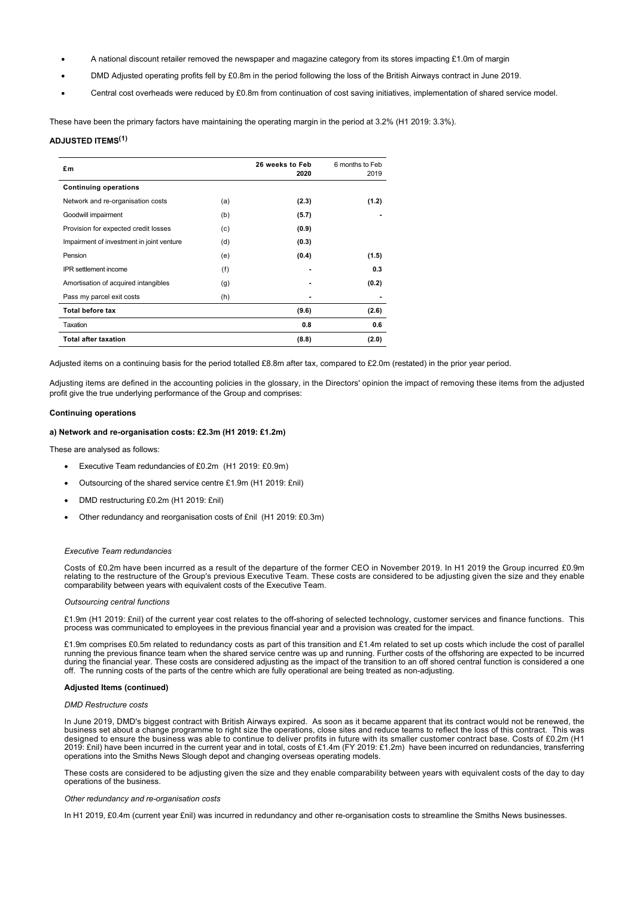- A national discount retailer removed the newspaper and magazine category from its stores impacting £1.0m of margin
- DMD Adjusted operating profits fell by £0.8m in the period following the loss of the British Airways contract in June 2019.
- Central cost overheads were reduced by £0.8m from continuation of cost saving initiatives, implementation of shared service model.

These have been the primary factors have maintaining the operating margin in the period at 3.2% (H1 2019: 3.3%).

**ADJUSTED ITEMS[(1)]**

| £m | | 26 weeks to Feb 2020 | 6 months to Feb 2019 |
|---|---|---|---|
| **Continuing operations** | | | |
| Network and re-organisation costs | (a) | **(2.3)** | **(1.2)** |
| Goodwill impairment | (b) | **(5.7)** | - |
| Provision for expected credit losses | (c) | **(0.9)** | |
| Impairment of investment in joint venture | (d) | **(0.3)** | |
| Pension | (e) | **(0.4)** | **(1.5)** |
| IPR settlement income | (f) | - | **0.3** |
| Amortisation of acquired intangibles | (g) | - | **(0.2)** |
| Pass my parcel exit costs | (h) | - | - |
| **Total before tax** | | **(9.6)** | **(2.6)** |
| Taxation | | **0.8** | **0.6** |
| **Total after taxation** | | **(8.8)** | **(2.0)** |

Adjusted items on a continuing basis for the period totalled £8.8m after tax, compared to £2.0m (restated) in the prior year period.

Adjusting items are defined in the accounting policies in the glossary, in the Directors' opinion the impact of removing these items from the adjusted profit give the true underlying performance of the Group and comprises:

**Continuing operations**

**a) Network and re-organisation costs: £2.3m (H1 2019: £1.2m)**

These are analysed as follows:

- Executive Team redundancies of £0.2m (H1 2019: £0.9m)
- Outsourcing of the shared service centre £1.9m (H1 2019: £nil)
- DMD restructuring £0.2m (H1 2019: £nil)
- Other redundancy and reorganisation costs of £nil (H1 2019: £0.3m)

*Executive Team redundancies*

Costs of £0.2m have been incurred as a result of the departure of the former CEO in November 2019. In H1 2019 the Group incurred £0.9m relating to the restructure of the Group's previous Executive Team. These costs are considered to be adjusting given the size and they enable comparability between years with equivalent costs of the Executive Team.

*Outsourcing central functions*

£1.9m (H1 2019: £nil) of the current year cost relates to the off-shoring of selected technology, customer services and finance functions. This process was communicated to employees in the previous financial year and a provision was created for the impact.

£1.9m comprises £0.5m related to redundancy costs as part of this transition and £1.4m related to set up costs which include the cost of parallel running the previous finance team when the shared service centre was up and running. Further costs of the offshoring are expected to be incurred during the financial year. These costs are considered adjusting as the impact of the transition to an off shored central function is considered a one off. The running costs of the parts of the centre which are fully operational are being treated as non-adjusting.

**Adjusted Items (continued)**

*DMD Restructure costs*

In June 2019, DMD's biggest contract with British Airways expired. As soon as it became apparent that its contract would not be renewed, the business set about a change programme to right size the operations, close sites and reduce teams to reflect the loss of this contract. This was designed to ensure the business was able to continue to deliver profits in future with its smaller customer contract base. Costs of £0.2m (H1 2019: £nil) have been incurred in the current year and in total, costs of £1.4m (FY 2019: £1.2m) have been incurred on redundancies, transferring operations into the Smiths News Slough depot and changing overseas operating models.

These costs are considered to be adjusting given the size and they enable comparability between years with equivalent costs of the day to day operations of the business.

*Other redundancy and re-organisation costs*

In H1 2019, £0.4m (current year £nil) was incurred in redundancy and other re-organisation costs to streamline the Smiths News businesses.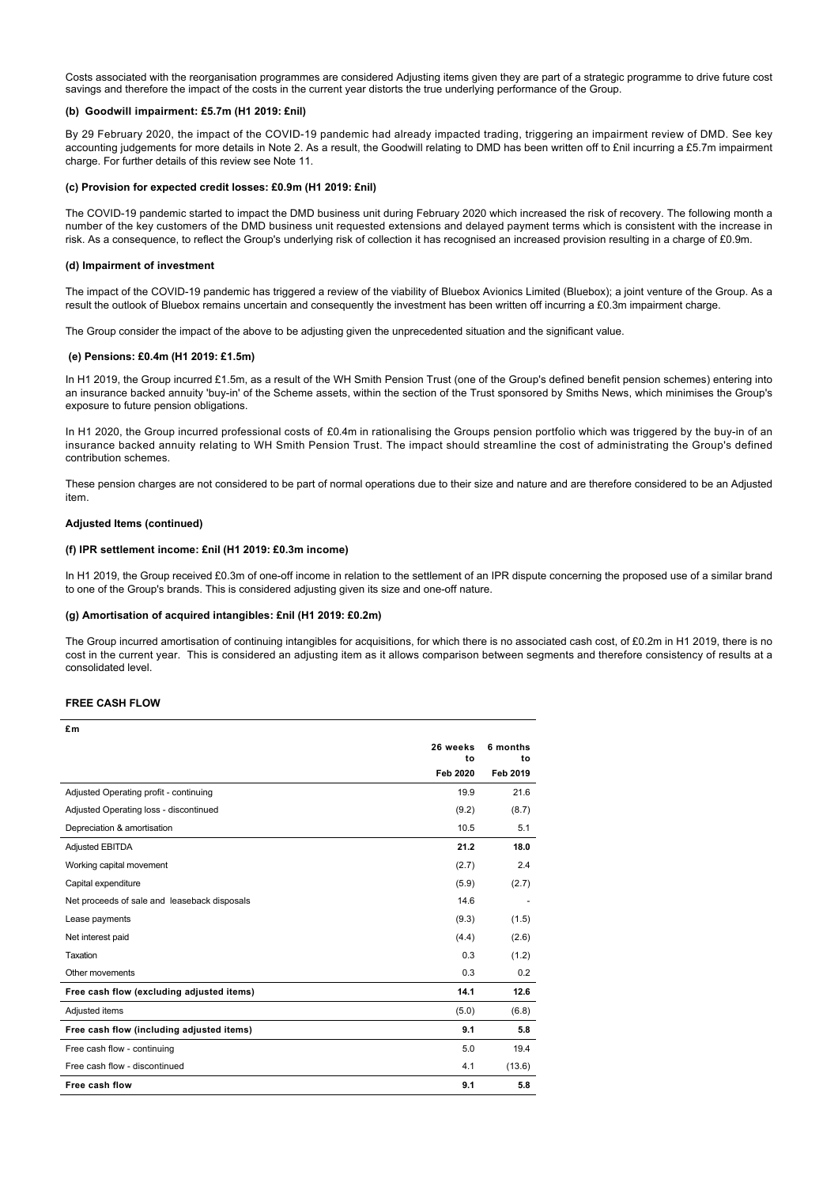Costs associated with the reorganisation programmes are considered Adjusting items given they are part of a strategic programme to drive future cost savings and therefore the impact of the costs in the current year distorts the true underlying performance of the Group.

#### (b) Goodwill impairment: £5.7m (H1 2019: £nil)

By 29 February 2020, the impact of the COVID-19 pandemic had already impacted trading, triggering an impairment review of DMD. See key accounting judgements for more details in Note 2. As a result, the Goodwill relating to DMD has been written off to £nil incurring a £5.7m impairment charge. For further details of this review see Note 11.

#### (c) Provision for expected credit losses: £0.9m (H1 2019: £nil)

The COVID-19 pandemic started to impact the DMD business unit during February 2020 which increased the risk of recovery. The following month a number of the key customers of the DMD business unit requested extensions and delayed payment terms which is consistent with the increase in risk. As a consequence, to reflect the Group's underlying risk of collection it has recognised an increased provision resulting in a charge of £0.9m.

#### (d) Impairment of investment

The impact of the COVID-19 pandemic has triggered a review of the viability of Bluebox Avionics Limited (Bluebox); a joint venture of the Group. As a result the outlook of Bluebox remains uncertain and consequently the investment has been written off incurring a £0.3m impairment charge.

The Group consider the impact of the above to be adjusting given the unprecedented situation and the significant value.

#### (e) Pensions: £0.4m (H1 2019: £1.5m)

In H1 2019, the Group incurred £1.5m, as a result of the WH Smith Pension Trust (one of the Group's defined benefit pension schemes) entering into an insurance backed annuity 'buy-in' of the Scheme assets, within the section of the Trust sponsored by Smiths News, which minimises the Group's exposure to future pension obligations.

In H1 2020, the Group incurred professional costs of £0.4m in rationalising the Groups pension portfolio which was triggered by the buy-in of an insurance backed annuity relating to WH Smith Pension Trust. The impact should streamline the cost of administrating the Group's defined contribution schemes.

These pension charges are not considered to be part of normal operations due to their size and nature and are therefore considered to be an Adjusted item.

#### Adjusted Items (continued)

#### (f) IPR settlement income: £nil (H1 2019: £0.3m income)

In H1 2019, the Group received £0.3m of one-off income in relation to the settlement of an IPR dispute concerning the proposed use of a similar brand to one of the Group's brands. This is considered adjusting given its size and one-off nature.

#### (g) Amortisation of acquired intangibles: £nil (H1 2019: £0.2m)

The Group incurred amortisation of continuing intangibles for acquisitions, for which there is no associated cash cost, of £0.2m in H1 2019, there is no cost in the current year. This is considered an adjusting item as it allows comparison between segments and therefore consistency of results at a consolidated level.

### FREE CASH FLOW

| £m | 26 weeks to Feb 2020 | 6 months to Feb 2019 |
|---|---|---|
| Adjusted Operating profit - continuing | 19.9 | 21.6 |
| Adjusted Operating loss - discontinued | (9.2) | (8.7) |
| Depreciation & amortisation | 10.5 | 5.1 |
| **Adjusted EBITDA** | **21.2** | **18.0** |
| Working capital movement | (2.7) | 2.4 |
| Capital expenditure | (5.9) | (2.7) |
| Net proceeds of sale and leaseback disposals | 14.6 | - |
| Lease payments | (9.3) | (1.5) |
| Net interest paid | (4.4) | (2.6) |
| Taxation | 0.3 | (1.2) |
| Other movements | 0.3 | 0.2 |
| **Free cash flow (excluding adjusted items)** | **14.1** | **12.6** |
| Adjusted items | (5.0) | (6.8) |
| **Free cash flow (including adjusted items)** | **9.1** | **5.8** |
| Free cash flow - continuing | 5.0 | 19.4 |
| Free cash flow - discontinued | 4.1 | (13.6) |
| **Free cash flow** | **9.1** | **5.8** |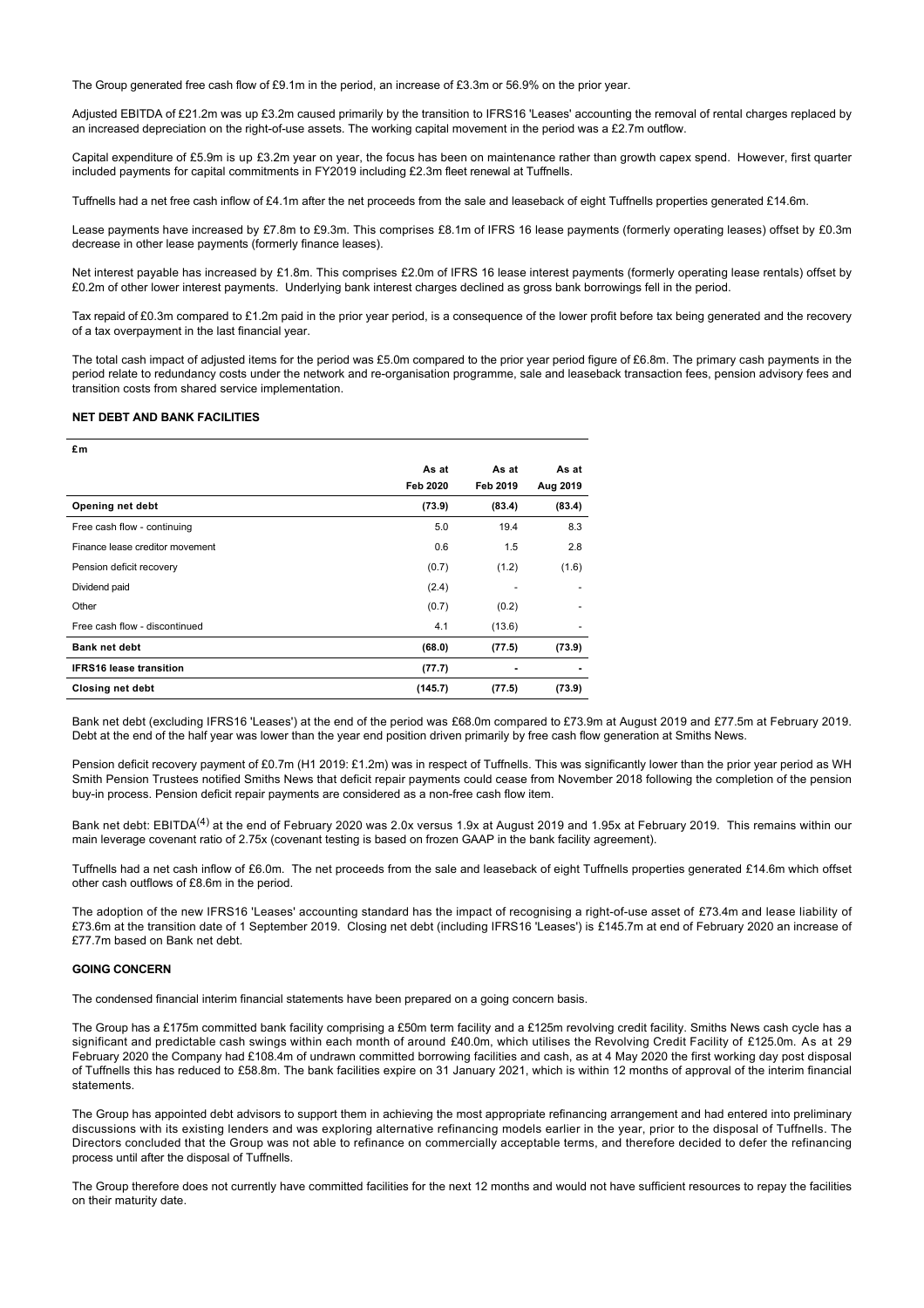The Group generated free cash flow of £9.1m in the period, an increase of £3.3m or 56.9% on the prior year.

Adjusted EBITDA of £21.2m was up £3.2m caused primarily by the transition to IFRS16 'Leases' accounting the removal of rental charges replaced by an increased depreciation on the right-of-use assets. The working capital movement in the period was a £2.7m outflow.

Capital expenditure of £5.9m is up £3.2m year on year, the focus has been on maintenance rather than growth capex spend. However, first quarter included payments for capital commitments in FY2019 including £2.3m fleet renewal at Tuffnells.

Tuffnells had a net free cash inflow of £4.1m after the net proceeds from the sale and leaseback of eight Tuffnells properties generated £14.6m.

Lease payments have increased by £7.8m to £9.3m. This comprises £8.1m of IFRS 16 lease payments (formerly operating leases) offset by £0.3m decrease in other lease payments (formerly finance leases).

Net interest payable has increased by £1.8m. This comprises £2.0m of IFRS 16 lease interest payments (formerly operating lease rentals) offset by £0.2m of other lower interest payments. Underlying bank interest charges declined as gross bank borrowings fell in the period.

Tax repaid of £0.3m compared to £1.2m paid in the prior year period, is a consequence of the lower profit before tax being generated and the recovery of a tax overpayment in the last financial year.

The total cash impact of adjusted items for the period was £5.0m compared to the prior year period figure of £6.8m. The primary cash payments in the period relate to redundancy costs under the network and re-organisation programme, sale and leaseback transaction fees, pension advisory fees and transition costs from shared service implementation.

## NET DEBT AND BANK FACILITIES

| £m | As at Feb 2020 | As at Feb 2019 | As at Aug 2019 |
|---|---|---|---|
| **Opening net debt** | **(73.9)** | **(83.4)** | **(83.4)** |
| Free cash flow - continuing | 5.0 | 19.4 | 8.3 |
| Finance lease creditor movement | 0.6 | 1.5 | 2.8 |
| Pension deficit recovery | (0.7) | (1.2) | (1.6) |
| Dividend paid | (2.4) | - | - |
| Other | (0.7) | (0.2) | - |
| Free cash flow - discontinued | 4.1 | (13.6) | - |
| **Bank net debt** | **(68.0)** | **(77.5)** | **(73.9)** |
| **IFRS16 lease transition** | **(77.7)** | **-** | **-** |
| **Closing net debt** | **(145.7)** | **(77.5)** | **(73.9)** |

Bank net debt (excluding IFRS16 'Leases') at the end of the period was £68.0m compared to £73.9m at August 2019 and £77.5m at February 2019. Debt at the end of the half year was lower than the year end position driven primarily by free cash flow generation at Smiths News.

Pension deficit recovery payment of £0.7m (H1 2019: £1.2m) was in respect of Tuffnells. This was significantly lower than the prior year period as WH Smith Pension Trustees notified Smiths News that deficit repair payments could cease from November 2018 following the completion of the pension buy-in process. Pension deficit repair payments are considered as a non-free cash flow item.

Bank net debt: EBITDA[4] at the end of February 2020 was 2.0x versus 1.9x at August 2019 and 1.95x at February 2019. This remains within our main leverage covenant ratio of 2.75x (covenant testing is based on frozen GAAP in the bank facility agreement).

Tuffnells had a net cash inflow of £6.0m. The net proceeds from the sale and leaseback of eight Tuffnells properties generated £14.6m which offset other cash outflows of £8.6m in the period.

The adoption of the new IFRS16 'Leases' accounting standard has the impact of recognising a right-of-use asset of £73.4m and lease liability of £73.6m at the transition date of 1 September 2019. Closing net debt (including IFRS16 'Leases') is £145.7m at end of February 2020 an increase of £77.7m based on Bank net debt.

## GOING CONCERN

The condensed financial interim financial statements have been prepared on a going concern basis.

The Group has a £175m committed bank facility comprising a £50m term facility and a £125m revolving credit facility. Smiths News cash cycle has a significant and predictable cash swings within each month of around £40.0m, which utilises the Revolving Credit Facility of £125.0m. As at 29 February 2020 the Company had £108.4m of undrawn committed borrowing facilities and cash, as at 4 May 2020 the first working day post disposal of Tuffnells this has reduced to £58.8m. The bank facilities expire on 31 January 2021, which is within 12 months of approval of the interim financial statements.

The Group has appointed debt advisors to support them in achieving the most appropriate refinancing arrangement and had entered into preliminary discussions with its existing lenders and was exploring alternative refinancing models earlier in the year, prior to the disposal of Tuffnells. The Directors concluded that the Group was not able to refinance on commercially acceptable terms, and therefore decided to defer the refinancing process until after the disposal of Tuffnells.

The Group therefore does not currently have committed facilities for the next 12 months and would not have sufficient resources to repay the facilities on their maturity date.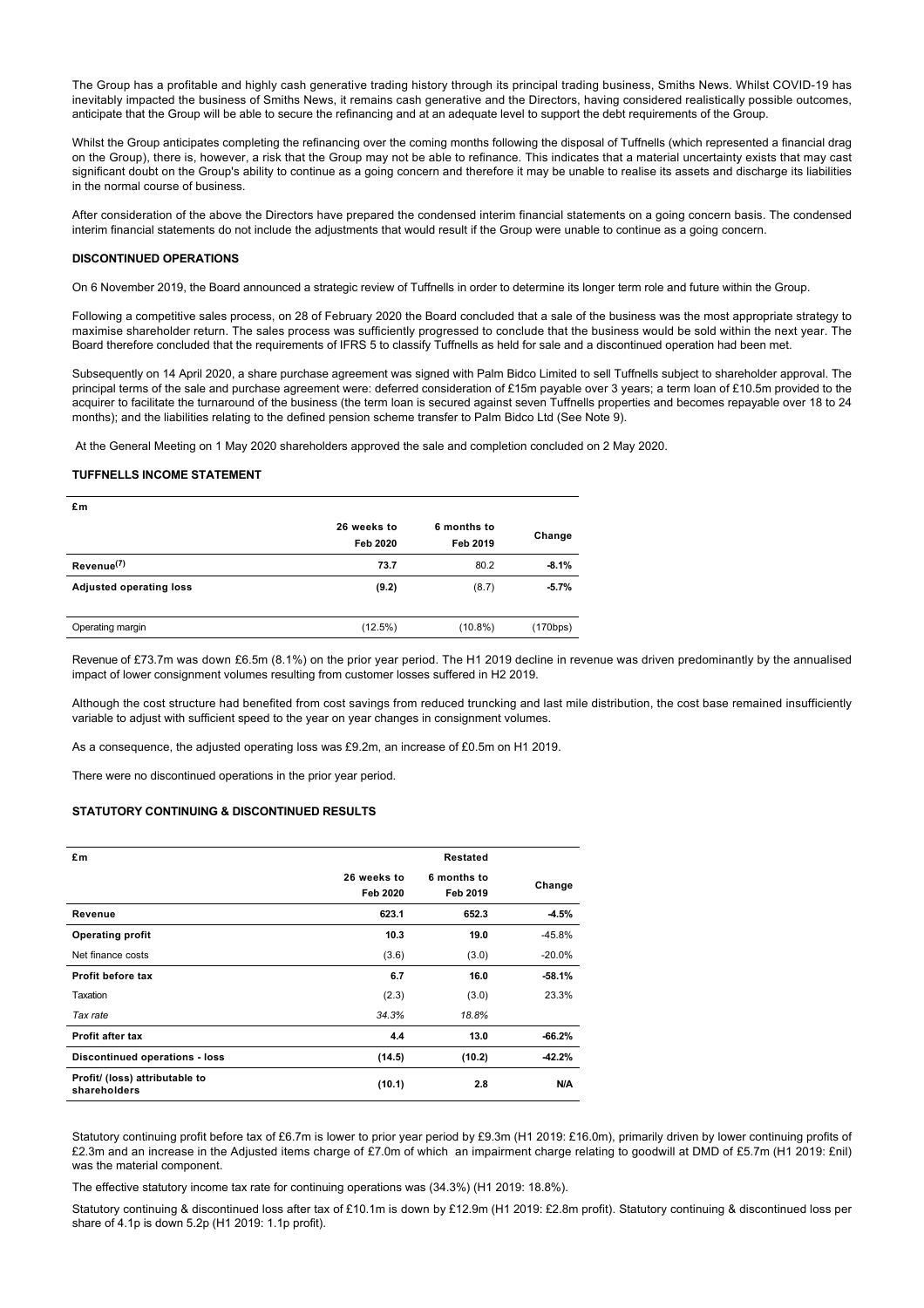The Group has a profitable and highly cash generative trading history through its principal trading business, Smiths News. Whilst COVID-19 has inevitably impacted the business of Smiths News, it remains cash generative and the Directors, having considered realistically possible outcomes, anticipate that the Group will be able to secure the refinancing and at an adequate level to support the debt requirements of the Group.

Whilst the Group anticipates completing the refinancing over the coming months following the disposal of Tuffnells (which represented a financial drag on the Group), there is, however, a risk that the Group may not be able to refinance. This indicates that a material uncertainty exists that may cast significant doubt on the Group's ability to continue as a going concern and therefore it may be unable to realise its assets and discharge its liabilities in the normal course of business.

After consideration of the above the Directors have prepared the condensed interim financial statements on a going concern basis. The condensed interim financial statements do not include the adjustments that would result if the Group were unable to continue as a going concern.

### DISCONTINUED OPERATIONS

On 6 November 2019, the Board announced a strategic review of Tuffnells in order to determine its longer term role and future within the Group.

Following a competitive sales process, on 28 of February 2020 the Board concluded that a sale of the business was the most appropriate strategy to maximise shareholder return. The sales process was sufficiently progressed to conclude that the business would be sold within the next year. The Board therefore concluded that the requirements of IFRS 5 to classify Tuffnells as held for sale and a discontinued operation had been met.

Subsequently on 14 April 2020, a share purchase agreement was signed with Palm Bidco Limited to sell Tuffnells subject to shareholder approval. The principal terms of the sale and purchase agreement were: deferred consideration of £15m payable over 3 years; a term loan of £10.5m provided to the acquirer to facilitate the turnaround of the business (the term loan is secured against seven Tuffnells properties and becomes repayable over 18 to 24 months); and the liabilities relating to the defined pension scheme transfer to Palm Bidco Ltd (See Note 9).

At the General Meeting on 1 May 2020 shareholders approved the sale and completion concluded on 2 May 2020.

### TUFFNELLS INCOME STATEMENT

| £m | 26 weeks to Feb 2020 | 6 months to Feb 2019 | Change |
|---|---|---|---|
| **Revenue[7]** | **73.7** | 80.2 | **-8.1%** |
| **Adjusted operating loss** | **(9.2)** | (8.7) | **-5.7%** |
| Operating margin | (12.5%) | (10.8%) | (170bps) |

Revenue of £73.7m was down £6.5m (8.1%) on the prior year period. The H1 2019 decline in revenue was driven predominantly by the annualised impact of lower consignment volumes resulting from customer losses suffered in H2 2019.

Although the cost structure had benefited from cost savings from reduced truncking and last mile distribution, the cost base remained insufficiently variable to adjust with sufficient speed to the year on year changes in consignment volumes.

As a consequence, the adjusted operating loss was £9.2m, an increase of £0.5m on H1 2019.

There were no discontinued operations in the prior year period.

### STATUTORY CONTINUING & DISCONTINUED RESULTS

| £m | 26 weeks to Feb 2020 | Restated 6 months to Feb 2019 | Change |
|---|---|---|---|
| **Revenue** | **623.1** | **652.3** | **-4.5%** |
| **Operating profit** | **10.3** | **19.0** | -45.8% |
| Net finance costs | (3.6) | (3.0) | -20.0% |
| **Profit before tax** | **6.7** | **16.0** | **-58.1%** |
| Taxation | (2.3) | (3.0) | 23.3% |
| *Tax rate* | *34.3%* | *18.8%* | |
| **Profit after tax** | **4.4** | **13.0** | **-66.2%** |
| **Discontinued operations - loss** | **(14.5)** | **(10.2)** | **-42.2%** |
| **Profit/ (loss) attributable to shareholders** | **(10.1)** | **2.8** | **N/A** |

Statutory continuing profit before tax of £6.7m is lower to prior year period by £9.3m (H1 2019: £16.0m), primarily driven by lower continuing profits of £2.3m and an increase in the Adjusted items charge of £7.0m of which an impairment charge relating to goodwill at DMD of £5.7m (H1 2019: £nil) was the material component.

The effective statutory income tax rate for continuing operations was (34.3%) (H1 2019: 18.8%).

Statutory continuing & discontinued loss after tax of £10.1m is down by £12.9m (H1 2019: £2.8m profit). Statutory continuing & discontinued loss per share of 4.1p is down 5.2p (H1 2019: 1.1p profit).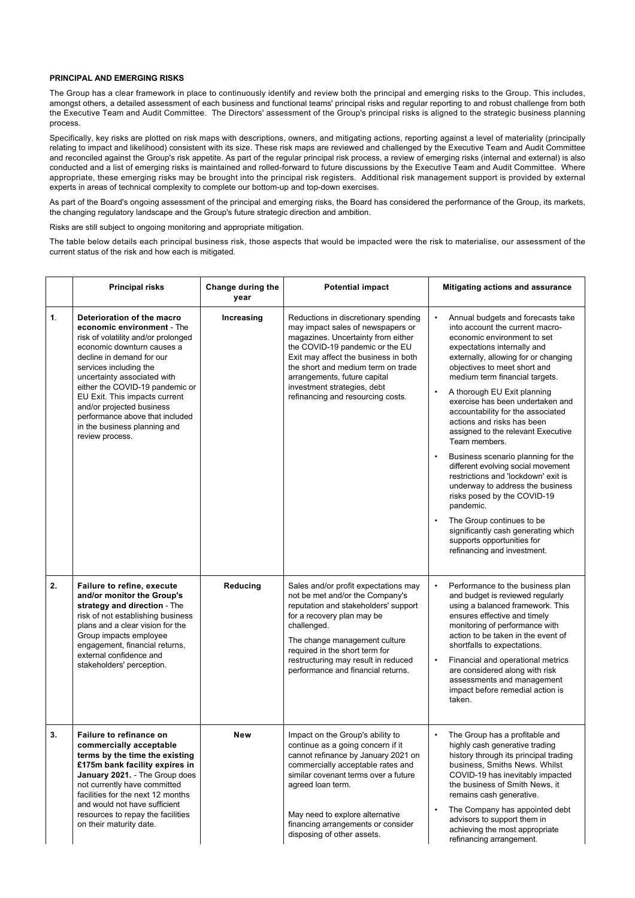**PRINCIPAL AND EMERGING RISKS**

The Group has a clear framework in place to continuously identify and review both the principal and emerging risks to the Group. This includes, amongst others, a detailed assessment of each business and functional teams' principal risks and regular reporting to and robust challenge from both the Executive Team and Audit Committee. The Directors' assessment of the Group's principal risks is aligned to the strategic business planning process.

Specifically, key risks are plotted on risk maps with descriptions, owners, and mitigating actions, reporting against a level of materiality (principally relating to impact and likelihood) consistent with its size. These risk maps are reviewed and challenged by the Executive Team and Audit Committee and reconciled against the Group's risk appetite. As part of the regular principal risk process, a review of emerging risks (internal and external) is also conducted and a list of emerging risks is maintained and rolled-forward to future discussions by the Executive Team and Audit Committee. Where appropriate, these emerging risks may be brought into the principal risk registers. Additional risk management support is provided by external experts in areas of technical complexity to complete our bottom-up and top-down exercises.

As part of the Board's ongoing assessment of the principal and emerging risks, the Board has considered the performance of the Group, its markets, the changing regulatory landscape and the Group's future strategic direction and ambition.

Risks are still subject to ongoing monitoring and appropriate mitigation.

The table below details each principal business risk, those aspects that would be impacted were the risk to materialise, our assessment of the current status of the risk and how each is mitigated.

| | Principal risks | Change during the year | Potential impact | Mitigating actions and assurance |
|---|---|---|---|---|
| 1. | **Deterioration of the macro economic environment** - The risk of volatility and/or prolonged economic downturn causes a decline in demand for our services including the uncertainty associated with either the COVID-19 pandemic or EU Exit. This impacts current and/or projected business performance above that included in the business planning and review process. | **Increasing** | Reductions in discretionary spending may impact sales of newspapers or magazines. Uncertainty from either the COVID-19 pandemic or the EU Exit may affect the business in both the short and medium term on trade arrangements, future capital investment strategies, debt refinancing and resourcing costs. | • Annual budgets and forecasts take into account the current macro-economic environment to set expectations internally and externally, allowing for or changing objectives to meet short and medium term financial targets.<br>• A thorough EU Exit planning exercise has been undertaken and accountability for the associated actions and risks has been assigned to the relevant Executive Team members.<br>• Business scenario planning for the different evolving social movement restrictions and 'lockdown' exit is underway to address the business risks posed by the COVID-19 pandemic.<br>• The Group continues to be significantly cash generating which supports opportunities for refinancing and investment. |
| 2. | **Failure to refine, execute and/or monitor the Group's strategy and direction** - The risk of not establishing business plans and a clear vision for the Group impacts employee engagement, financial returns, external confidence and stakeholders' perception. | **Reducing** | Sales and/or profit expectations may not be met and/or the Company's reputation and stakeholders' support for a recovery plan may be challenged.<br><br>The change management culture required in the short term for restructuring may result in reduced performance and financial returns. | • Performance to the business plan and budget is reviewed regularly using a balanced framework. This ensures effective and timely monitoring of performance with action to be taken in the event of shortfalls to expectations.<br>• Financial and operational metrics are considered along with risk assessments and management impact before remedial action is taken. |
| 3. | **Failure to refinance on commercially acceptable terms by the time the existing £175m bank facility expires in January 2021.** - The Group does not currently have committed facilities for the next 12 months and would not have sufficient resources to repay the facilities on their maturity date. | **New** | Impact on the Group's ability to continue as a going concern if it cannot refinance by January 2021 on commercially acceptable rates and similar covenant terms over a future agreed loan term.<br><br>May need to explore alternative financing arrangements or consider disposing of other assets. | • The Group has a profitable and highly cash generative trading history through its principal trading business, Smiths News. Whilst COVID-19 has inevitably impacted the business of Smith News, it remains cash generative.<br>• The Company has appointed debt advisors to support them in achieving the most appropriate refinancing arrangement. |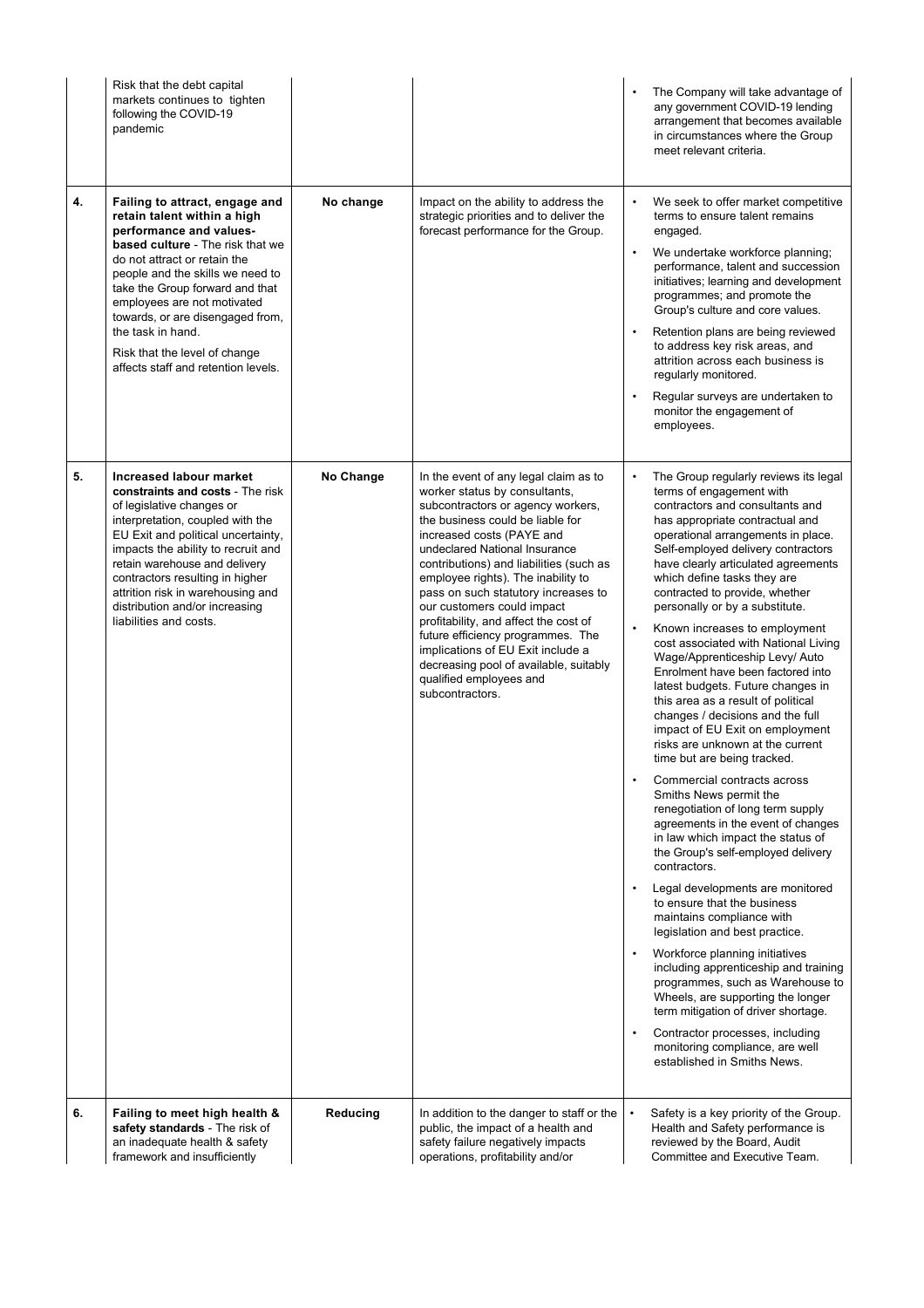| | | | | |
|---|---|---|---|---|
| | Risk that the debt capital markets continues to tighten following the COVID-19 pandemic | | | • The Company will take advantage of any government COVID-19 lending arrangement that becomes available in circumstances where the Group meet relevant criteria. |
| 4. | **Failing to attract, engage and retain talent within a high performance and values-based culture** - The risk that we do not attract or retain the people and the skills we need to take the Group forward and that employees are not motivated towards, or are disengaged from, the task in hand.<br><br>Risk that the level of change affects staff and retention levels. | **No change** | Impact on the ability to address the strategic priorities and to deliver the forecast performance for the Group. | • We seek to offer market competitive terms to ensure talent remains engaged.<br>• We undertake workforce planning; performance, talent and succession initiatives; learning and development programmes; and promote the Group's culture and core values.<br>• Retention plans are being reviewed to address key risk areas, and attrition across each business is regularly monitored.<br>• Regular surveys are undertaken to monitor the engagement of employees. |
| 5. | **Increased labour market constraints and costs** - The risk of legislative changes or interpretation, coupled with the EU Exit and political uncertainty, impacts the ability to recruit and retain warehouse and delivery contractors resulting in higher attrition risk in warehousing and distribution and/or increasing liabilities and costs. | **No Change** | In the event of any legal claim as to worker status by consultants, subcontractors or agency workers, the business could be liable for increased costs (PAYE and undeclared National Insurance contributions) and liabilities (such as employee rights). The inability to pass on such statutory increases to our customers could impact profitability, and affect the cost of future efficiency programmes. The implications of EU Exit include a decreasing pool of available, suitably qualified employees and subcontractors. | • The Group regularly reviews its legal terms of engagement with contractors and consultants and has appropriate contractual and operational arrangements in place. Self-employed delivery contractors have clearly articulated agreements which define tasks they are contracted to provide, whether personally or by a substitute.<br>• Known increases to employment cost associated with National Living Wage/Apprenticeship Levy/ Auto Enrolment have been factored into latest budgets. Future changes in this area as a result of political changes / decisions and the full impact of EU Exit on employment risks are unknown at the current time but are being tracked.<br>• Commercial contracts across Smiths News permit the renegotiation of long term supply agreements in the event of changes in law which impact the status of the Group's self-employed delivery contractors.<br>• Legal developments are monitored to ensure that the business maintains compliance with legislation and best practice.<br>• Workforce planning initiatives including apprenticeship and training programmes, such as Warehouse to Wheels, are supporting the longer term mitigation of driver shortage.<br>• Contractor processes, including monitoring compliance, are well established in Smiths News. |
| 6. | **Failing to meet high health & safety standards** - The risk of an inadequate health & safety framework and insufficiently | **Reducing** | In addition to the danger to staff or the public, the impact of a health and safety failure negatively impacts operations, profitability and/or | • Safety is a key priority of the Group. Health and Safety performance is reviewed by the Board, Audit Committee and Executive Team. |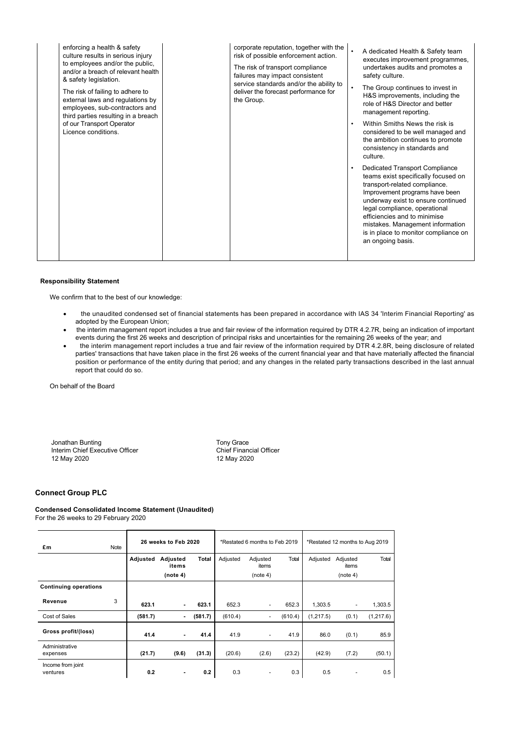| | | | |
|---|---|---|---|
| enforcing a health & safety culture results in serious injury to employees and/or the public, and/or a breach of relevant health & safety legislation.<br><br>The risk of failing to adhere to external laws and regulations by employees, sub-contractors and third parties resulting in a breach of our Transport Operator Licence conditions. | | corporate reputation, together with the risk of possible enforcement action.<br><br>The risk of transport compliance failures may impact consistent service standards and/or the ability to deliver the forecast performance for the Group. | • A dedicated Health & Safety team executes improvement programmes, undertakes audits and promotes a safety culture.<br>• The Group continues to invest in H&S improvements, including the role of H&S Director and better management reporting.<br>• Within Smiths News the risk is considered to be well managed and the ambition continues to promote consistency in standards and culture.<br>• Dedicated Transport Compliance teams exist specifically focused on transport-related compliance. Improvement programs have been underway exist to ensure continued legal compliance, operational efficiencies and to minimise mistakes. Management information is in place to monitor compliance on an ongoing basis. |

**Responsibility Statement**

We confirm that to the best of our knowledge:

- the unaudited condensed set of financial statements has been prepared in accordance with IAS 34 'Interim Financial Reporting' as adopted by the European Union;
- the interim management report includes a true and fair review of the information required by DTR 4.2.7R, being an indication of important events during the first 26 weeks and description of principal risks and uncertainties for the remaining 26 weeks of the year; and
- the interim management report includes a true and fair review of the information required by DTR 4.2.8R, being disclosure of related parties' transactions that have taken place in the first 26 weeks of the current financial year and that have materially affected the financial position or performance of the entity during that period; and any changes in the related party transactions described in the last annual report that could do so.

On behalf of the Board

Jonathan Bunting
Interim Chief Executive Officer
12 May 2020

Tony Grace
Chief Financial Officer
12 May 2020

## Connect Group PLC

**Condensed Consolidated Income Statement (Unaudited)**
For the 26 weeks to 29 February 2020

| £m | Note | 26 weeks to Feb 2020 | | | *Restated 6 months to Feb 2019 | | | *Restated 12 months to Aug 2019 | | |
|---|---|---|---|---|---|---|---|---|---|---|
| | | **Adjusted** | **Adjusted items (note 4)** | **Total** | Adjusted | Adjusted items (note 4) | Total | Adjusted | Adjusted items (note 4) | Total |
| **Continuing operations** | | | | | | | | | | |
| **Revenue** | 3 | **623.1** | **-** | **623.1** | 652.3 | - | 652.3 | 1,303.5 | - | 1,303.5 |
| Cost of Sales | | **(581.7)** | **-** | **(581.7)** | (610.4) | - | (610.4) | (1,217.5) | (0.1) | (1,217.6) |
| **Gross profit/(loss)** | | **41.4** | **-** | **41.4** | 41.9 | - | 41.9 | 86.0 | (0.1) | 85.9 |
| Administrative expenses | | **(21.7)** | **(9.6)** | **(31.3)** | (20.6) | (2.6) | (23.2) | (42.9) | (7.2) | (50.1) |
| Income from joint ventures | | **0.2** | **-** | **0.2** | 0.3 | - | 0.3 | 0.5 | - | 0.5 |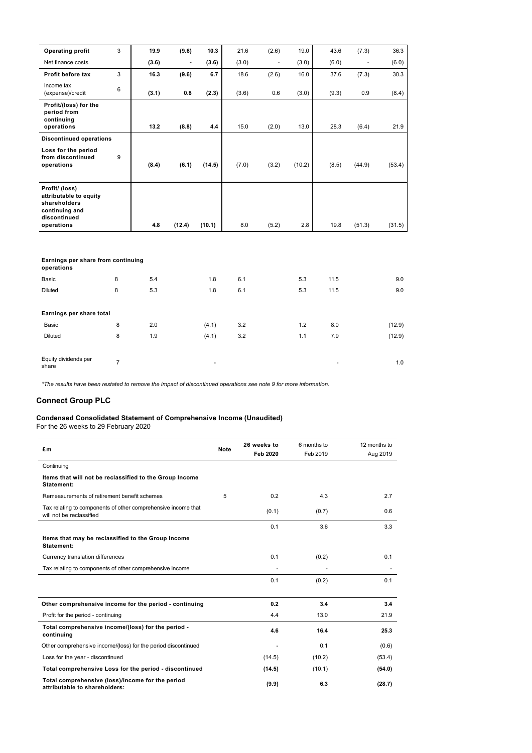| | Note | | | | | | | | | |
|---|---|---|---|---|---|---|---|---|---|---|
| **Operating profit** | 3 | **19.9** | **(9.6)** | **10.3** | 21.6 | (2.6) | 19.0 | 43.6 | (7.3) | 36.3 |
| Net finance costs | | **(3.6)** | **-** | **(3.6)** | (3.0) | - | (3.0) | (6.0) | - | (6.0) |
| **Profit before tax** | 3 | **16.3** | **(9.6)** | **6.7** | 18.6 | (2.6) | 16.0 | 37.6 | (7.3) | 30.3 |
| Income tax (expense)/credit | 6 | **(3.1)** | **0.8** | **(2.3)** | (3.6) | 0.6 | (3.0) | (9.3) | 0.9 | (8.4) |
| **Profit/(loss) for the period from continuing operations** | | **13.2** | **(8.8)** | **4.4** | 15.0 | (2.0) | 13.0 | 28.3 | (6.4) | 21.9 |
| **Discontinued operations** | | | | | | | | | | |
| **Loss for the period from discontinued operations** | 9 | **(8.4)** | **(6.1)** | **(14.5)** | (7.0) | (3.2) | (10.2) | (8.5) | (44.9) | (53.4) |
| **Profit/ (loss) attributable to equity shareholders continuing and discontinued operations** | | **4.8** | **(12.4)** | **(10.1)** | 8.0 | (5.2) | 2.8 | 19.8 | (51.3) | (31.5) |
| | | | | | | | | | | |
| **Earnings per share from continuing operations** | | | | | | | | | | |
| Basic | 8 | 5.4 | | 1.8 | 6.1 | | 5.3 | 11.5 | | 9.0 |
| Diluted | 8 | 5.3 | | 1.8 | 6.1 | | 5.3 | 11.5 | | 9.0 |
| **Earnings per share total** | | | | | | | | | | |
| Basic | 8 | 2.0 | | (4.1) | 3.2 | | 1.2 | 8.0 | | (12.9) |
| Diluted | 8 | 1.9 | | (4.1) | 3.2 | | 1.1 | 7.9 | | (12.9) |
| Equity dividends per share | 7 | | | - | | | | - | | 1.0 |

*\*The results have been restated to remove the impact of discontinued operations see note 9 for more information.*

## Connect Group PLC

**Condensed Consolidated Statement of Comprehensive Income (Unaudited)**
For the 26 weeks to 29 February 2020

| £m | Note | 26 weeks to Feb 2020 | 6 months to Feb 2019 | 12 months to Aug 2019 |
|---|---|---|---|---|
| Continuing | | | | |
| **Items that will not be reclassified to the Group Income Statement:** | | | | |
| Remeasurements of retirement benefit schemes | 5 | 0.2 | 4.3 | 2.7 |
| Tax relating to components of other comprehensive income that will not be reclassified | | (0.1) | (0.7) | 0.6 |
| | | 0.1 | 3.6 | 3.3 |
| **Items that may be reclassified to the Group Income Statement:** | | | | |
| Currency translation differences | | 0.1 | (0.2) | 0.1 |
| Tax relating to components of other comprehensive income | | - | - | - |
| | | 0.1 | (0.2) | 0.1 |
| | | | | |
| **Other comprehensive income for the period - continuing** | | **0.2** | **3.4** | **3.4** |
| Profit for the period - continuing | | 4.4 | 13.0 | 21.9 |
| **Total comprehensive income/(loss) for the period - continuing** | | **4.6** | **16.4** | **25.3** |
| Other comprehensive income/(loss) for the period discontinued | | - | 0.1 | (0.6) |
| Loss for the year - discontinued | | (14.5) | (10.2) | (53.4) |
| **Total comprehensive Loss for the period - discontinued** | | **(14.5)** | **(10.1)** | **(54.0)** |
| **Total comprehensive (loss)/income for the period attributable to shareholders:** | | **(9.9)** | **6.3** | **(28.7)** |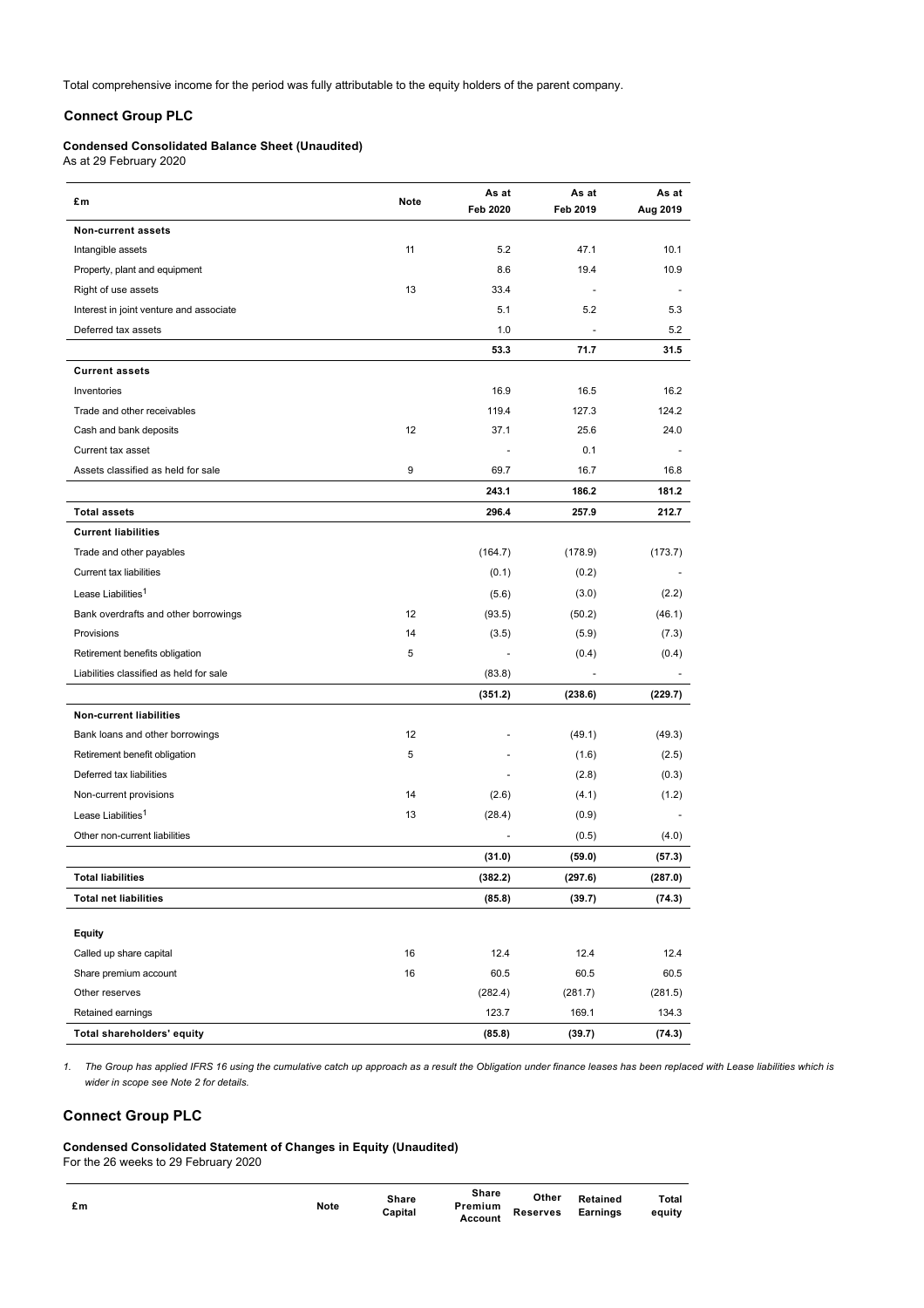Total comprehensive income for the period was fully attributable to the equity holders of the parent company.

## Connect Group PLC

### Condensed Consolidated Balance Sheet (Unaudited)

As at 29 February 2020

| £m | Note | As at Feb 2020 | As at Feb 2019 | As at Aug 2019 |
|---|---|---|---|---|
| **Non-current assets** | | | | |
| Intangible assets | 11 | 5.2 | 47.1 | 10.1 |
| Property, plant and equipment | | 8.6 | 19.4 | 10.9 |
| Right of use assets | 13 | 33.4 | - | - |
| Interest in joint venture and associate | | 5.1 | 5.2 | 5.3 |
| Deferred tax assets | | 1.0 | - | 5.2 |
| | | **53.3** | **71.7** | **31.5** |
| **Current assets** | | | | |
| Inventories | | 16.9 | 16.5 | 16.2 |
| Trade and other receivables | | 119.4 | 127.3 | 124.2 |
| Cash and bank deposits | 12 | 37.1 | 25.6 | 24.0 |
| Current tax asset | | - | 0.1 | - |
| Assets classified as held for sale | 9 | 69.7 | 16.7 | 16.8 |
| | | **243.1** | **186.2** | **181.2** |
| **Total assets** | | **296.4** | **257.9** | **212.7** |
| **Current liabilities** | | | | |
| Trade and other payables | | (164.7) | (178.9) | (173.7) |
| Current tax liabilities | | (0.1) | (0.2) | - |
| Lease Liabilities[1] | | (5.6) | (3.0) | (2.2) |
| Bank overdrafts and other borrowings | 12 | (93.5) | (50.2) | (46.1) |
| Provisions | 14 | (3.5) | (5.9) | (7.3) |
| Retirement benefits obligation | 5 | - | (0.4) | (0.4) |
| Liabilities classified as held for sale | | (83.8) | - | - |
| | | **(351.2)** | **(238.6)** | **(229.7)** |
| **Non-current liabilities** | | | | |
| Bank loans and other borrowings | 12 | - | (49.1) | (49.3) |
| Retirement benefit obligation | 5 | - | (1.6) | (2.5) |
| Deferred tax liabilities | | - | (2.8) | (0.3) |
| Non-current provisions | 14 | (2.6) | (4.1) | (1.2) |
| Lease Liabilities[1] | 13 | (28.4) | (0.9) | - |
| Other non-current liabilities | | - | (0.5) | (4.0) |
| | | **(31.0)** | **(59.0)** | **(57.3)** |
| **Total liabilities** | | **(382.2)** | **(297.6)** | **(287.0)** |
| **Total net liabilities** | | **(85.8)** | **(39.7)** | **(74.3)** |
| **Equity** | | | | |
| Called up share capital | 16 | 12.4 | 12.4 | 12.4 |
| Share premium account | 16 | 60.5 | 60.5 | 60.5 |
| Other reserves | | (282.4) | (281.7) | (281.5) |
| Retained earnings | | 123.7 | 169.1 | 134.3 |
| **Total shareholders' equity** | | **(85.8)** | **(39.7)** | **(74.3)** |

*1. The Group has applied IFRS 16 using the cumulative catch up approach as a result the Obligation under finance leases has been replaced with Lease liabilities which is wider in scope see Note 2 for details.*

## Connect Group PLC

### Condensed Consolidated Statement of Changes in Equity (Unaudited)

For the 26 weeks to 29 February 2020

| £m | Note | Share Capital | Share Premium Account | Other Reserves | Retained Earnings | Total equity |
|---|---|---|---|---|---|---|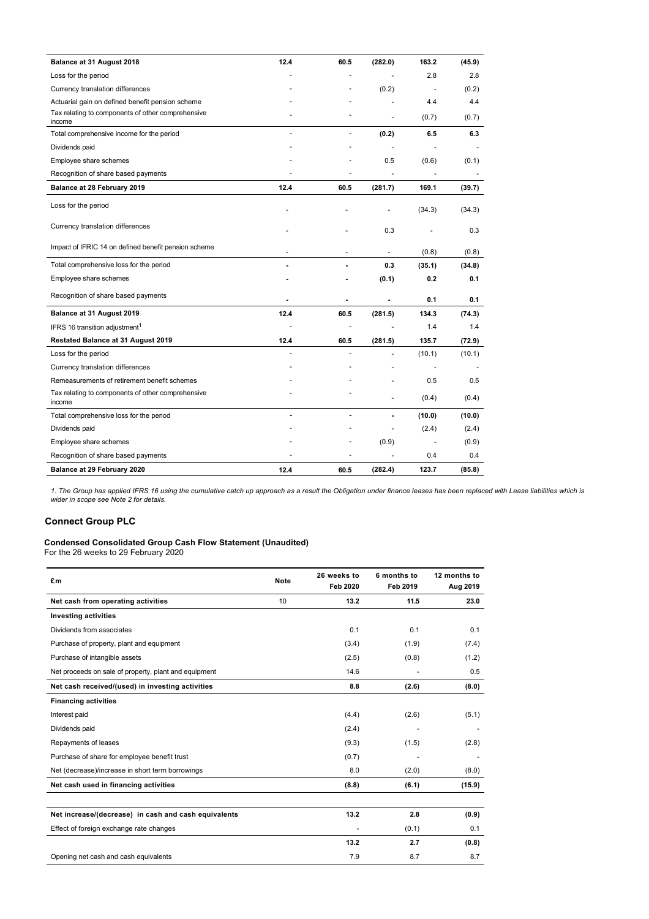| | | | | | |
|---|---|---|---|---|---|
| **Balance at 31 August 2018** | **12.4** | **60.5** | **(282.0)** | **163.2** | **(45.9)** |
| Loss for the period | - | - | - | 2.8 | 2.8 |
| Currency translation differences | - | - | (0.2) | - | (0.2) |
| Actuarial gain on defined benefit pension scheme | - | - | - | 4.4 | 4.4 |
| Tax relating to components of other comprehensive income | - | - | - | (0.7) | (0.7) |
| Total comprehensive income for the period | - | - | **(0.2)** | **6.5** | **6.3** |
| Dividends paid | - | - | - | - | - |
| Employee share schemes | - | - | 0.5 | (0.6) | (0.1) |
| Recognition of share based payments | - | - | - | - | - |
| **Balance at 28 February 2019** | **12.4** | **60.5** | **(281.7)** | **169.1** | **(39.7)** |
| Loss for the period | - | - | - | (34.3) | (34.3) |
| Currency translation differences | - | - | 0.3 | - | 0.3 |
| Impact of IFRIC 14 on defined benefit pension scheme | - | - | - | (0.8) | (0.8) |
| Total comprehensive loss for the period | **-** | **-** | **0.3** | **(35.1)** | **(34.8)** |
| Employee share schemes | **-** | **-** | **(0.1)** | **0.2** | **0.1** |
| Recognition of share based payments | **-** | **-** | **-** | **0.1** | **0.1** |
| **Balance at 31 August 2019** | **12.4** | **60.5** | **(281.5)** | **134.3** | **(74.3)** |
| IFRS 16 transition adjustment[1] | - | - | - | 1.4 | 1.4 |
| **Restated Balance at 31 August 2019** | **12.4** | **60.5** | **(281.5)** | **135.7** | **(72.9)** |
| Loss for the period | - | - | - | (10.1) | (10.1) |
| Currency translation differences | - | - | - | - | - |
| Remeasurements of retirement benefit schemes | - | - | - | 0.5 | 0.5 |
| Tax relating to components of other comprehensive income | - | - | - | (0.4) | (0.4) |
| Total comprehensive loss for the period | **-** | **-** | **-** | **(10.0)** | **(10.0)** |
| Dividends paid | - | - | - | (2.4) | (2.4) |
| Employee share schemes | - | - | (0.9) | - | (0.9) |
| Recognition of share based payments | - | - | - | 0.4 | 0.4 |
| **Balance at 29 February 2020** | **12.4** | **60.5** | **(282.4)** | **123.7** | **(85.8)** |

*1. The Group has applied IFRS 16 using the cumulative catch up approach as a result the Obligation under finance leases has been replaced with Lease liabilities which is wider in scope see Note 2 for details.*

## Connect Group PLC

**Condensed Consolidated Group Cash Flow Statement (Unaudited)**
For the 26 weeks to 29 February 2020

| £m | Note | 26 weeks to Feb 2020 | 6 months to Feb 2019 | 12 months to Aug 2019 |
|---|---|---|---|---|
| **Net cash from operating activities** | 10 | **13.2** | **11.5** | **23.0** |
| **Investing activities** | | | | |
| Dividends from associates | | 0.1 | 0.1 | 0.1 |
| Purchase of property, plant and equipment | | (3.4) | (1.9) | (7.4) |
| Purchase of intangible assets | | (2.5) | (0.8) | (1.2) |
| Net proceeds on sale of property, plant and equipment | | 14.6 | - | 0.5 |
| **Net cash received/(used) in investing activities** | | **8.8** | **(2.6)** | **(8.0)** |
| **Financing activities** | | | | |
| Interest paid | | (4.4) | (2.6) | (5.1) |
| Dividends paid | | (2.4) | - | - |
| Repayments of leases | | (9.3) | (1.5) | (2.8) |
| Purchase of share for employee benefit trust | | (0.7) | - | - |
| Net (decrease)/increase in short term borrowings | | 8.0 | (2.0) | (8.0) |
| **Net cash used in financing activities** | | **(8.8)** | **(6.1)** | **(15.9)** |
| | | | | |
| **Net increase/(decrease) in cash and cash equivalents** | | **13.2** | **2.8** | **(0.9)** |
| Effect of foreign exchange rate changes | | - | (0.1) | 0.1 |
| | | **13.2** | **2.7** | **(0.8)** |
| Opening net cash and cash equivalents | | 7.9 | 8.7 | 8.7 |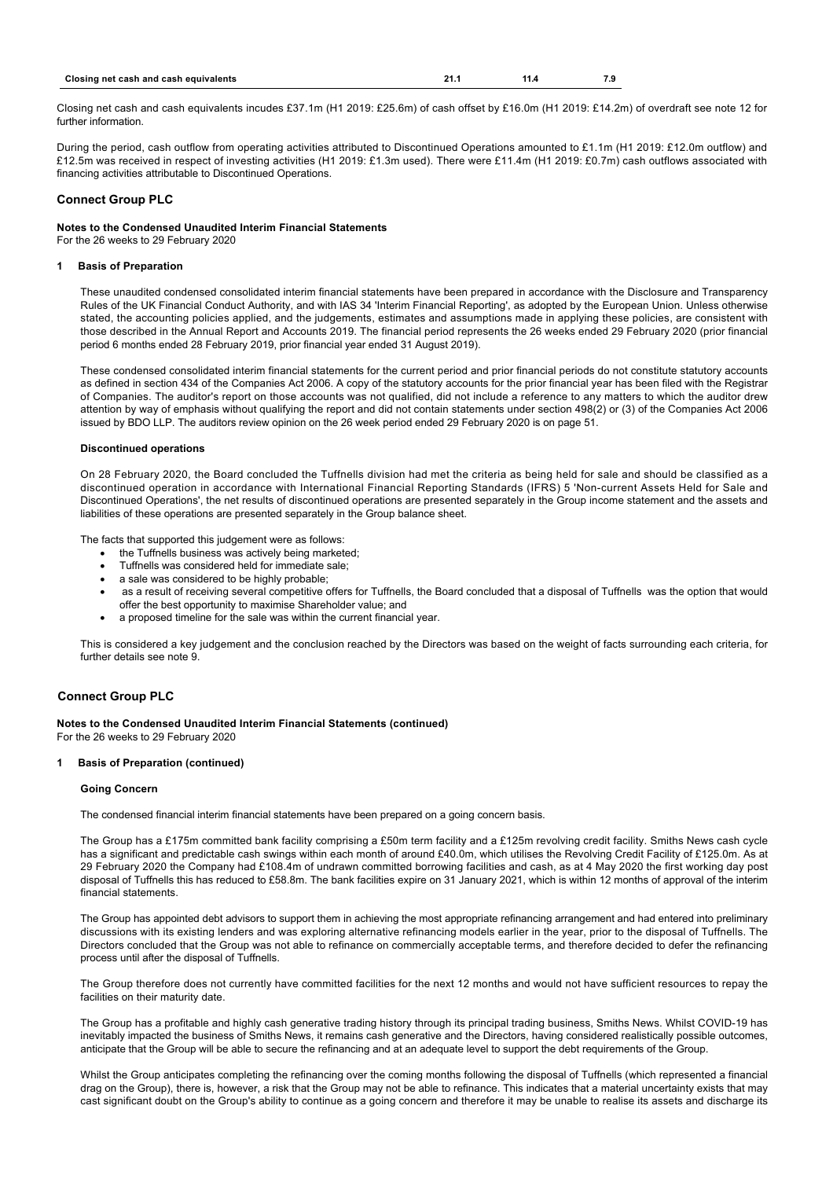| Closing net cash and cash equivalents | 21.1 | 11.4 | 7.9 |
|---|---|---|---|

Closing net cash and cash equivalents incudes £37.1m (H1 2019: £25.6m) of cash offset by £16.0m (H1 2019: £14.2m) of overdraft see note 12 for further information.

During the period, cash outflow from operating activities attributed to Discontinued Operations amounted to £1.1m (H1 2019: £12.0m outflow) and £12.5m was received in respect of investing activities (H1 2019: £1.3m used). There were £11.4m (H1 2019: £0.7m) cash outflows associated with financing activities attributable to Discontinued Operations.

## Connect Group PLC

**Notes to the Condensed Unaudited Interim Financial Statements**
For the 26 weeks to 29 February 2020

### 1 Basis of Preparation

These unaudited condensed consolidated interim financial statements have been prepared in accordance with the Disclosure and Transparency Rules of the UK Financial Conduct Authority, and with IAS 34 'Interim Financial Reporting', as adopted by the European Union. Unless otherwise stated, the accounting policies applied, and the judgements, estimates and assumptions made in applying these policies, are consistent with those described in the Annual Report and Accounts 2019. The financial period represents the 26 weeks ended 29 February 2020 (prior financial period 6 months ended 28 February 2019, prior financial year ended 31 August 2019).

These condensed consolidated interim financial statements for the current period and prior financial periods do not constitute statutory accounts as defined in section 434 of the Companies Act 2006. A copy of the statutory accounts for the prior financial year has been filed with the Registrar of Companies. The auditor's report on those accounts was not qualified, did not include a reference to any matters to which the auditor drew attention by way of emphasis without qualifying the report and did not contain statements under section 498(2) or (3) of the Companies Act 2006 issued by BDO LLP. The auditors review opinion on the 26 week period ended 29 February 2020 is on page 51.

**Discontinued operations**

On 28 February 2020, the Board concluded the Tuffnells division had met the criteria as being held for sale and should be classified as a discontinued operation in accordance with International Financial Reporting Standards (IFRS) 5 'Non-current Assets Held for Sale and Discontinued Operations', the net results of discontinued operations are presented separately in the Group income statement and the assets and liabilities of these operations are presented separately in the Group balance sheet.

The facts that supported this judgement were as follows:

- the Tuffnells business was actively being marketed;
- Tuffnells was considered held for immediate sale;
- a sale was considered to be highly probable;
- as a result of receiving several competitive offers for Tuffnells, the Board concluded that a disposal of Tuffnells was the option that would offer the best opportunity to maximise Shareholder value; and
- a proposed timeline for the sale was within the current financial year.

This is considered a key judgement and the conclusion reached by the Directors was based on the weight of facts surrounding each criteria, for further details see note 9.

## Connect Group PLC

**Notes to the Condensed Unaudited Interim Financial Statements (continued)**
For the 26 weeks to 29 February 2020

### 1 Basis of Preparation (continued)

**Going Concern**

The condensed financial interim financial statements have been prepared on a going concern basis.

The Group has a £175m committed bank facility comprising a £50m term facility and a £125m revolving credit facility. Smiths News cash cycle has a significant and predictable cash swings within each month of around £40.0m, which utilises the Revolving Credit Facility of £125.0m. As at 29 February 2020 the Company had £108.4m of undrawn committed borrowing facilities and cash, as at 4 May 2020 the first working day post disposal of Tuffnells this has reduced to £58.8m. The bank facilities expire on 31 January 2021, which is within 12 months of approval of the interim financial statements.

The Group has appointed debt advisors to support them in achieving the most appropriate refinancing arrangement and had entered into preliminary discussions with its existing lenders and was exploring alternative refinancing models earlier in the year, prior to the disposal of Tuffnells. The Directors concluded that the Group was not able to refinance on commercially acceptable terms, and therefore decided to defer the refinancing process until after the disposal of Tuffnells.

The Group therefore does not currently have committed facilities for the next 12 months and would not have sufficient resources to repay the facilities on their maturity date.

The Group has a profitable and highly cash generative trading history through its principal trading business, Smiths News. Whilst COVID-19 has inevitably impacted the business of Smiths News, it remains cash generative and the Directors, having considered realistically possible outcomes, anticipate that the Group will be able to secure the refinancing and at an adequate level to support the debt requirements of the Group.

Whilst the Group anticipates completing the refinancing over the coming months following the disposal of Tuffnells (which represented a financial drag on the Group), there is, however, a risk that the Group may not be able to refinance. This indicates that a material uncertainty exists that may cast significant doubt on the Group's ability to continue as a going concern and therefore it may be unable to realise its assets and discharge its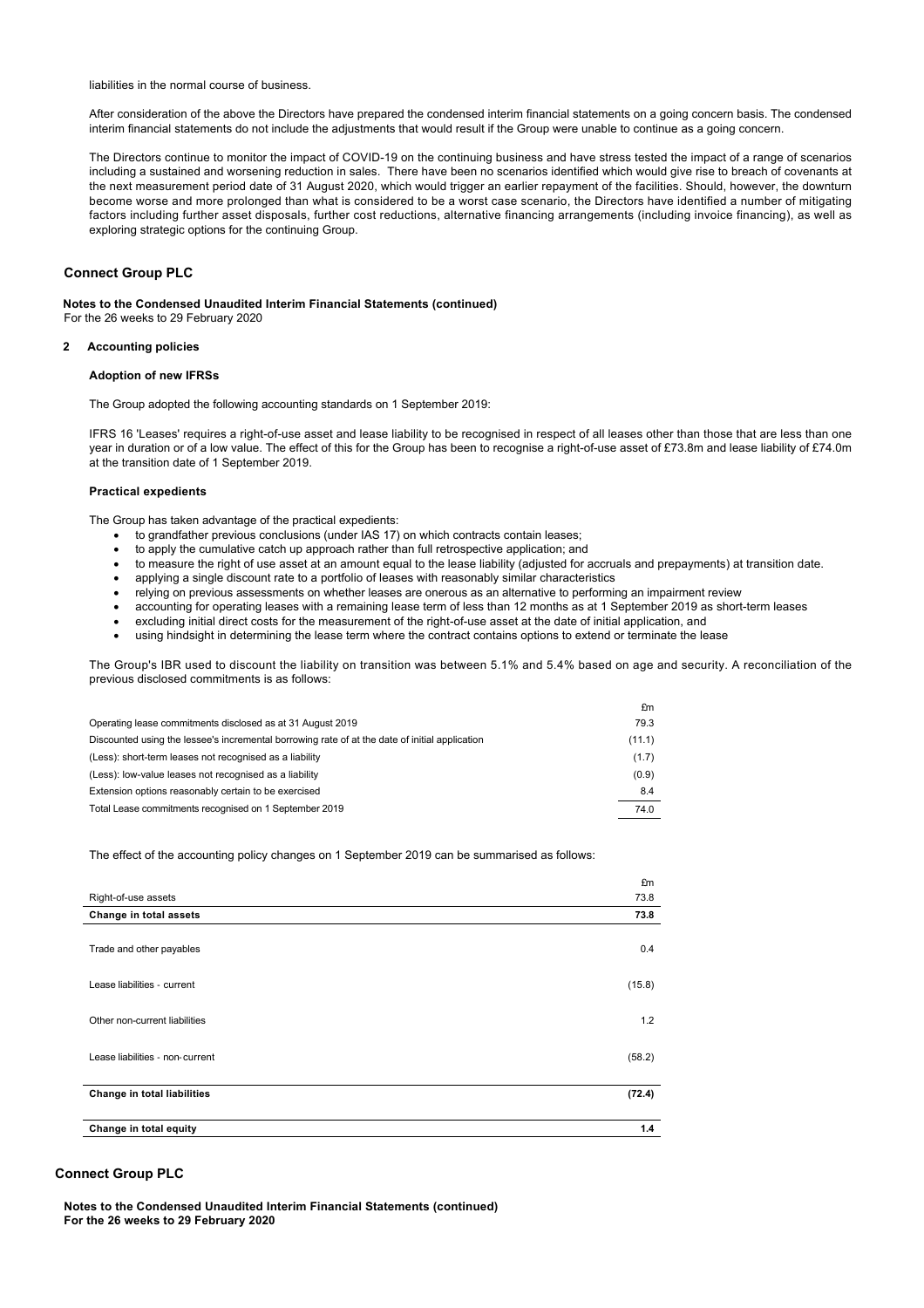liabilities in the normal course of business.

After consideration of the above the Directors have prepared the condensed interim financial statements on a going concern basis. The condensed interim financial statements do not include the adjustments that would result if the Group were unable to continue as a going concern.

The Directors continue to monitor the impact of COVID-19 on the continuing business and have stress tested the impact of a range of scenarios including a sustained and worsening reduction in sales. There have been no scenarios identified which would give rise to breach of covenants at the next measurement period date of 31 August 2020, which would trigger an earlier repayment of the facilities. Should, however, the downturn become worse and more prolonged than what is considered to be a worst case scenario, the Directors have identified a number of mitigating factors including further asset disposals, further cost reductions, alternative financing arrangements (including invoice financing), as well as exploring strategic options for the continuing Group.

## Connect Group PLC

**Notes to the Condensed Unaudited Interim Financial Statements (continued)**
For the 26 weeks to 29 February 2020

### 2 Accounting policies

**Adoption of new IFRSs**

The Group adopted the following accounting standards on 1 September 2019:

IFRS 16 'Leases' requires a right-of-use asset and lease liability to be recognised in respect of all leases other than those that are less than one year in duration or of a low value. The effect of this for the Group has been to recognise a right-of-use asset of £73.8m and lease liability of £74.0m at the transition date of 1 September 2019.

**Practical expedients**

The Group has taken advantage of the practical expedients:

- to grandfather previous conclusions (under IAS 17) on which contracts contain leases;
- to apply the cumulative catch up approach rather than full retrospective application; and
- to measure the right of use asset at an amount equal to the lease liability (adjusted for accruals and prepayments) at transition date.
- applying a single discount rate to a portfolio of leases with reasonably similar characteristics
- relying on previous assessments on whether leases are onerous as an alternative to performing an impairment review
- accounting for operating leases with a remaining lease term of less than 12 months as at 1 September 2019 as short-term leases
- excluding initial direct costs for the measurement of the right-of-use asset at the date of initial application, and
- using hindsight in determining the lease term where the contract contains options to extend or terminate the lease

The Group's IBR used to discount the liability on transition was between 5.1% and 5.4% based on age and security. A reconciliation of the previous disclosed commitments is as follows:

| | £m |
|---|---|
| Operating lease commitments disclosed as at 31 August 2019 | 79.3 |
| Discounted using the lessee's incremental borrowing rate of at the date of initial application | (11.1) |
| (Less): short-term leases not recognised as a liability | (1.7) |
| (Less): low-value leases not recognised as a liability | (0.9) |
| Extension options reasonably certain to be exercised | 8.4 |
| Total Lease commitments recognised on 1 September 2019 | 74.0 |

The effect of the accounting policy changes on 1 September 2019 can be summarised as follows:

| | £m |
|---|---|
| Right-of-use assets | 73.8 |
| **Change in total assets** | **73.8** |
| Trade and other payables | 0.4 |
| Lease liabilities - current | (15.8) |
| Other non-current liabilities | 1.2 |
| Lease liabilities - non-current | (58.2) |
| **Change in total liabilities** | **(72.4)** |
| **Change in total equity** | **1.4** |

## Connect Group PLC

**Notes to the Condensed Unaudited Interim Financial Statements (continued)**
**For the 26 weeks to 29 February 2020**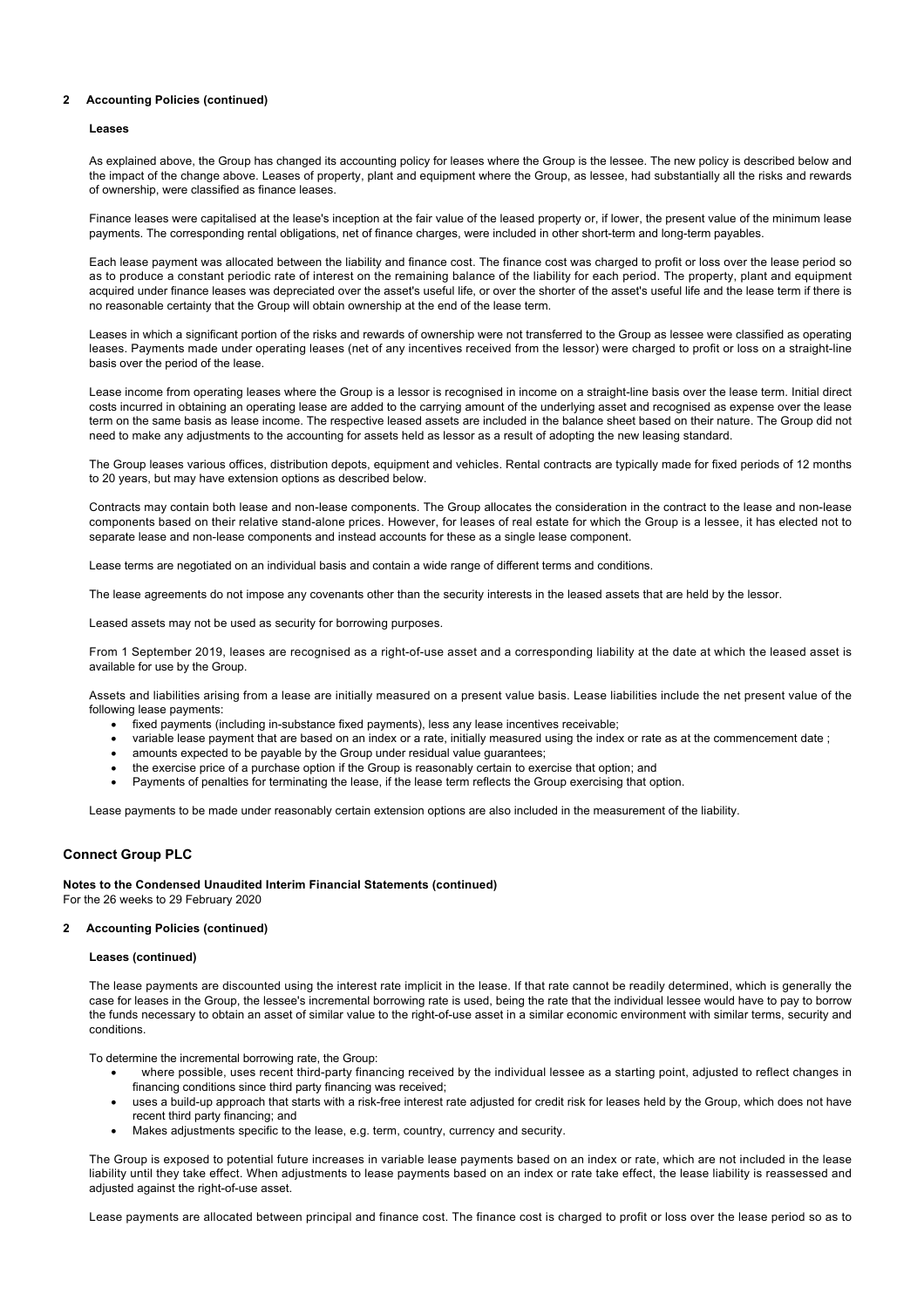## 2 Accounting Policies (continued)

### Leases

As explained above, the Group has changed its accounting policy for leases where the Group is the lessee. The new policy is described below and the impact of the change above. Leases of property, plant and equipment where the Group, as lessee, had substantially all the risks and rewards of ownership, were classified as finance leases.

Finance leases were capitalised at the lease's inception at the fair value of the leased property or, if lower, the present value of the minimum lease payments. The corresponding rental obligations, net of finance charges, were included in other short-term and long-term payables.

Each lease payment was allocated between the liability and finance cost. The finance cost was charged to profit or loss over the lease period so as to produce a constant periodic rate of interest on the remaining balance of the liability for each period. The property, plant and equipment acquired under finance leases was depreciated over the asset's useful life, or over the shorter of the asset's useful life and the lease term if there is no reasonable certainty that the Group will obtain ownership at the end of the lease term.

Leases in which a significant portion of the risks and rewards of ownership were not transferred to the Group as lessee were classified as operating leases. Payments made under operating leases (net of any incentives received from the lessor) were charged to profit or loss on a straight-line basis over the period of the lease.

Lease income from operating leases where the Group is a lessor is recognised in income on a straight-line basis over the lease term. Initial direct costs incurred in obtaining an operating lease are added to the carrying amount of the underlying asset and recognised as expense over the lease term on the same basis as lease income. The respective leased assets are included in the balance sheet based on their nature. The Group did not need to make any adjustments to the accounting for assets held as lessor as a result of adopting the new leasing standard.

The Group leases various offices, distribution depots, equipment and vehicles. Rental contracts are typically made for fixed periods of 12 months to 20 years, but may have extension options as described below.

Contracts may contain both lease and non-lease components. The Group allocates the consideration in the contract to the lease and non-lease components based on their relative stand-alone prices. However, for leases of real estate for which the Group is a lessee, it has elected not to separate lease and non-lease components and instead accounts for these as a single lease component.

Lease terms are negotiated on an individual basis and contain a wide range of different terms and conditions.

The lease agreements do not impose any covenants other than the security interests in the leased assets that are held by the lessor.

Leased assets may not be used as security for borrowing purposes.

From 1 September 2019, leases are recognised as a right-of-use asset and a corresponding liability at the date at which the leased asset is available for use by the Group.

Assets and liabilities arising from a lease are initially measured on a present value basis. Lease liabilities include the net present value of the following lease payments:

- fixed payments (including in-substance fixed payments), less any lease incentives receivable;
- variable lease payment that are based on an index or a rate, initially measured using the index or rate as at the commencement date ;
- amounts expected to be payable by the Group under residual value guarantees;
- the exercise price of a purchase option if the Group is reasonably certain to exercise that option; and
- Payments of penalties for terminating the lease, if the lease term reflects the Group exercising that option.

Lease payments to be made under reasonably certain extension options are also included in the measurement of the liability.

# Connect Group PLC

**Notes to the Condensed Unaudited Interim Financial Statements (continued)**
For the 26 weeks to 29 February 2020

## 2 Accounting Policies (continued)

### Leases (continued)

The lease payments are discounted using the interest rate implicit in the lease. If that rate cannot be readily determined, which is generally the case for leases in the Group, the lessee's incremental borrowing rate is used, being the rate that the individual lessee would have to pay to borrow the funds necessary to obtain an asset of similar value to the right-of-use asset in a similar economic environment with similar terms, security and conditions.

To determine the incremental borrowing rate, the Group:

- where possible, uses recent third-party financing received by the individual lessee as a starting point, adjusted to reflect changes in financing conditions since third party financing was received;
- uses a build-up approach that starts with a risk-free interest rate adjusted for credit risk for leases held by the Group, which does not have recent third party financing; and
- Makes adjustments specific to the lease, e.g. term, country, currency and security.

The Group is exposed to potential future increases in variable lease payments based on an index or rate, which are not included in the lease liability until they take effect. When adjustments to lease payments based on an index or rate take effect, the lease liability is reassessed and adjusted against the right-of-use asset.

Lease payments are allocated between principal and finance cost. The finance cost is charged to profit or loss over the lease period so as to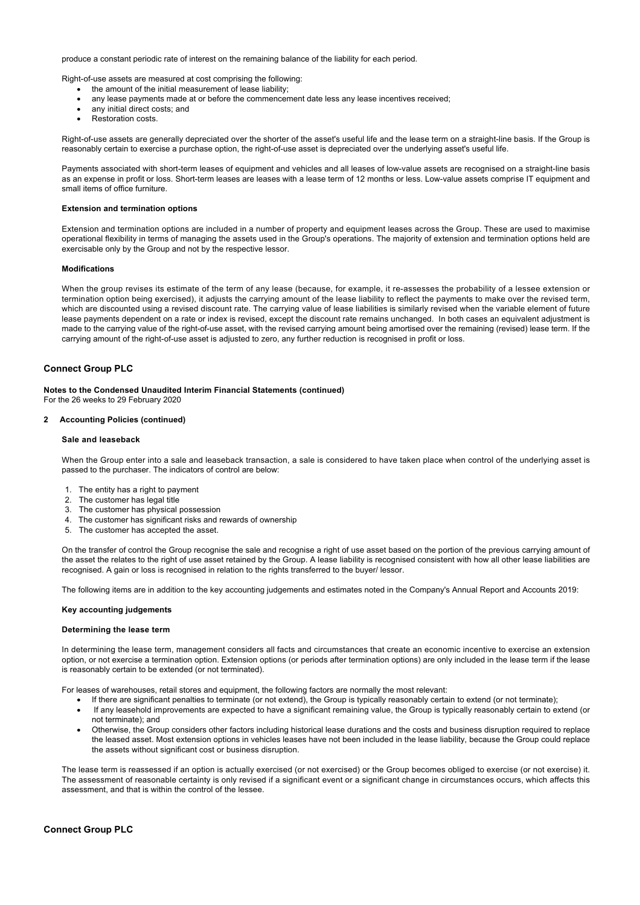produce a constant periodic rate of interest on the remaining balance of the liability for each period.

Right-of-use assets are measured at cost comprising the following:

- the amount of the initial measurement of lease liability;
- any lease payments made at or before the commencement date less any lease incentives received;
- any initial direct costs; and
- Restoration costs.

Right-of-use assets are generally depreciated over the shorter of the asset's useful life and the lease term on a straight-line basis. If the Group is reasonably certain to exercise a purchase option, the right-of-use asset is depreciated over the underlying asset's useful life.

Payments associated with short-term leases of equipment and vehicles and all leases of low-value assets are recognised on a straight-line basis as an expense in profit or loss. Short-term leases are leases with a lease term of 12 months or less. Low-value assets comprise IT equipment and small items of office furniture.

**Extension and termination options**

Extension and termination options are included in a number of property and equipment leases across the Group. These are used to maximise operational flexibility in terms of managing the assets used in the Group's operations. The majority of extension and termination options held are exercisable only by the Group and not by the respective lessor.

**Modifications**

When the group revises its estimate of the term of any lease (because, for example, it re-assesses the probability of a lessee extension or termination option being exercised), it adjusts the carrying amount of the lease liability to reflect the payments to make over the revised term, which are discounted using a revised discount rate. The carrying value of lease liabilities is similarly revised when the variable element of future lease payments dependent on a rate or index is revised, except the discount rate remains unchanged. In both cases an equivalent adjustment is made to the carrying value of the right-of-use asset, with the revised carrying amount being amortised over the remaining (revised) lease term. If the carrying amount of the right-of-use asset is adjusted to zero, any further reduction is recognised in profit or loss.

## Connect Group PLC

**Notes to the Condensed Unaudited Interim Financial Statements (continued)**
For the 26 weeks to 29 February 2020

**2 Accounting Policies (continued)**

**Sale and leaseback**

When the Group enter into a sale and leaseback transaction, a sale is considered to have taken place when control of the underlying asset is passed to the purchaser. The indicators of control are below:

1. The entity has a right to payment
2. The customer has legal title
3. The customer has physical possession
4. The customer has significant risks and rewards of ownership
5. The customer has accepted the asset.

On the transfer of control the Group recognise the sale and recognise a right of use asset based on the portion of the previous carrying amount of the asset the relates to the right of use asset retained by the Group. A lease liability is recognised consistent with how all other lease liabilities are recognised. A gain or loss is recognised in relation to the rights transferred to the buyer/ lessor.

The following items are in addition to the key accounting judgements and estimates noted in the Company's Annual Report and Accounts 2019:

**Key accounting judgements**

**Determining the lease term**

In determining the lease term, management considers all facts and circumstances that create an economic incentive to exercise an extension option, or not exercise a termination option. Extension options (or periods after termination options) are only included in the lease term if the lease is reasonably certain to be extended (or not terminated).

For leases of warehouses, retail stores and equipment, the following factors are normally the most relevant:

- If there are significant penalties to terminate (or not extend), the Group is typically reasonably certain to extend (or not terminate);
- If any leasehold improvements are expected to have a significant remaining value, the Group is typically reasonably certain to extend (or not terminate); and
- Otherwise, the Group considers other factors including historical lease durations and the costs and business disruption required to replace the leased asset. Most extension options in vehicles leases have not been included in the lease liability, because the Group could replace the assets without significant cost or business disruption.

The lease term is reassessed if an option is actually exercised (or not exercised) or the Group becomes obliged to exercise (or not exercise) it. The assessment of reasonable certainty is only revised if a significant event or a significant change in circumstances occurs, which affects this assessment, and that is within the control of the lessee.

## Connect Group PLC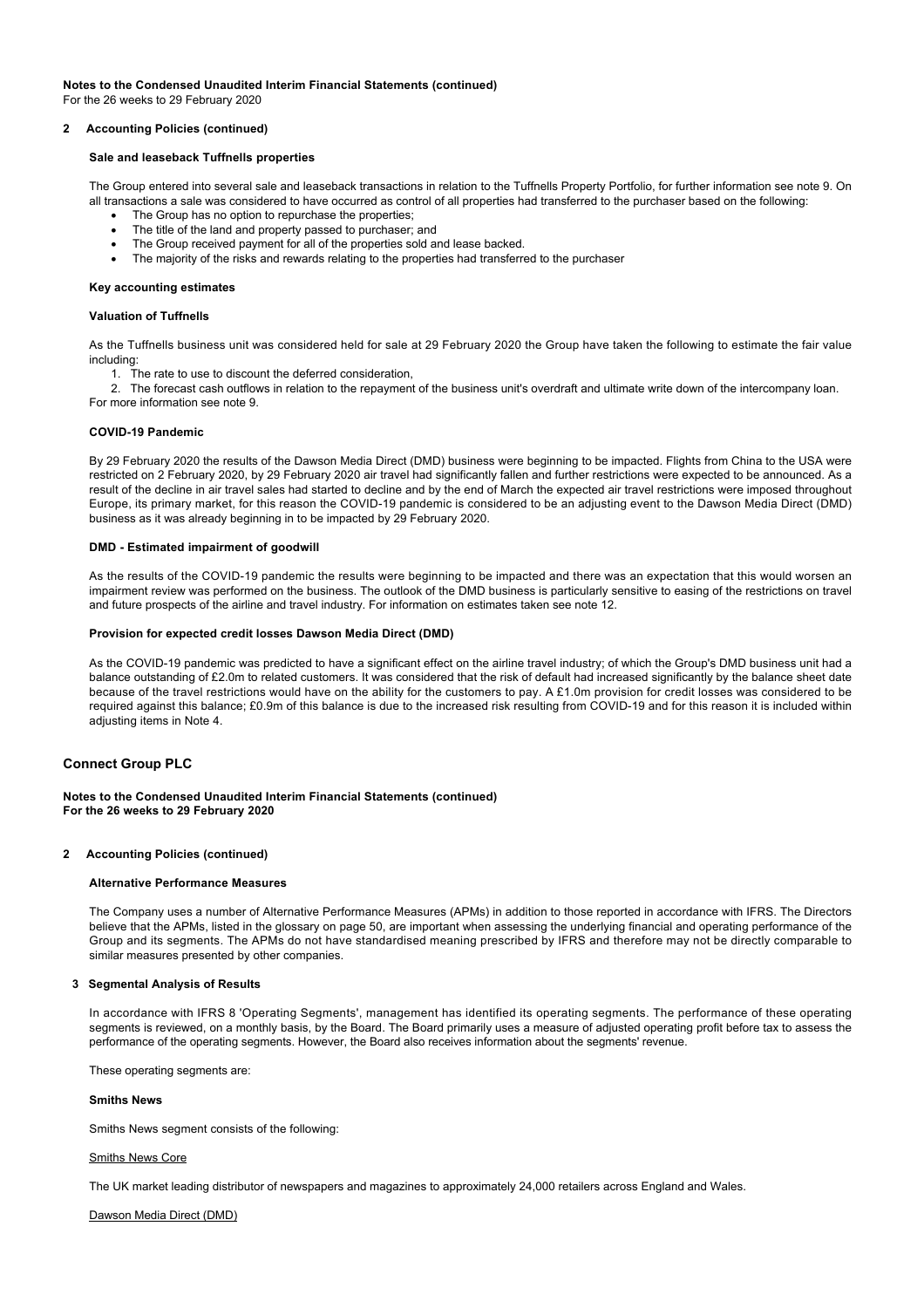**Notes to the Condensed Unaudited Interim Financial Statements (continued)**
For the 26 weeks to 29 February 2020

**2 Accounting Policies (continued)**

**Sale and leaseback Tuffnells properties**

The Group entered into several sale and leaseback transactions in relation to the Tuffnells Property Portfolio, for further information see note 9. On all transactions a sale was considered to have occurred as control of all properties had transferred to the purchaser based on the following:

- The Group has no option to repurchase the properties;
- The title of the land and property passed to purchaser; and
- The Group received payment for all of the properties sold and lease backed.
- The majority of the risks and rewards relating to the properties had transferred to the purchaser

**Key accounting estimates**

**Valuation of Tuffnells**

As the Tuffnells business unit was considered held for sale at 29 February 2020 the Group have taken the following to estimate the fair value including:

1. The rate to use to discount the deferred consideration,
2. The forecast cash outflows in relation to the repayment of the business unit's overdraft and ultimate write down of the intercompany loan.

For more information see note 9.

**COVID-19 Pandemic**

By 29 February 2020 the results of the Dawson Media Direct (DMD) business were beginning to be impacted. Flights from China to the USA were restricted on 2 February 2020, by 29 February 2020 air travel had significantly fallen and further restrictions were expected to be announced. As a result of the decline in air travel sales had started to decline and by the end of March the expected air travel restrictions were imposed throughout Europe, its primary market, for this reason the COVID-19 pandemic is considered to be an adjusting event to the Dawson Media Direct (DMD) business as it was already beginning in to be impacted by 29 February 2020.

**DMD - Estimated impairment of goodwill**

As the results of the COVID-19 pandemic the results were beginning to be impacted and there was an expectation that this would worsen an impairment review was performed on the business. The outlook of the DMD business is particularly sensitive to easing of the restrictions on travel and future prospects of the airline and travel industry. For information on estimates taken see note 12.

**Provision for expected credit losses Dawson Media Direct (DMD)**

As the COVID-19 pandemic was predicted to have a significant effect on the airline travel industry; of which the Group's DMD business unit had a balance outstanding of £2.0m to related customers. It was considered that the risk of default had increased significantly by the balance sheet date because of the travel restrictions would have on the ability for the customers to pay. A £1.0m provision for credit losses was considered to be required against this balance; £0.9m of this balance is due to the increased risk resulting from COVID-19 and for this reason it is included within adjusting items in Note 4.

## Connect Group PLC

**Notes to the Condensed Unaudited Interim Financial Statements (continued)**
**For the 26 weeks to 29 February 2020**

**2 Accounting Policies (continued)**

**Alternative Performance Measures**

The Company uses a number of Alternative Performance Measures (APMs) in addition to those reported in accordance with IFRS. The Directors believe that the APMs, listed in the glossary on page 50, are important when assessing the underlying financial and operating performance of the Group and its segments. The APMs do not have standardised meaning prescribed by IFRS and therefore may not be directly comparable to similar measures presented by other companies.

**3 Segmental Analysis of Results**

In accordance with IFRS 8 'Operating Segments', management has identified its operating segments. The performance of these operating segments is reviewed, on a monthly basis, by the Board. The Board primarily uses a measure of adjusted operating profit before tax to assess the performance of the operating segments. However, the Board also receives information about the segments' revenue.

These operating segments are:

**Smiths News**

Smiths News segment consists of the following:

Smiths News Core

The UK market leading distributor of newspapers and magazines to approximately 24,000 retailers across England and Wales.

Dawson Media Direct (DMD)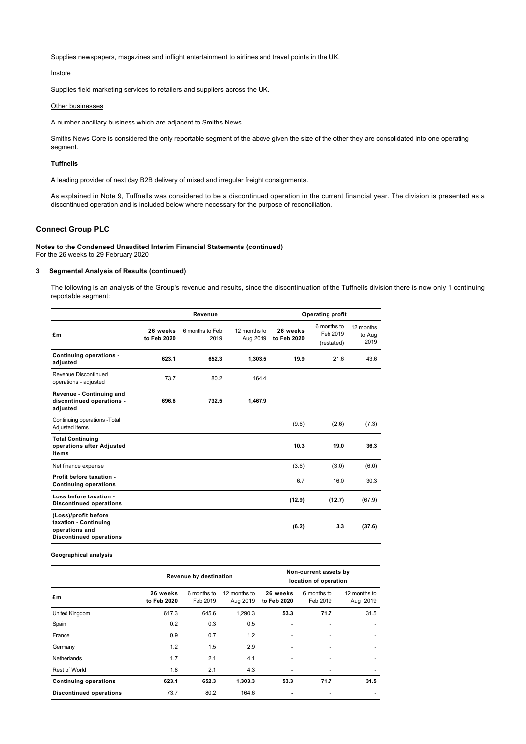Supplies newspapers, magazines and inflight entertainment to airlines and travel points in the UK.

Instore

Supplies field marketing services to retailers and suppliers across the UK.

Other businesses

A number ancillary business which are adjacent to Smiths News.

Smiths News Core is considered the only reportable segment of the above given the size of the other they are consolidated into one operating segment.

**Tuffnells**

A leading provider of next day B2B delivery of mixed and irregular freight consignments.

As explained in Note 9, Tuffnells was considered to be a discontinued operation in the current financial year. The division is presented as a discontinued operation and is included below where necessary for the purpose of reconciliation.

## Connect Group PLC

**Notes to the Condensed Unaudited Interim Financial Statements (continued)**
For the 26 weeks to 29 February 2020

### 3 Segmental Analysis of Results (continued)

The following is an analysis of the Group's revenue and results, since the discontinuation of the Tuffnells division there is now only 1 continuing reportable segment:

| | Revenue | | | Operating profit | | |
|---|---|---|---|---|---|---|
| **£m** | **26 weeks to Feb 2020** | 6 months to Feb 2019 | 12 months to Aug 2019 | **26 weeks to Feb 2020** | 6 months to Feb 2019 (restated) | 12 months to Aug 2019 |
| **Continuing operations - adjusted** | **623.1** | 652.3 | 1,303.5 | **19.9** | 21.6 | 43.6 |
| Revenue Discontinued operations - adjusted | 73.7 | 80.2 | 164.4 | | | |
| **Revenue - Continuing and discontinued operations - adjusted** | **696.8** | **732.5** | **1,467.9** | | | |
| Continuing operations -Total Adjusted items | | | | (9.6) | (2.6) | (7.3) |
| **Total Continuing operations after Adjusted items** | | | | **10.3** | **19.0** | **36.3** |
| Net finance expense | | | | (3.6) | (3.0) | (6.0) |
| **Profit before taxation - Continuing operations** | | | | 6.7 | 16.0 | 30.3 |
| **Loss before taxation - Discontinued operations** | | | | **(12.9)** | **(12.7)** | (67.9) |
| **(Loss)/profit before taxation - Continuing operations and Discontinued operations** | | | | **(6.2)** | **3.3** | **(37.6)** |

**Geographical analysis**

| | Revenue by destination | | | Non-current assets by location of operation | | |
|---|---|---|---|---|---|---|
| **£m** | **26 weeks to Feb 2020** | 6 months to Feb 2019 | 12 months to Aug 2019 | **26 weeks to Feb 2020** | 6 months to Feb 2019 | 12 months to Aug 2019 |
| United Kingdom | 617.3 | 645.6 | 1,290.3 | **53.3** | **71.7** | 31.5 |
| Spain | 0.2 | 0.3 | 0.5 | - | - | - |
| France | 0.9 | 0.7 | 1.2 | - | - | - |
| Germany | 1.2 | 1.5 | 2.9 | - | - | - |
| Netherlands | 1.7 | 2.1 | 4.1 | - | - | - |
| Rest of World | 1.8 | 2.1 | 4.3 | - | - | - |
| **Continuing operations** | **623.1** | **652.3** | **1,303.3** | **53.3** | **71.7** | **31.5** |
| **Discontinued operations** | 73.7 | 80.2 | 164.6 | **-** | - | - |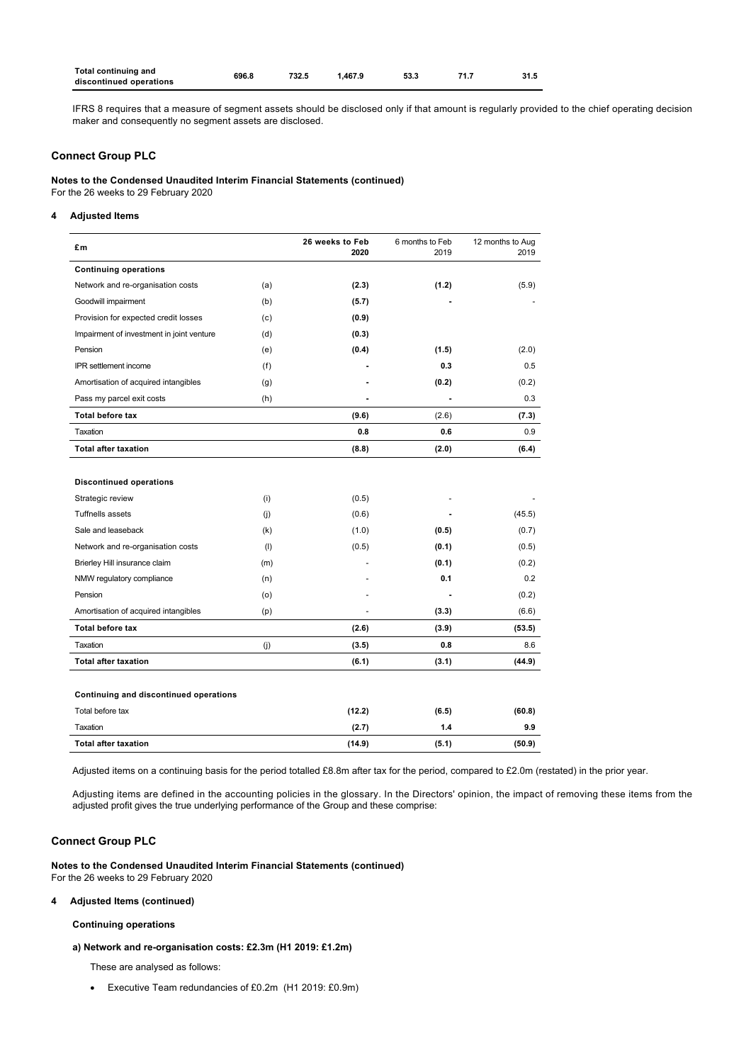| Total continuing and discontinued operations | 696.8 | 732.5 | 1,467.9 | 53.3 | 71.7 | 31.5 |
|---|---|---|---|---|---|---|

IFRS 8 requires that a measure of segment assets should be disclosed only if that amount is regularly provided to the chief operating decision maker and consequently no segment assets are disclosed.

## Connect Group PLC

**Notes to the Condensed Unaudited Interim Financial Statements (continued)**
For the 26 weeks to 29 February 2020

### 4 Adjusted Items

| £m | | 26 weeks to Feb 2020 | 6 months to Feb 2019 | 12 months to Aug 2019 |
|---|---|---|---|---|
| **Continuing operations** | | | | |
| Network and re-organisation costs | (a) | **(2.3)** | **(1.2)** | (5.9) |
| Goodwill impairment | (b) | **(5.7)** | **-** | - |
| Provision for expected credit losses | (c) | **(0.9)** | | |
| Impairment of investment in joint venture | (d) | **(0.3)** | | |
| Pension | (e) | **(0.4)** | **(1.5)** | (2.0) |
| IPR settlement income | (f) | **-** | **0.3** | 0.5 |
| Amortisation of acquired intangibles | (g) | **-** | **(0.2)** | (0.2) |
| Pass my parcel exit costs | (h) | **-** | **-** | 0.3 |
| **Total before tax** | | **(9.6)** | (2.6) | **(7.3)** |
| Taxation | | **0.8** | **0.6** | 0.9 |
| **Total after taxation** | | **(8.8)** | **(2.0)** | **(6.4)** |
| | | | | |
| **Discontinued operations** | | | | |
| Strategic review | (i) | (0.5) | - | - |
| Tuffnells assets | (j) | (0.6) | **-** | (45.5) |
| Sale and leaseback | (k) | (1.0) | **(0.5)** | (0.7) |
| Network and re-organisation costs | (l) | (0.5) | **(0.1)** | (0.5) |
| Brierley Hill insurance claim | (m) | - | **(0.1)** | (0.2) |
| NMW regulatory compliance | (n) | - | **0.1** | 0.2 |
| Pension | (o) | - | **-** | (0.2) |
| Amortisation of acquired intangibles | (p) | - | **(3.3)** | (6.6) |
| **Total before tax** | | **(2.6)** | **(3.9)** | **(53.5)** |
| Taxation | (j) | **(3.5)** | **0.8** | 8.6 |
| **Total after taxation** | | **(6.1)** | **(3.1)** | **(44.9)** |
| | | | | |
| **Continuing and discontinued operations** | | | | |
| Total before tax | | **(12.2)** | **(6.5)** | **(60.8)** |
| Taxation | | **(2.7)** | **1.4** | **9.9** |
| **Total after taxation** | | **(14.9)** | **(5.1)** | **(50.9)** |

Adjusted items on a continuing basis for the period totalled £8.8m after tax for the period, compared to £2.0m (restated) in the prior year.

Adjusting items are defined in the accounting policies in the glossary. In the Directors' opinion, the impact of removing these items from the adjusted profit gives the true underlying performance of the Group and these comprise:

## Connect Group PLC

**Notes to the Condensed Unaudited Interim Financial Statements (continued)**
For the 26 weeks to 29 February 2020

### 4 Adjusted Items (continued)

**Continuing operations**

**a) Network and re-organisation costs: £2.3m (H1 2019: £1.2m)**

These are analysed as follows:

- Executive Team redundancies of £0.2m (H1 2019: £0.9m)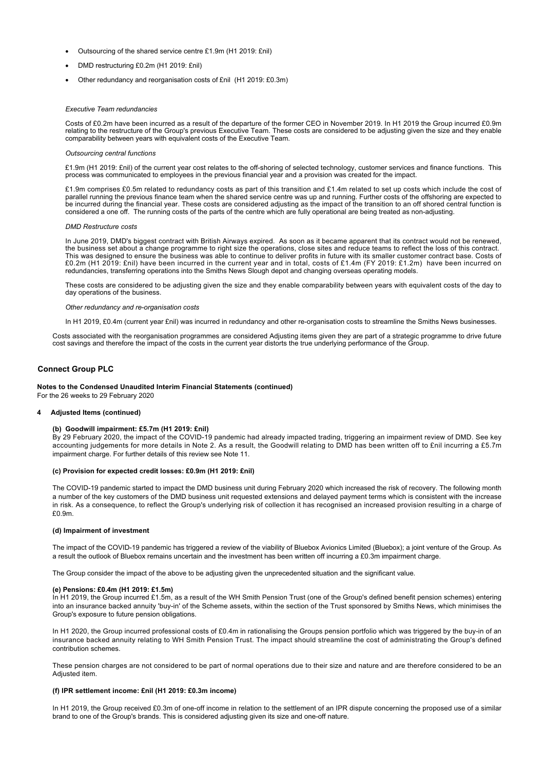- Outsourcing of the shared service centre £1.9m (H1 2019: £nil)
- DMD restructuring £0.2m (H1 2019: £nil)
- Other redundancy and reorganisation costs of £nil (H1 2019: £0.3m)

*Executive Team redundancies*

Costs of £0.2m have been incurred as a result of the departure of the former CEO in November 2019. In H1 2019 the Group incurred £0.9m relating to the restructure of the Group's previous Executive Team. These costs are considered to be adjusting given the size and they enable comparability between years with equivalent costs of the Executive Team.

*Outsourcing central functions*

£1.9m (H1 2019: £nil) of the current year cost relates to the off-shoring of selected technology, customer services and finance functions. This process was communicated to employees in the previous financial year and a provision was created for the impact.

£1.9m comprises £0.5m related to redundancy costs as part of this transition and £1.4m related to set up costs which include the cost of parallel running the previous finance team when the shared service centre was up and running. Further costs of the offshoring are expected to be incurred during the financial year. These costs are considered adjusting as the impact of the transition to an off shored central function is considered a one off. The running costs of the parts of the centre which are fully operational are being treated as non-adjusting.

*DMD Restructure costs*

In June 2019, DMD's biggest contract with British Airways expired. As soon as it became apparent that its contract would not be renewed, the business set about a change programme to right size the operations, close sites and reduce teams to reflect the loss of this contract. This was designed to ensure the business was able to continue to deliver profits in future with its smaller customer contract base. Costs of £0.2m (H1 2019: £nil) have been incurred in the current year and in total, costs of £1.4m (FY 2019: £1.2m) have been incurred on redundancies, transferring operations into the Smiths News Slough depot and changing overseas operating models.

These costs are considered to be adjusting given the size and they enable comparability between years with equivalent costs of the day to day operations of the business.

*Other redundancy and re-organisation costs*

In H1 2019, £0.4m (current year £nil) was incurred in redundancy and other re-organisation costs to streamline the Smiths News businesses.

Costs associated with the reorganisation programmes are considered Adjusting items given they are part of a strategic programme to drive future cost savings and therefore the impact of the costs in the current year distorts the true underlying performance of the Group.

## Connect Group PLC

**Notes to the Condensed Unaudited Interim Financial Statements (continued)**
For the 26 weeks to 29 February 2020

### 4 Adjusted Items (continued)

**(b) Goodwill impairment: £5.7m (H1 2019: £nil)**

By 29 February 2020, the impact of the COVID-19 pandemic had already impacted trading, triggering an impairment review of DMD. See key accounting judgements for more details in Note 2. As a result, the Goodwill relating to DMD has been written off to £nil incurring a £5.7m impairment charge. For further details of this review see Note 11.

**(c) Provision for expected credit losses: £0.9m (H1 2019: £nil)**

The COVID-19 pandemic started to impact the DMD business unit during February 2020 which increased the risk of recovery. The following month a number of the key customers of the DMD business unit requested extensions and delayed payment terms which is consistent with the increase in risk. As a consequence, to reflect the Group's underlying risk of collection it has recognised an increased provision resulting in a charge of £0.9m.

**(d) Impairment of investment**

The impact of the COVID-19 pandemic has triggered a review of the viability of Bluebox Avionics Limited (Bluebox); a joint venture of the Group. As a result the outlook of Bluebox remains uncertain and the investment has been written off incurring a £0.3m impairment charge.

The Group consider the impact of the above to be adjusting given the unprecedented situation and the significant value.

**(e) Pensions: £0.4m (H1 2019: £1.5m)**

In H1 2019, the Group incurred £1.5m, as a result of the WH Smith Pension Trust (one of the Group's defined benefit pension schemes) entering into an insurance backed annuity 'buy-in' of the Scheme assets, within the section of the Trust sponsored by Smiths News, which minimises the Group's exposure to future pension obligations.

In H1 2020, the Group incurred professional costs of £0.4m in rationalising the Groups pension portfolio which was triggered by the buy-in of an insurance backed annuity relating to WH Smith Pension Trust. The impact should streamline the cost of administrating the Group's defined contribution schemes.

These pension charges are not considered to be part of normal operations due to their size and nature and are therefore considered to be an Adjusted item.

**(f) IPR settlement income: £nil (H1 2019: £0.3m income)**

In H1 2019, the Group received £0.3m of one-off income in relation to the settlement of an IPR dispute concerning the proposed use of a similar brand to one of the Group's brands. This is considered adjusting given its size and one-off nature.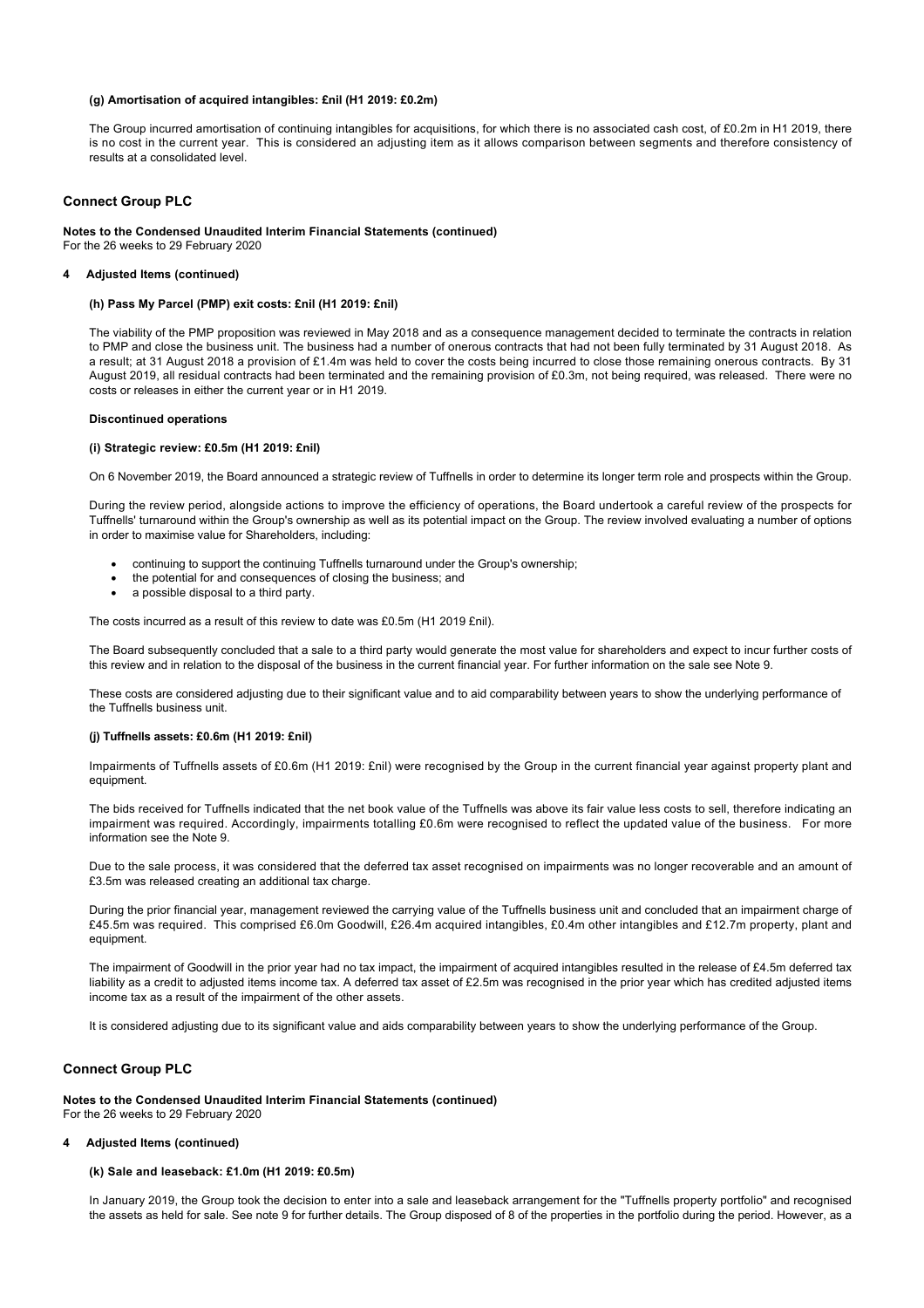#### (g) Amortisation of acquired intangibles: £nil (H1 2019: £0.2m)

The Group incurred amortisation of continuing intangibles for acquisitions, for which there is no associated cash cost, of £0.2m in H1 2019, there is no cost in the current year. This is considered an adjusting item as it allows comparison between segments and therefore consistency of results at a consolidated level.

## Connect Group PLC

**Notes to the Condensed Unaudited Interim Financial Statements (continued)**
For the 26 weeks to 29 February 2020

### 4 Adjusted Items (continued)

#### (h) Pass My Parcel (PMP) exit costs: £nil (H1 2019: £nil)

The viability of the PMP proposition was reviewed in May 2018 and as a consequence management decided to terminate the contracts in relation to PMP and close the business unit. The business had a number of onerous contracts that had not been fully terminated by 31 August 2018. As a result; at 31 August 2018 a provision of £1.4m was held to cover the costs being incurred to close those remaining onerous contracts. By 31 August 2019, all residual contracts had been terminated and the remaining provision of £0.3m, not being required, was released. There were no costs or releases in either the current year or in H1 2019.

**Discontinued operations**

#### (i) Strategic review: £0.5m (H1 2019: £nil)

On 6 November 2019, the Board announced a strategic review of Tuffnells in order to determine its longer term role and prospects within the Group.

During the review period, alongside actions to improve the efficiency of operations, the Board undertook a careful review of the prospects for Tuffnells' turnaround within the Group's ownership as well as its potential impact on the Group. The review involved evaluating a number of options in order to maximise value for Shareholders, including:

- continuing to support the continuing Tuffnells turnaround under the Group's ownership;
- the potential for and consequences of closing the business; and
- a possible disposal to a third party.

The costs incurred as a result of this review to date was £0.5m (H1 2019 £nil).

The Board subsequently concluded that a sale to a third party would generate the most value for shareholders and expect to incur further costs of this review and in relation to the disposal of the business in the current financial year. For further information on the sale see Note 9.

These costs are considered adjusting due to their significant value and to aid comparability between years to show the underlying performance of the Tuffnells business unit.

#### (j) Tuffnells assets: £0.6m (H1 2019: £nil)

Impairments of Tuffnells assets of £0.6m (H1 2019: £nil) were recognised by the Group in the current financial year against property plant and equipment.

The bids received for Tuffnells indicated that the net book value of the Tuffnells was above its fair value less costs to sell, therefore indicating an impairment was required. Accordingly, impairments totalling £0.6m were recognised to reflect the updated value of the business. For more information see the Note 9.

Due to the sale process, it was considered that the deferred tax asset recognised on impairments was no longer recoverable and an amount of £3.5m was released creating an additional tax charge.

During the prior financial year, management reviewed the carrying value of the Tuffnells business unit and concluded that an impairment charge of £45.5m was required. This comprised £6.0m Goodwill, £26.4m acquired intangibles, £0.4m other intangibles and £12.7m property, plant and equipment.

The impairment of Goodwill in the prior year had no tax impact, the impairment of acquired intangibles resulted in the release of £4.5m deferred tax liability as a credit to adjusted items income tax. A deferred tax asset of £2.5m was recognised in the prior year which has credited adjusted items income tax as a result of the impairment of the other assets.

It is considered adjusting due to its significant value and aids comparability between years to show the underlying performance of the Group.

## Connect Group PLC

**Notes to the Condensed Unaudited Interim Financial Statements (continued)**
For the 26 weeks to 29 February 2020

### 4 Adjusted Items (continued)

#### (k) Sale and leaseback: £1.0m (H1 2019: £0.5m)

In January 2019, the Group took the decision to enter into a sale and leaseback arrangement for the "Tuffnells property portfolio" and recognised the assets as held for sale. See note 9 for further details. The Group disposed of 8 of the properties in the portfolio during the period. However, as a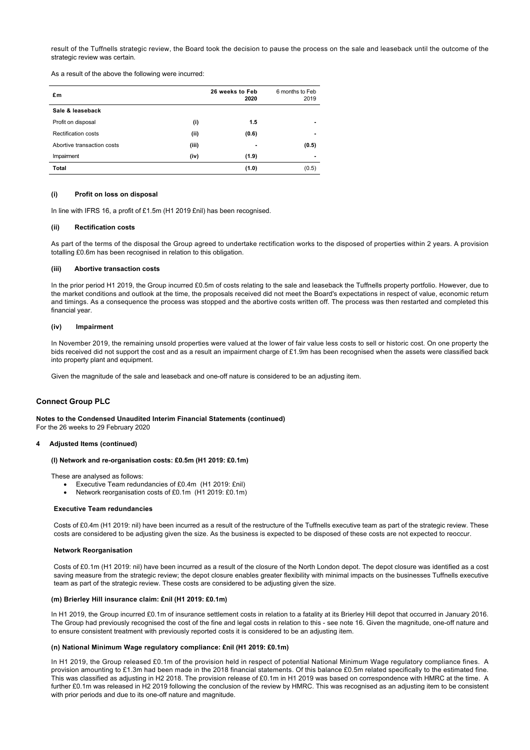result of the Tuffnells strategic review, the Board took the decision to pause the process on the sale and leaseback until the outcome of the strategic review was certain.

As a result of the above the following were incurred:

| £m | | 26 weeks to Feb 2020 | 6 months to Feb 2019 |
|---|---|---|---|
| **Sale & leaseback** | | | |
| Profit on disposal | (i) | **1.5** | - |
| Rectification costs | (ii) | **(0.6)** | - |
| Abortive transaction costs | (iii) | **-** | (0.5) |
| Impairment | (iv) | **(1.9)** | - |
| **Total** | | **(1.0)** | (0.5) |

#### (i) Profit on loss on disposal

In line with IFRS 16, a profit of £1.5m (H1 2019 £nil) has been recognised.

#### (ii) Rectification costs

As part of the terms of the disposal the Group agreed to undertake rectification works to the disposed of properties within 2 years. A provision totalling £0.6m has been recognised in relation to this obligation.

#### (iii) Abortive transaction costs

In the prior period H1 2019, the Group incurred £0.5m of costs relating to the sale and leaseback the Tuffnells property portfolio. However, due to the market conditions and outlook at the time, the proposals received did not meet the Board's expectations in respect of value, economic return and timings. As a consequence the process was stopped and the abortive costs written off. The process was then restarted and completed this financial year.

#### (iv) Impairment

In November 2019, the remaining unsold properties were valued at the lower of fair value less costs to sell or historic cost. On one property the bids received did not support the cost and as a result an impairment charge of £1.9m has been recognised when the assets were classified back into property plant and equipment.

Given the magnitude of the sale and leaseback and one-off nature is considered to be an adjusting item.

## Connect Group PLC

**Notes to the Condensed Unaudited Interim Financial Statements (continued)**
For the 26 weeks to 29 February 2020

### 4 Adjusted Items (continued)

#### (l) Network and re-organisation costs: £0.5m (H1 2019: £0.1m)

These are analysed as follows:

- Executive Team redundancies of £0.4m (H1 2019: £nil)
- Network reorganisation costs of £0.1m (H1 2019: £0.1m)

**Executive Team redundancies**

Costs of £0.4m (H1 2019: nil) have been incurred as a result of the restructure of the Tuffnells executive team as part of the strategic review. These costs are considered to be adjusting given the size. As the business is expected to be disposed of these costs are not expected to reoccur.

**Network Reorganisation**

Costs of £0.1m (H1 2019: nil) have been incurred as a result of the closure of the North London depot. The depot closure was identified as a cost saving measure from the strategic review; the depot closure enables greater flexibility with minimal impacts on the businesses Tuffnells executive team as part of the strategic review. These costs are considered to be adjusting given the size.

#### (m) Brierley Hill insurance claim: £nil (H1 2019: £0.1m)

In H1 2019, the Group incurred £0.1m of insurance settlement costs in relation to a fatality at its Brierley Hill depot that occurred in January 2016. The Group had previously recognised the cost of the fine and legal costs in relation to this - see note 16. Given the magnitude, one-off nature and to ensure consistent treatment with previously reported costs it is considered to be an adjusting item.

#### (n) National Minimum Wage regulatory compliance: £nil (H1 2019: £0.1m)

In H1 2019, the Group released £0.1m of the provision held in respect of potential National Minimum Wage regulatory compliance fines. A provision amounting to £1.3m had been made in the 2018 financial statements. Of this balance £0.5m related specifically to the estimated fine. This was classified as adjusting in H2 2018. The provision release of £0.1m in H1 2019 was based on correspondence with HMRC at the time. A further £0.1m was released in H2 2019 following the conclusion of the review by HMRC. This was recognised as an adjusting item to be consistent with prior periods and due to its one-off nature and magnitude.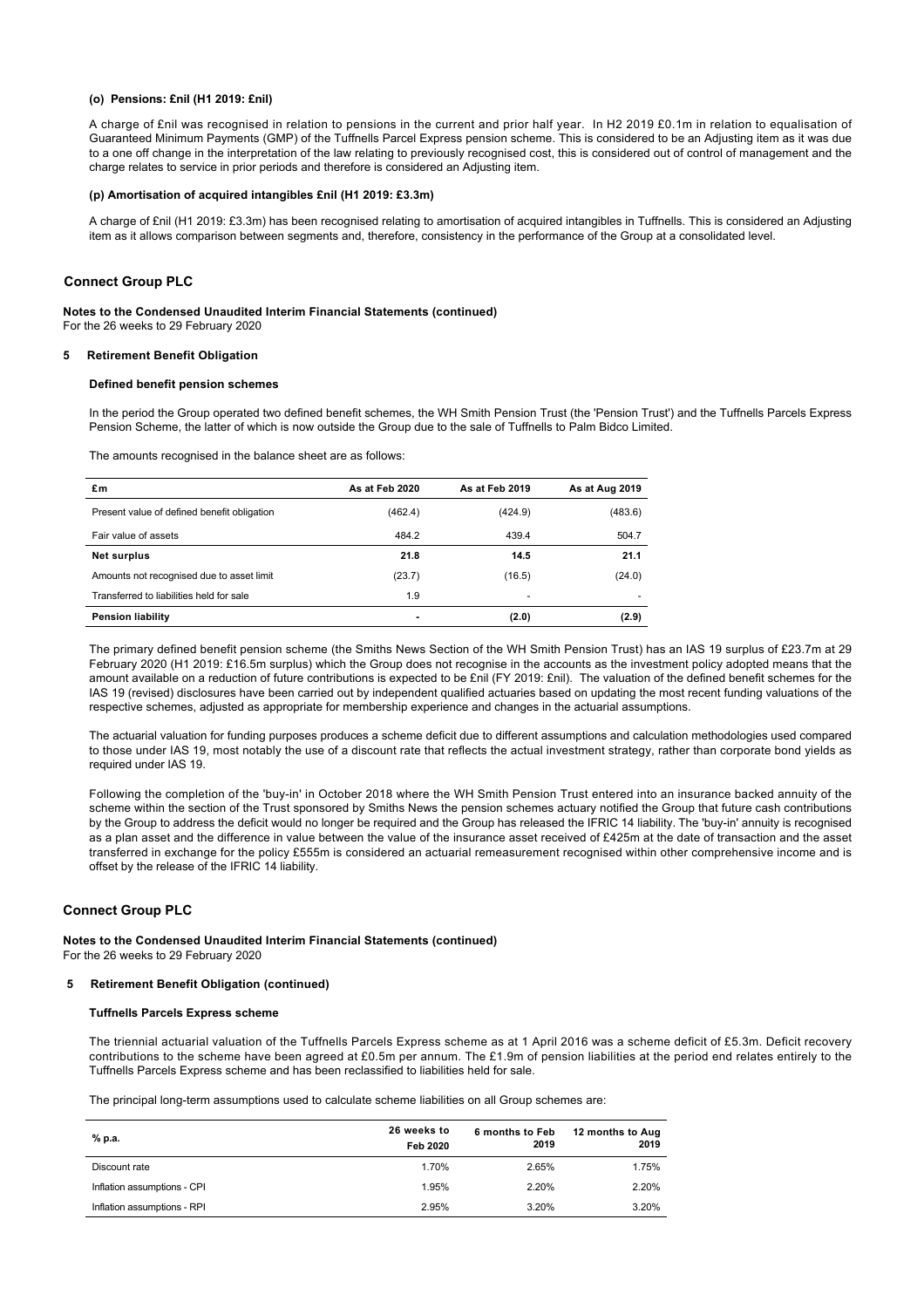#### (o) Pensions: £nil (H1 2019: £nil)

A charge of £nil was recognised in relation to pensions in the current and prior half year. In H2 2019 £0.1m in relation to equalisation of Guaranteed Minimum Payments (GMP) of the Tuffnells Parcel Express pension scheme. This is considered to be an Adjusting item as it was due to a one off change in the interpretation of the law relating to previously recognised cost, this is considered out of control of management and the charge relates to service in prior periods and therefore is considered an Adjusting item.

#### (p) Amortisation of acquired intangibles £nil (H1 2019: £3.3m)

A charge of £nil (H1 2019: £3.3m) has been recognised relating to amortisation of acquired intangibles in Tuffnells. This is considered an Adjusting item as it allows comparison between segments and, therefore, consistency in the performance of the Group at a consolidated level.

## Connect Group PLC

**Notes to the Condensed Unaudited Interim Financial Statements (continued)**
For the 26 weeks to 29 February 2020

### 5 Retirement Benefit Obligation

#### Defined benefit pension schemes

In the period the Group operated two defined benefit schemes, the WH Smith Pension Trust (the 'Pension Trust') and the Tuffnells Parcels Express Pension Scheme, the latter of which is now outside the Group due to the sale of Tuffnells to Palm Bidco Limited.

The amounts recognised in the balance sheet are as follows:

| £m | As at Feb 2020 | As at Feb 2019 | As at Aug 2019 |
|---|---|---|---|
| Present value of defined benefit obligation | (462.4) | (424.9) | (483.6) |
| Fair value of assets | 484.2 | 439.4 | 504.7 |
| **Net surplus** | **21.8** | **14.5** | **21.1** |
| Amounts not recognised due to asset limit | (23.7) | (16.5) | (24.0) |
| Transferred to liabilities held for sale | 1.9 | - | - |
| **Pension liability** | **-** | **(2.0)** | **(2.9)** |

The primary defined benefit pension scheme (the Smiths News Section of the WH Smith Pension Trust) has an IAS 19 surplus of £23.7m at 29 February 2020 (H1 2019: £16.5m surplus) which the Group does not recognise in the accounts as the investment policy adopted means that the amount available on a reduction of future contributions is expected to be £nil (FY 2019: £nil). The valuation of the defined benefit schemes for the IAS 19 (revised) disclosures have been carried out by independent qualified actuaries based on updating the most recent funding valuations of the respective schemes, adjusted as appropriate for membership experience and changes in the actuarial assumptions.

The actuarial valuation for funding purposes produces a scheme deficit due to different assumptions and calculation methodologies used compared to those under IAS 19, most notably the use of a discount rate that reflects the actual investment strategy, rather than corporate bond yields as required under IAS 19.

Following the completion of the 'buy-in' in October 2018 where the WH Smith Pension Trust entered into an insurance backed annuity of the scheme within the section of the Trust sponsored by Smiths News the pension schemes actuary notified the Group that future cash contributions by the Group to address the deficit would no longer be required and the Group has released the IFRIC 14 liability. The 'buy-in' annuity is recognised as a plan asset and the difference in value between the value of the insurance asset received of £425m at the date of transaction and the asset transferred in exchange for the policy £555m is considered an actuarial remeasurement recognised within other comprehensive income and is offset by the release of the IFRIC 14 liability.

## Connect Group PLC

**Notes to the Condensed Unaudited Interim Financial Statements (continued)**
For the 26 weeks to 29 February 2020

### 5 Retirement Benefit Obligation (continued)

#### Tuffnells Parcels Express scheme

The triennial actuarial valuation of the Tuffnells Parcels Express scheme as at 1 April 2016 was a scheme deficit of £5.3m. Deficit recovery contributions to the scheme have been agreed at £0.5m per annum. The £1.9m of pension liabilities at the period end relates entirely to the Tuffnells Parcels Express scheme and has been reclassified to liabilities held for sale.

The principal long-term assumptions used to calculate scheme liabilities on all Group schemes are:

| % p.a. | 26 weeks to Feb 2020 | 6 months to Feb 2019 | 12 months to Aug 2019 |
|---|---|---|---|
| Discount rate | 1.70% | 2.65% | 1.75% |
| Inflation assumptions - CPI | 1.95% | 2.20% | 2.20% |
| Inflation assumptions - RPI | 2.95% | 3.20% | 3.20% |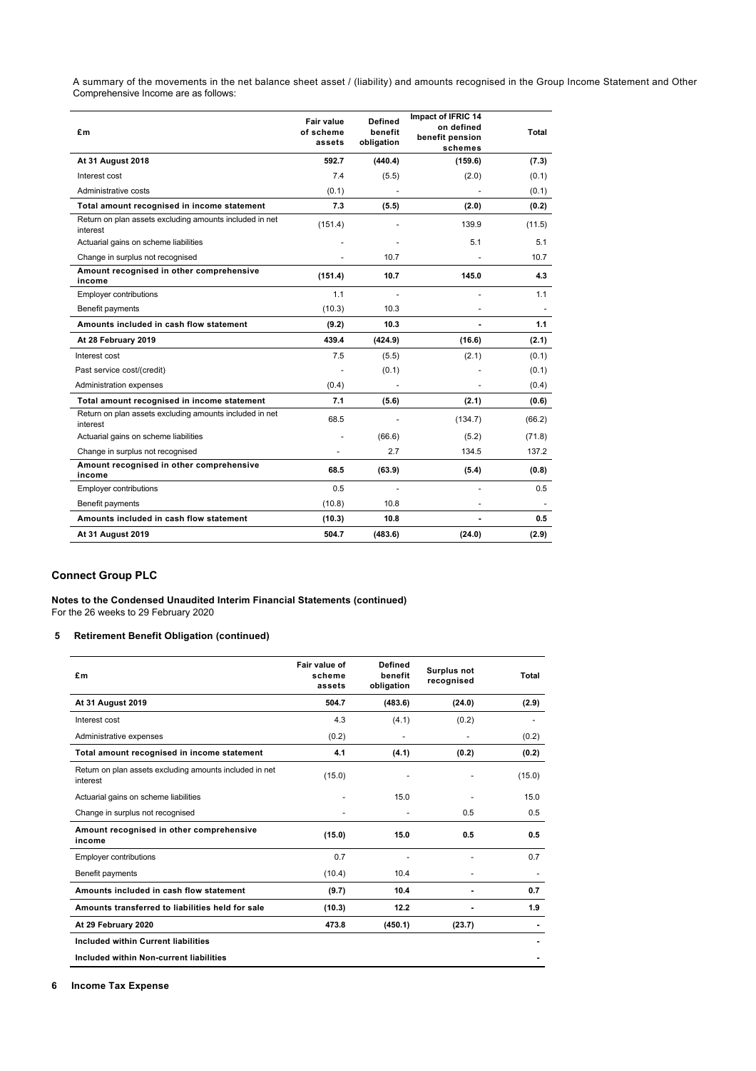A summary of the movements in the net balance sheet asset / (liability) and amounts recognised in the Group Income Statement and Other Comprehensive Income are as follows:

| £m | Fair value of scheme assets | Defined benefit obligation | Impact of IFRIC 14 on defined benefit pension schemes | Total |
|---|---|---|---|---|
| **At 31 August 2018** | **592.7** | **(440.4)** | **(159.6)** | **(7.3)** |
| Interest cost | 7.4 | (5.5) | (2.0) | (0.1) |
| Administrative costs | (0.1) | - | - | (0.1) |
| **Total amount recognised in income statement** | **7.3** | **(5.5)** | **(2.0)** | **(0.2)** |
| Return on plan assets excluding amounts included in net interest | (151.4) | - | 139.9 | (11.5) |
| Actuarial gains on scheme liabilities | - | - | 5.1 | 5.1 |
| Change in surplus not recognised | - | 10.7 | - | 10.7 |
| **Amount recognised in other comprehensive income** | **(151.4)** | **10.7** | **145.0** | **4.3** |
| Employer contributions | 1.1 | - | - | 1.1 |
| Benefit payments | (10.3) | 10.3 | - | - |
| **Amounts included in cash flow statement** | **(9.2)** | **10.3** | **-** | **1.1** |
| **At 28 February 2019** | **439.4** | **(424.9)** | **(16.6)** | **(2.1)** |
| Interest cost | 7.5 | (5.5) | (2.1) | (0.1) |
| Past service cost/(credit) | - | (0.1) | - | (0.1) |
| Administration expenses | (0.4) | - | - | (0.4) |
| **Total amount recognised in income statement** | **7.1** | **(5.6)** | **(2.1)** | **(0.6)** |
| Return on plan assets excluding amounts included in net interest | 68.5 | - | (134.7) | (66.2) |
| Actuarial gains on scheme liabilities | - | (66.6) | (5.2) | (71.8) |
| Change in surplus not recognised | - | 2.7 | 134.5 | 137.2 |
| **Amount recognised in other comprehensive income** | **68.5** | **(63.9)** | **(5.4)** | **(0.8)** |
| Employer contributions | 0.5 | - | - | 0.5 |
| Benefit payments | (10.8) | 10.8 | - | - |
| **Amounts included in cash flow statement** | **(10.3)** | **10.8** | **-** | **0.5** |
| **At 31 August 2019** | **504.7** | **(483.6)** | **(24.0)** | **(2.9)** |

## Connect Group PLC

**Notes to the Condensed Unaudited Interim Financial Statements (continued)**
For the 26 weeks to 29 February 2020

### 5 Retirement Benefit Obligation (continued)

| £m | Fair value of scheme assets | Defined benefit obligation | Surplus not recognised | Total |
|---|---|---|---|---|
| **At 31 August 2019** | **504.7** | **(483.6)** | **(24.0)** | **(2.9)** |
| Interest cost | 4.3 | (4.1) | (0.2) | - |
| Administrative expenses | (0.2) | - | - | (0.2) |
| **Total amount recognised in income statement** | **4.1** | **(4.1)** | **(0.2)** | **(0.2)** |
| Return on plan assets excluding amounts included in net interest | (15.0) | - | - | (15.0) |
| Actuarial gains on scheme liabilities | - | 15.0 | - | 15.0 |
| Change in surplus not recognised | - | - | 0.5 | 0.5 |
| **Amount recognised in other comprehensive income** | **(15.0)** | **15.0** | **0.5** | **0.5** |
| Employer contributions | 0.7 | - | - | 0.7 |
| Benefit payments | (10.4) | 10.4 | - | - |
| **Amounts included in cash flow statement** | **(9.7)** | **10.4** | **-** | **0.7** |
| **Amounts transferred to liabilities held for sale** | **(10.3)** | **12.2** | **-** | **1.9** |
| **At 29 February 2020** | **473.8** | **(450.1)** | **(23.7)** | **-** |
| **Included within Current liabilities** | | | | **-** |
| **Included within Non-current liabilities** | | | | **-** |

### 6 Income Tax Expense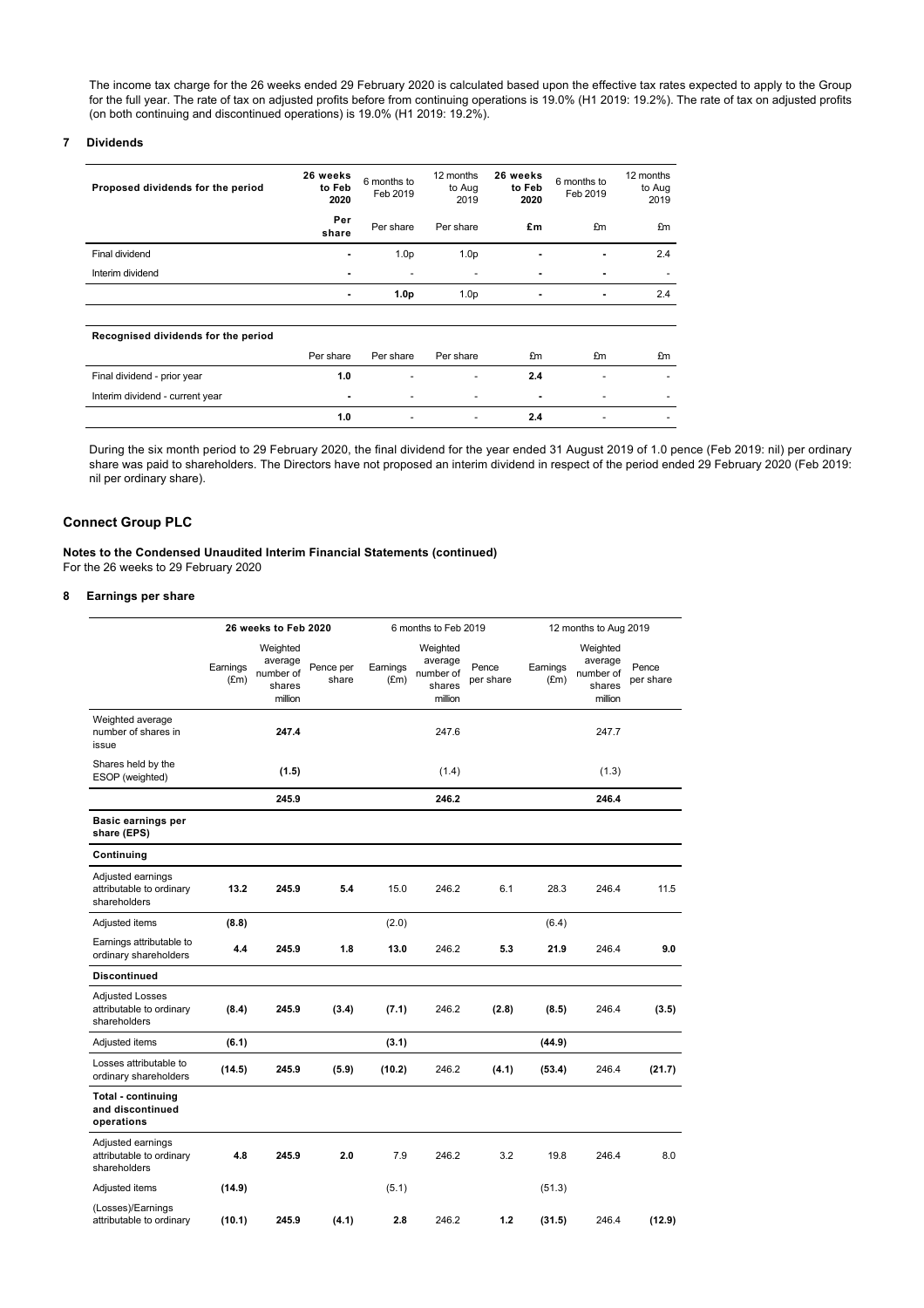The income tax charge for the 26 weeks ended 29 February 2020 is calculated based upon the effective tax rates expected to apply to the Group for the full year. The rate of tax on adjusted profits before from continuing operations is 19.0% (H1 2019: 19.2%). The rate of tax on adjusted profits (on both continuing and discontinued operations) is 19.0% (H1 2019: 19.2%).

## 7 Dividends

| Proposed dividends for the period | 26 weeks to Feb 2020 | 6 months to Feb 2019 | 12 months to Aug 2019 | 26 weeks to Feb 2020 | 6 months to Feb 2019 | 12 months to Aug 2019 |
|---|---|---|---|---|---|---|
| | Per share | Per share | Per share | £m | £m | £m |
| Final dividend | - | 1.0p | 1.0p | - | - | 2.4 |
| Interim dividend | - | - | - | - | - | - |
| | - | 1.0p | 1.0p | - | - | 2.4 |

| Recognised dividends for the period | | | | | | |
|---|---|---|---|---|---|---|
| | Per share | Per share | Per share | £m | £m | £m |
| Final dividend - prior year | 1.0 | - | - | 2.4 | - | - |
| Interim dividend - current year | - | - | - | - | - | - |
| | 1.0 | - | - | 2.4 | - | - |

During the six month period to 29 February 2020, the final dividend for the year ended 31 August 2019 of 1.0 pence (Feb 2019: nil) per ordinary share was paid to shareholders. The Directors have not proposed an interim dividend in respect of the period ended 29 February 2020 (Feb 2019: nil per ordinary share).

# Connect Group PLC

**Notes to the Condensed Unaudited Interim Financial Statements (continued)**
For the 26 weeks to 29 February 2020

## 8 Earnings per share

| | 26 weeks to Feb 2020 | | | 6 months to Feb 2019 | | | 12 months to Aug 2019 | | |
|---|---|---|---|---|---|---|---|---|---|
| | Earnings (£m) | Weighted average number of shares million | Pence per share | Earnings (£m) | Weighted average number of shares million | Pence per share | Earnings (£m) | Weighted average number of shares million | Pence per share |
| Weighted average number of shares in issue | | 247.4 | | | 247.6 | | | 247.7 | |
| Shares held by the ESOP (weighted) | | (1.5) | | | (1.4) | | | (1.3) | |
| | | 245.9 | | | 246.2 | | | 246.4 | |
| **Basic earnings per share (EPS)** | | | | | | | | | |
| **Continuing** | | | | | | | | | |
| Adjusted earnings attributable to ordinary shareholders | 13.2 | 245.9 | 5.4 | 15.0 | 246.2 | 6.1 | 28.3 | 246.4 | 11.5 |
| Adjusted items | (8.8) | | | (2.0) | | | (6.4) | | |
| Earnings attributable to ordinary shareholders | 4.4 | 245.9 | 1.8 | 13.0 | 246.2 | 5.3 | 21.9 | 246.4 | 9.0 |
| **Discontinued** | | | | | | | | | |
| Adjusted Losses attributable to ordinary shareholders | (8.4) | 245.9 | (3.4) | (7.1) | 246.2 | (2.8) | (8.5) | 246.4 | (3.5) |
| Adjusted items | (6.1) | | | (3.1) | | | (44.9) | | |
| Losses attributable to ordinary shareholders | (14.5) | 245.9 | (5.9) | (10.2) | 246.2 | (4.1) | (53.4) | 246.4 | (21.7) |
| **Total - continuing and discontinued operations** | | | | | | | | | |
| Adjusted earnings attributable to ordinary shareholders | 4.8 | 245.9 | 2.0 | 7.9 | 246.2 | 3.2 | 19.8 | 246.4 | 8.0 |
| Adjusted items | (14.9) | | | (5.1) | | | (51.3) | | |
| (Losses)/Earnings attributable to ordinary | (10.1) | 245.9 | (4.1) | 2.8 | 246.2 | 1.2 | (31.5) | 246.4 | (12.9) |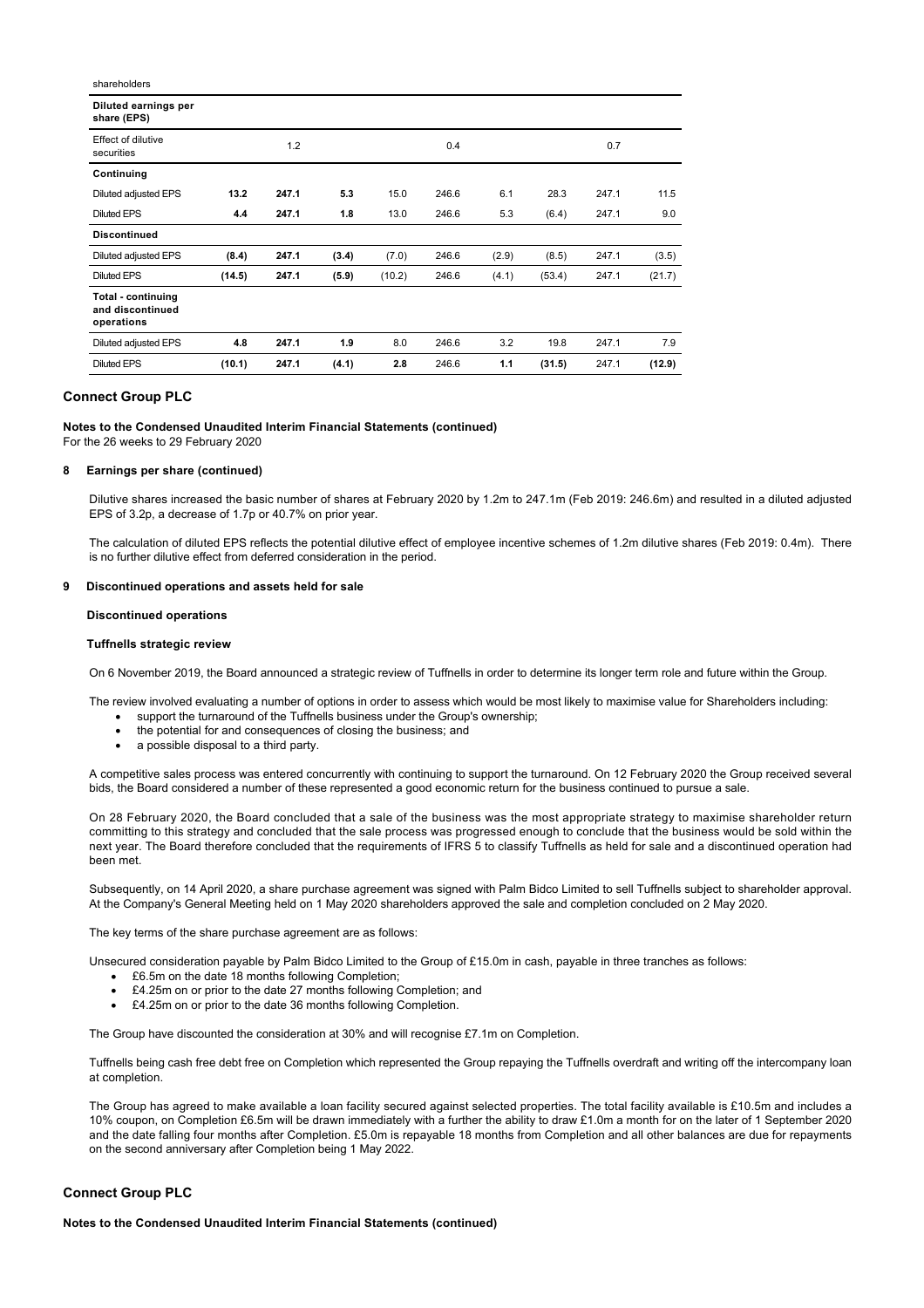shareholders

| Diluted earnings per share (EPS) | | | | | | | | | |
|---|---|---|---|---|---|---|---|---|---|
| Effect of dilutive securities | | 1.2 | | | 0.4 | | | 0.7 | |
| **Continuing** | | | | | | | | | |
| Diluted adjusted EPS | **13.2** | **247.1** | **5.3** | 15.0 | 246.6 | 6.1 | 28.3 | 247.1 | 11.5 |
| Diluted EPS | **4.4** | **247.1** | **1.8** | 13.0 | 246.6 | 5.3 | (6.4) | 247.1 | 9.0 |
| **Discontinued** | | | | | | | | | |
| Diluted adjusted EPS | **(8.4)** | **247.1** | **(3.4)** | (7.0) | 246.6 | (2.9) | (8.5) | 247.1 | (3.5) |
| Diluted EPS | **(14.5)** | **247.1** | **(5.9)** | (10.2) | 246.6 | (4.1) | (53.4) | 247.1 | (21.7) |
| **Total - continuing and discontinued operations** | | | | | | | | | |
| Diluted adjusted EPS | **4.8** | **247.1** | **1.9** | 8.0 | 246.6 | 3.2 | 19.8 | 247.1 | 7.9 |
| Diluted EPS | **(10.1)** | **247.1** | **(4.1)** | **2.8** | 246.6 | **1.1** | **(31.5)** | 247.1 | **(12.9)** |

## Connect Group PLC

**Notes to the Condensed Unaudited Interim Financial Statements (continued)**
For the 26 weeks to 29 February 2020

### 8 Earnings per share (continued)

Dilutive shares increased the basic number of shares at February 2020 by 1.2m to 247.1m (Feb 2019: 246.6m) and resulted in a diluted adjusted EPS of 3.2p, a decrease of 1.7p or 40.7% on prior year.

The calculation of diluted EPS reflects the potential dilutive effect of employee incentive schemes of 1.2m dilutive shares (Feb 2019: 0.4m). There is no further dilutive effect from deferred consideration in the period.

### 9 Discontinued operations and assets held for sale

**Discontinued operations**

**Tuffnells strategic review**

On 6 November 2019, the Board announced a strategic review of Tuffnells in order to determine its longer term role and future within the Group.

The review involved evaluating a number of options in order to assess which would be most likely to maximise value for Shareholders including:

- support the turnaround of the Tuffnells business under the Group's ownership;
- the potential for and consequences of closing the business; and
- a possible disposal to a third party.

A competitive sales process was entered concurrently with continuing to support the turnaround. On 12 February 2020 the Group received several bids, the Board considered a number of these represented a good economic return for the business continued to pursue a sale.

On 28 February 2020, the Board concluded that a sale of the business was the most appropriate strategy to maximise shareholder return committing to this strategy and concluded that the sale process was progressed enough to conclude that the business would be sold within the next year. The Board therefore concluded that the requirements of IFRS 5 to classify Tuffnells as held for sale and a discontinued operation had been met.

Subsequently, on 14 April 2020, a share purchase agreement was signed with Palm Bidco Limited to sell Tuffnells subject to shareholder approval. At the Company's General Meeting held on 1 May 2020 shareholders approved the sale and completion concluded on 2 May 2020.

The key terms of the share purchase agreement are as follows:

Unsecured consideration payable by Palm Bidco Limited to the Group of £15.0m in cash, payable in three tranches as follows:

- £6.5m on the date 18 months following Completion;
- £4.25m on or prior to the date 27 months following Completion; and
- £4.25m on or prior to the date 36 months following Completion.

The Group have discounted the consideration at 30% and will recognise £7.1m on Completion.

Tuffnells being cash free debt free on Completion which represented the Group repaying the Tuffnells overdraft and writing off the intercompany loan at completion.

The Group has agreed to make available a loan facility secured against selected properties. The total facility available is £10.5m and includes a 10% coupon, on Completion £6.5m will be drawn immediately with a further the ability to draw £1.0m a month for on the later of 1 September 2020 and the date falling four months after Completion. £5.0m is repayable 18 months from Completion and all other balances are due for repayments on the second anniversary after Completion being 1 May 2022.

## Connect Group PLC

**Notes to the Condensed Unaudited Interim Financial Statements (continued)**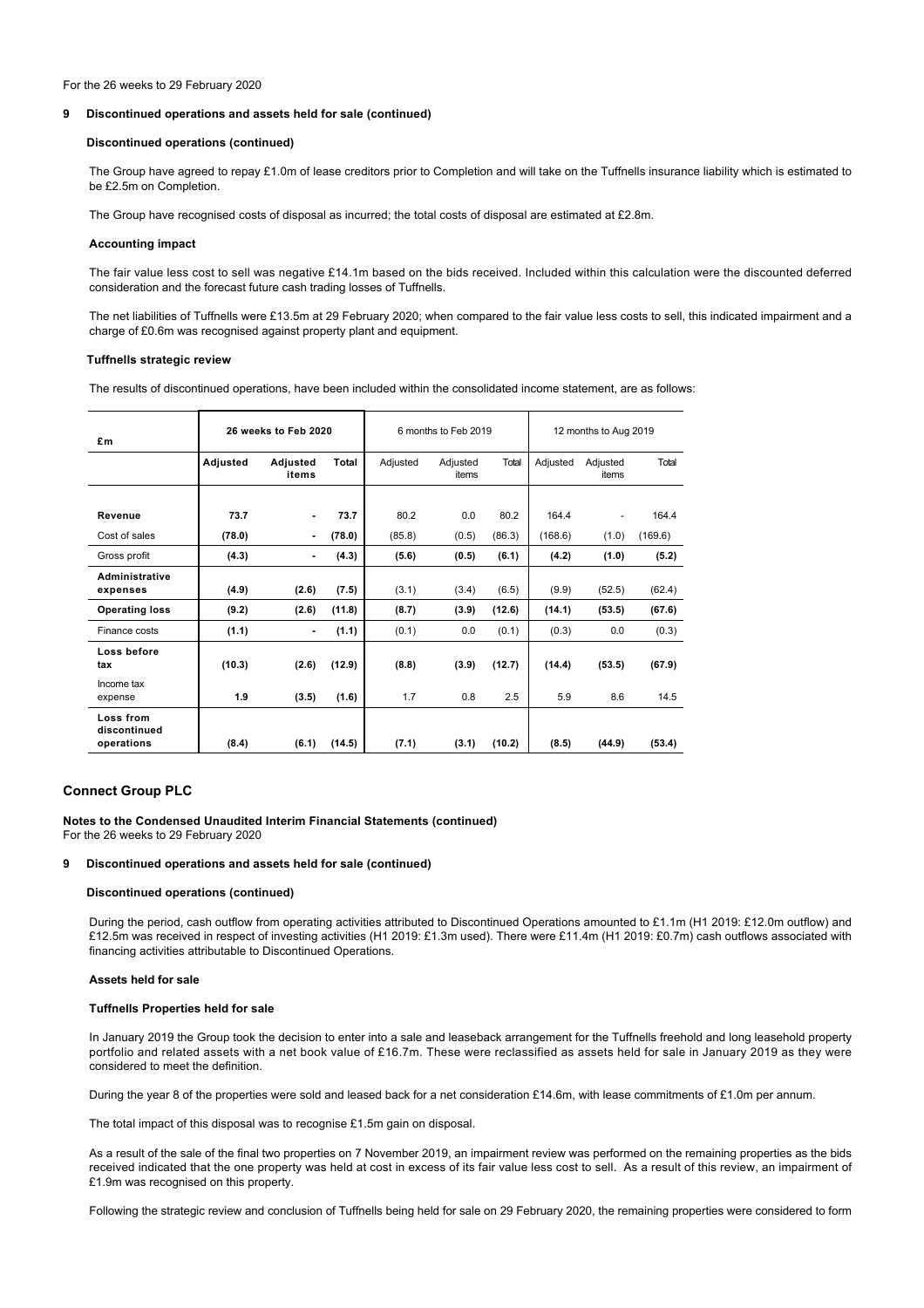For the 26 weeks to 29 February 2020

**9 Discontinued operations and assets held for sale (continued)**

**Discontinued operations (continued)**

The Group have agreed to repay £1.0m of lease creditors prior to Completion and will take on the Tuffnells insurance liability which is estimated to be £2.5m on Completion.

The Group have recognised costs of disposal as incurred; the total costs of disposal are estimated at £2.8m.

**Accounting impact**

The fair value less cost to sell was negative £14.1m based on the bids received. Included within this calculation were the discounted deferred consideration and the forecast future cash trading losses of Tuffnells.

The net liabilities of Tuffnells were £13.5m at 29 February 2020; when compared to the fair value less costs to sell, this indicated impairment and a charge of £0.6m was recognised against property plant and equipment.

**Tuffnells strategic review**

The results of discontinued operations, have been included within the consolidated income statement, are as follows:

| £m | 26 weeks to Feb 2020 | | | 6 months to Feb 2019 | | | 12 months to Aug 2019 | | |
|---|---|---|---|---|---|---|---|---|---|
| | **Adjusted** | **Adjusted items** | **Total** | Adjusted | Adjusted items | Total | Adjusted | Adjusted items | Total |
| **Revenue** | **73.7** | **-** | **73.7** | 80.2 | 0.0 | 80.2 | 164.4 | - | 164.4 |
| Cost of sales | **(78.0)** | **-** | **(78.0)** | (85.8) | (0.5) | (86.3) | (168.6) | (1.0) | (169.6) |
| Gross profit | **(4.3)** | **-** | **(4.3)** | **(5.6)** | **(0.5)** | **(6.1)** | **(4.2)** | **(1.0)** | **(5.2)** |
| **Administrative expenses** | **(4.9)** | **(2.6)** | **(7.5)** | (3.1) | (3.4) | (6.5) | (9.9) | (52.5) | (62.4) |
| **Operating loss** | **(9.2)** | **(2.6)** | **(11.8)** | **(8.7)** | **(3.9)** | **(12.6)** | **(14.1)** | **(53.5)** | **(67.6)** |
| Finance costs | **(1.1)** | **-** | **(1.1)** | (0.1) | 0.0 | (0.1) | (0.3) | 0.0 | (0.3) |
| **Loss before tax** | **(10.3)** | **(2.6)** | **(12.9)** | **(8.8)** | **(3.9)** | **(12.7)** | **(14.4)** | **(53.5)** | **(67.9)** |
| Income tax expense | **1.9** | **(3.5)** | **(1.6)** | 1.7 | 0.8 | 2.5 | 5.9 | 8.6 | 14.5 |
| **Loss from discontinued operations** | **(8.4)** | **(6.1)** | **(14.5)** | **(7.1)** | **(3.1)** | **(10.2)** | **(8.5)** | **(44.9)** | **(53.4)** |

## Connect Group PLC

**Notes to the Condensed Unaudited Interim Financial Statements (continued)**
For the 26 weeks to 29 February 2020

**9 Discontinued operations and assets held for sale (continued)**

**Discontinued operations (continued)**

During the period, cash outflow from operating activities attributed to Discontinued Operations amounted to £1.1m (H1 2019: £12.0m outflow) and £12.5m was received in respect of investing activities (H1 2019: £1.3m used). There were £11.4m (H1 2019: £0.7m) cash outflows associated with financing activities attributable to Discontinued Operations.

**Assets held for sale**

**Tuffnells Properties held for sale**

In January 2019 the Group took the decision to enter into a sale and leaseback arrangement for the Tuffnells freehold and long leasehold property portfolio and related assets with a net book value of £16.7m. These were reclassified as assets held for sale in January 2019 as they were considered to meet the definition.

During the year 8 of the properties were sold and leased back for a net consideration £14.6m, with lease commitments of £1.0m per annum.

The total impact of this disposal was to recognise £1.5m gain on disposal.

As a result of the sale of the final two properties on 7 November 2019, an impairment review was performed on the remaining properties as the bids received indicated that the one property was held at cost in excess of its fair value less cost to sell. As a result of this review, an impairment of £1.9m was recognised on this property.

Following the strategic review and conclusion of Tuffnells being held for sale on 29 February 2020, the remaining properties were considered to form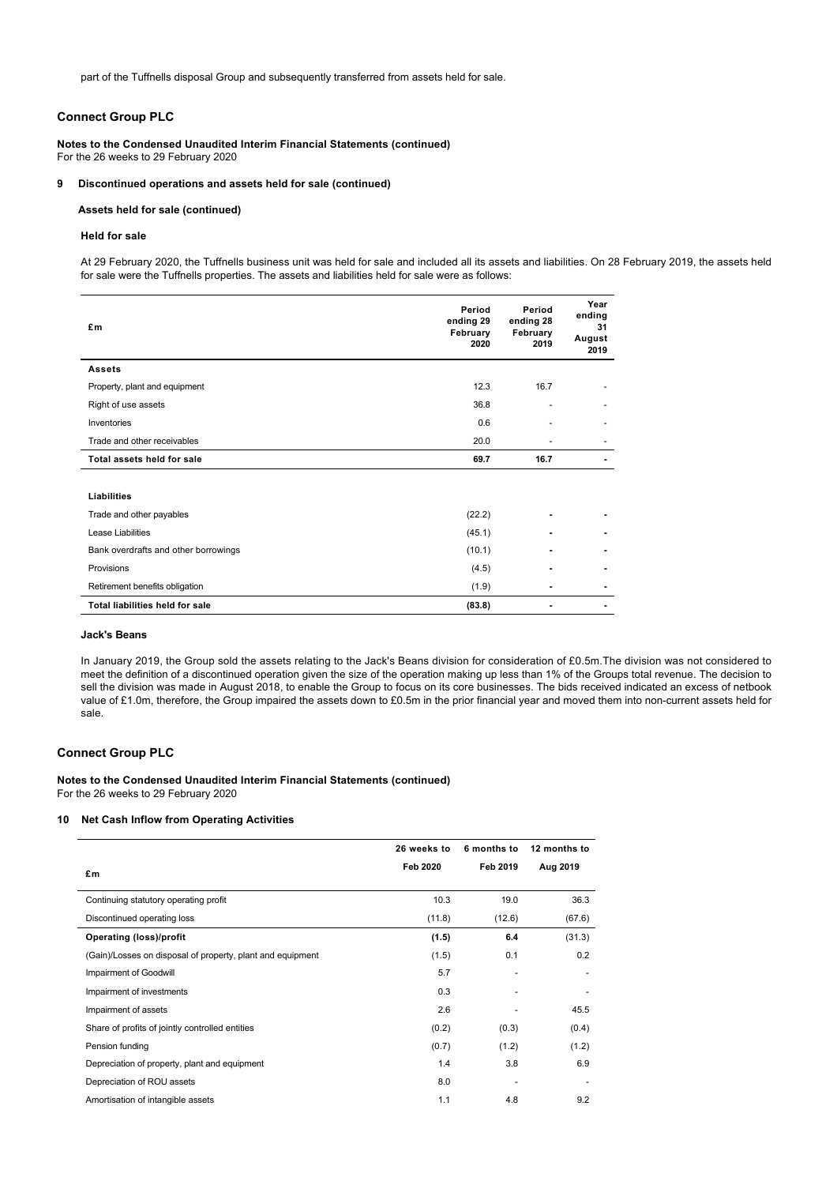part of the Tuffnells disposal Group and subsequently transferred from assets held for sale.

## Connect Group PLC

**Notes to the Condensed Unaudited Interim Financial Statements (continued)**
For the 26 weeks to 29 February 2020

### 9 Discontinued operations and assets held for sale (continued)

**Assets held for sale (continued)**

**Held for sale**

At 29 February 2020, the Tuffnells business unit was held for sale and included all its assets and liabilities. On 28 February 2019, the assets held for sale were the Tuffnells properties. The assets and liabilities held for sale were as follows:

| £m | Period ending 29 February 2020 | Period ending 28 February 2019 | Year ending 31 August 2019 |
|---|---|---|---|
| **Assets** | | | |
| Property, plant and equipment | 12.3 | 16.7 | - |
| Right of use assets | 36.8 | - | - |
| Inventories | 0.6 | - | - |
| Trade and other receivables | 20.0 | - | - |
| **Total assets held for sale** | **69.7** | **16.7** | **-** |
| | | | |
| **Liabilities** | | | |
| Trade and other payables | (22.2) | - | - |
| Lease Liabilities | (45.1) | - | - |
| Bank overdrafts and other borrowings | (10.1) | - | - |
| Provisions | (4.5) | - | - |
| Retirement benefits obligation | (1.9) | - | - |
| **Total liabilities held for sale** | **(83.8)** | **-** | **-** |

**Jack's Beans**

In January 2019, the Group sold the assets relating to the Jack's Beans division for consideration of £0.5m.The division was not considered to meet the definition of a discontinued operation given the size of the operation making up less than 1% of the Groups total revenue. The decision to sell the division was made in August 2018, to enable the Group to focus on its core businesses. The bids received indicated an excess of netbook value of £1.0m, therefore, the Group impaired the assets down to £0.5m in the prior financial year and moved them into non-current assets held for sale.

## Connect Group PLC

**Notes to the Condensed Unaudited Interim Financial Statements (continued)**
For the 26 weeks to 29 February 2020

### 10 Net Cash Inflow from Operating Activities

| £m | 26 weeks to Feb 2020 | 6 months to Feb 2019 | 12 months to Aug 2019 |
|---|---|---|---|
| Continuing statutory operating profit | 10.3 | 19.0 | 36.3 |
| Discontinued operating loss | (11.8) | (12.6) | (67.6) |
| **Operating (loss)/profit** | **(1.5)** | **6.4** | (31.3) |
| (Gain)/Losses on disposal of property, plant and equipment | (1.5) | 0.1 | 0.2 |
| Impairment of Goodwill | 5.7 | - | - |
| Impairment of investments | 0.3 | - | - |
| Impairment of assets | 2.6 | - | 45.5 |
| Share of profits of jointly controlled entities | (0.2) | (0.3) | (0.4) |
| Pension funding | (0.7) | (1.2) | (1.2) |
| Depreciation of property, plant and equipment | 1.4 | 3.8 | 6.9 |
| Depreciation of ROU assets | 8.0 | - | - |
| Amortisation of intangible assets | 1.1 | 4.8 | 9.2 |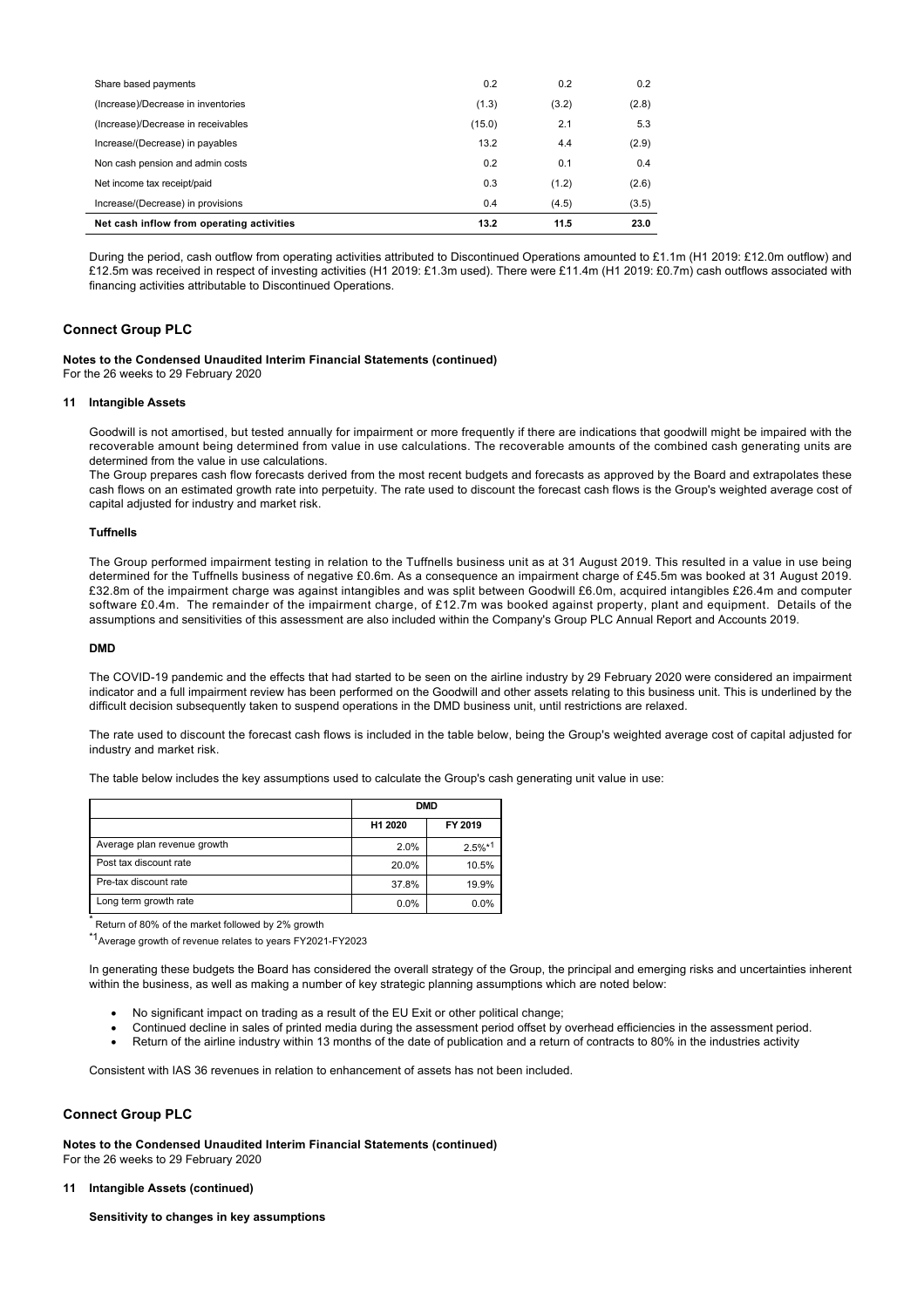| | | | |
|---|---|---|---|
| Share based payments | 0.2 | 0.2 | 0.2 |
| (Increase)/Decrease in inventories | (1.3) | (3.2) | (2.8) |
| (Increase)/Decrease in receivables | (15.0) | 2.1 | 5.3 |
| Increase/(Decrease) in payables | 13.2 | 4.4 | (2.9) |
| Non cash pension and admin costs | 0.2 | 0.1 | 0.4 |
| Net income tax receipt/paid | 0.3 | (1.2) | (2.6) |
| Increase/(Decrease) in provisions | 0.4 | (4.5) | (3.5) |
| **Net cash inflow from operating activities** | **13.2** | **11.5** | **23.0** |

During the period, cash outflow from operating activities attributed to Discontinued Operations amounted to £1.1m (H1 2019: £12.0m outflow) and £12.5m was received in respect of investing activities (H1 2019: £1.3m used). There were £11.4m (H1 2019: £0.7m) cash outflows associated with financing activities attributable to Discontinued Operations.

## Connect Group PLC

**Notes to the Condensed Unaudited Interim Financial Statements (continued)**
For the 26 weeks to 29 February 2020

### 11 Intangible Assets

Goodwill is not amortised, but tested annually for impairment or more frequently if there are indications that goodwill might be impaired with the recoverable amount being determined from value in use calculations. The recoverable amounts of the combined cash generating units are determined from the value in use calculations.
The Group prepares cash flow forecasts derived from the most recent budgets and forecasts as approved by the Board and extrapolates these cash flows on an estimated growth rate into perpetuity. The rate used to discount the forecast cash flows is the Group's weighted average cost of capital adjusted for industry and market risk.

**Tuffnells**

The Group performed impairment testing in relation to the Tuffnells business unit as at 31 August 2019. This resulted in a value in use being determined for the Tuffnells business of negative £0.6m. As a consequence an impairment charge of £45.5m was booked at 31 August 2019. £32.8m of the impairment charge was against intangibles and was split between Goodwill £6.0m, acquired intangibles £26.4m and computer software £0.4m. The remainder of the impairment charge, of £12.7m was booked against property, plant and equipment. Details of the assumptions and sensitivities of this assessment are also included within the Company's Group PLC Annual Report and Accounts 2019.

**DMD**

The COVID-19 pandemic and the effects that had started to be seen on the airline industry by 29 February 2020 were considered an impairment indicator and a full impairment review has been performed on the Goodwill and other assets relating to this business unit. This is underlined by the difficult decision subsequently taken to suspend operations in the DMD business unit, until restrictions are relaxed.

The rate used to discount the forecast cash flows is included in the table below, being the Group's weighted average cost of capital adjusted for industry and market risk.

The table below includes the key assumptions used to calculate the Group's cash generating unit value in use:

| | DMD | |
|---|---|---|
| | H1 2020 | FY 2019 |
| Average plan revenue growth | 2.0% | 2.5%*1 |
| Post tax discount rate | 20.0% | 10.5% |
| Pre-tax discount rate | 37.8% | 19.9% |
| Long term growth rate | 0.0% | 0.0% |

* Return of 80% of the market followed by 2% growth

*1 Average growth of revenue relates to years FY2021-FY2023

In generating these budgets the Board has considered the overall strategy of the Group, the principal and emerging risks and uncertainties inherent within the business, as well as making a number of key strategic planning assumptions which are noted below:

- No significant impact on trading as a result of the EU Exit or other political change;
- Continued decline in sales of printed media during the assessment period offset by overhead efficiencies in the assessment period.
- Return of the airline industry within 13 months of the date of publication and a return of contracts to 80% in the industries activity

Consistent with IAS 36 revenues in relation to enhancement of assets has not been included.

## Connect Group PLC

**Notes to the Condensed Unaudited Interim Financial Statements (continued)**
For the 26 weeks to 29 February 2020

### 11 Intangible Assets (continued)

**Sensitivity to changes in key assumptions**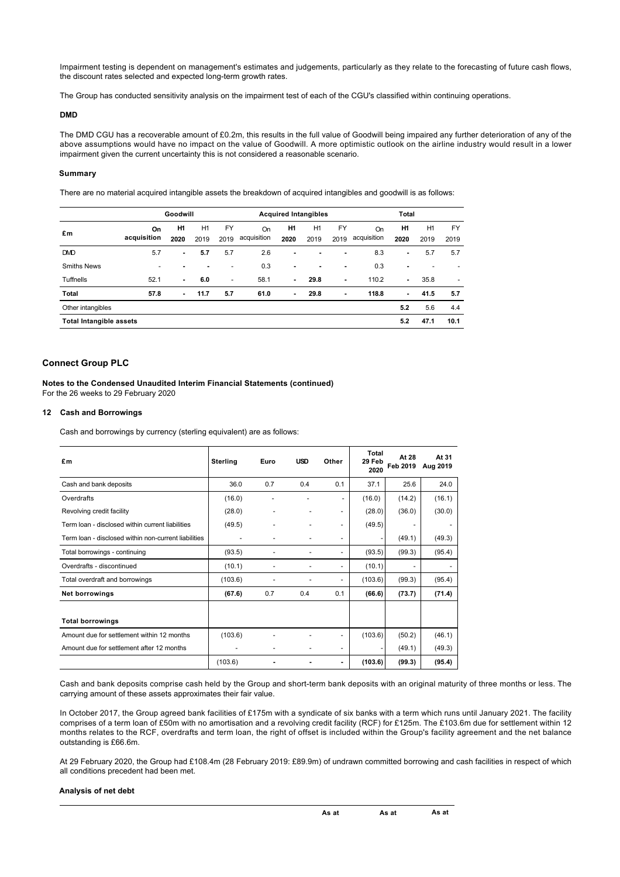Impairment testing is dependent on management's estimates and judgements, particularly as they relate to the forecasting of future cash flows, the discount rates selected and expected long-term growth rates.

The Group has conducted sensitivity analysis on the impairment test of each of the CGU's classified within continuing operations.

**DMD**

The DMD CGU has a recoverable amount of £0.2m, this results in the full value of Goodwill being impaired any further deterioration of any of the above assumptions would have no impact on the value of Goodwill. A more optimistic outlook on the airline industry would result in a lower impairment given the current uncertainty this is not considered a reasonable scenario.

**Summary**

There are no material acquired intangible assets the breakdown of acquired intangibles and goodwill is as follows:

| £m | Goodwill | | | | Acquired Intangibles | | | | Total | | | |
|---|---|---|---|---|---|---|---|---|---|---|---|---|
| | On acquisition | H1 2020 | H1 2019 | FY 2019 | On acquisition | H1 2020 | H1 2019 | FY 2019 | On acquisition | H1 2020 | H1 2019 | FY 2019 |
| DMD | 5.7 | - | 5.7 | 5.7 | 2.6 | - | - | - | 8.3 | - | 5.7 | 5.7 |
| Smiths News | - | - | - | - | 0.3 | - | - | - | 0.3 | - | - | - |
| Tuffnells | 52.1 | - | 6.0 | - | 58.1 | - | 29.8 | - | 110.2 | - | 35.8 | - |
| **Total** | **57.8** | **-** | **11.7** | **5.7** | **61.0** | **-** | **29.8** | **-** | **118.8** | **-** | **41.5** | **5.7** |
| Other intangibles | | | | | | | | | | **5.2** | 5.6 | 4.4 |
| **Total Intangible assets** | | | | | | | | | | **5.2** | **47.1** | **10.1** |

## Connect Group PLC

**Notes to the Condensed Unaudited Interim Financial Statements (continued)**
For the 26 weeks to 29 February 2020

### 12 Cash and Borrowings

Cash and borrowings by currency (sterling equivalent) are as follows:

| £m | Sterling | Euro | USD | Other | Total 29 Feb 2020 | At 28 Feb 2019 | At 31 Aug 2019 |
|---|---|---|---|---|---|---|---|
| Cash and bank deposits | 36.0 | 0.7 | 0.4 | 0.1 | 37.1 | 25.6 | 24.0 |
| Overdrafts | (16.0) | - | - | - | (16.0) | (14.2) | (16.1) |
| Revolving credit facility | (28.0) | - | - | - | (28.0) | (36.0) | (30.0) |
| Term loan - disclosed within current liabilities | (49.5) | - | - | - | (49.5) | - | - |
| Term loan - disclosed within non-current liabilities | - | - | - | - | - | (49.1) | (49.3) |
| Total borrowings - continuing | (93.5) | - | - | - | (93.5) | (99.3) | (95.4) |
| Overdrafts - discontinued | (10.1) | - | - | - | (10.1) | - | - |
| Total overdraft and borrowings | (103.6) | - | - | - | (103.6) | (99.3) | (95.4) |
| **Net borrowings** | **(67.6)** | **0.7** | **0.4** | **0.1** | **(66.6)** | **(73.7)** | **(71.4)** |
| **Total borrowings** | | | | | | | |
| Amount due for settlement within 12 months | (103.6) | - | - | - | (103.6) | (50.2) | (46.1) |
| Amount due for settlement after 12 months | - | - | - | - | - | (49.1) | (49.3) |
| | (103.6) | - | - | - | **(103.6)** | **(99.3)** | **(95.4)** |

Cash and bank deposits comprise cash held by the Group and short-term bank deposits with an original maturity of three months or less. The carrying amount of these assets approximates their fair value.

In October 2017, the Group agreed bank facilities of £175m with a syndicate of six banks with a term which runs until January 2021. The facility comprises of a term loan of £50m with no amortisation and a revolving credit facility (RCF) for £125m. The £103.6m due for settlement within 12 months relates to the RCF, overdrafts and term loan, the right of offset is included within the Group's facility agreement and the net balance outstanding is £66.6m.

At 29 February 2020, the Group had £108.4m (28 February 2019: £89.9m) of undrawn committed borrowing and cash facilities in respect of which all conditions precedent had been met.

**Analysis of net debt**

| | As at | As at | As at |
|---|---|---|---|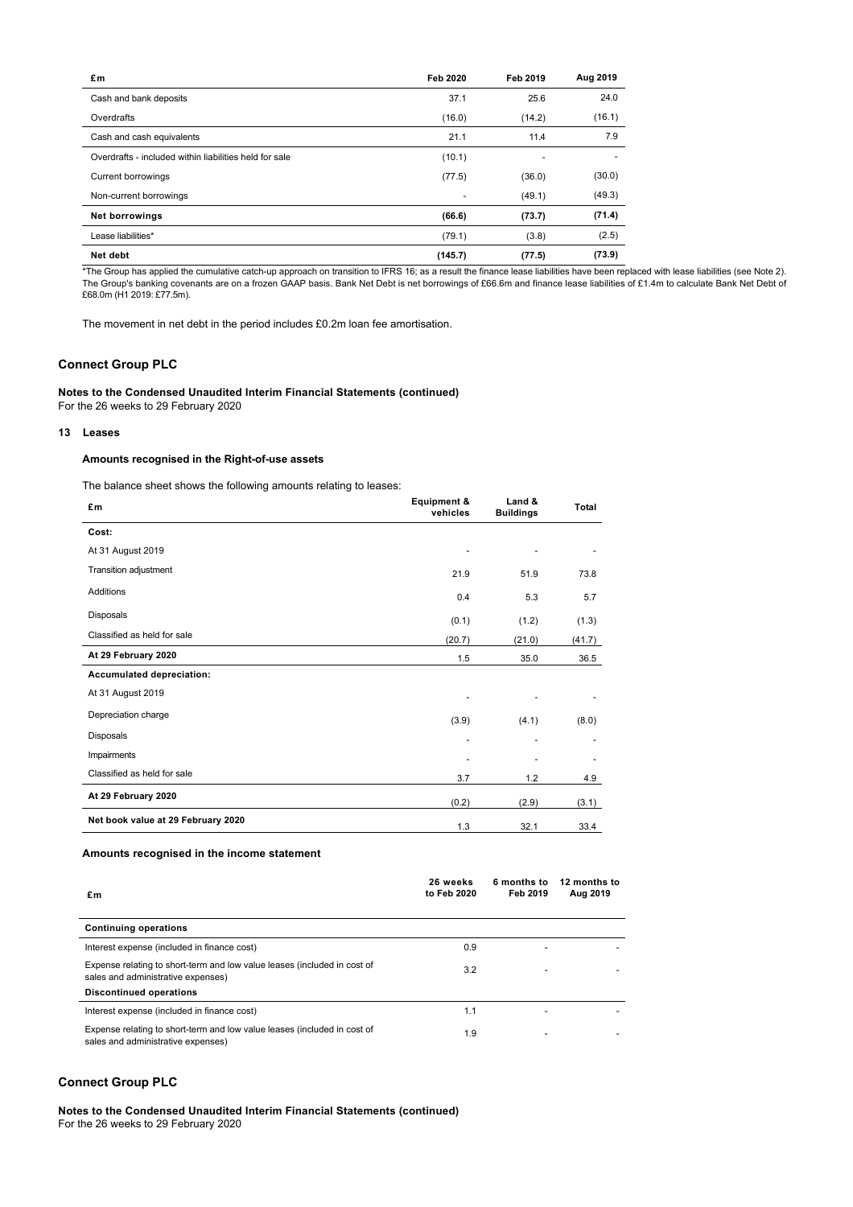| £m | Feb 2020 | Feb 2019 | Aug 2019 |
|---|---|---|---|
| Cash and bank deposits | 37.1 | 25.6 | 24.0 |
| Overdrafts | (16.0) | (14.2) | (16.1) |
| Cash and cash equivalents | 21.1 | 11.4 | 7.9 |
| Overdrafts - included within liabilities held for sale | (10.1) | - | - |
| Current borrowings | (77.5) | (36.0) | (30.0) |
| Non-current borrowings | - | (49.1) | (49.3) |
| **Net borrowings** | **(66.6)** | **(73.7)** | **(71.4)** |
| Lease liabilities* | (79.1) | (3.8) | (2.5) |
| **Net debt** | **(145.7)** | **(77.5)** | **(73.9)** |

*The Group has applied the cumulative catch-up approach on transition to IFRS 16; as a result the finance lease liabilities have been replaced with lease liabilities (see Note 2). The Group's banking covenants are on a frozen GAAP basis. Bank Net Debt is net borrowings of £66.6m and finance lease liabilities of £1.4m to calculate Bank Net Debt of £68.0m (H1 2019: £77.5m).

The movement in net debt in the period includes £0.2m loan fee amortisation.

## Connect Group PLC

**Notes to the Condensed Unaudited Interim Financial Statements (continued)**
For the 26 weeks to 29 February 2020

### 13 Leases

#### Amounts recognised in the Right-of-use assets

The balance sheet shows the following amounts relating to leases:

| £m | Equipment & vehicles | Land & Buildings | Total |
|---|---|---|---|
| **Cost:** | | | |
| At 31 August 2019 | - | - | - |
| Transition adjustment | 21.9 | 51.9 | 73.8 |
| Additions | 0.4 | 5.3 | 5.7 |
| Disposals | (0.1) | (1.2) | (1.3) |
| Classified as held for sale | (20.7) | (21.0) | (41.7) |
| **At 29 February 2020** | 1.5 | 35.0 | 36.5 |
| **Accumulated depreciation:** | | | |
| At 31 August 2019 | - | - | - |
| Depreciation charge | (3.9) | (4.1) | (8.0) |
| Disposals | - | - | - |
| Impairments | - | - | - |
| Classified as held for sale | 3.7 | 1.2 | 4.9 |
| **At 29 February 2020** | (0.2) | (2.9) | (3.1) |
| **Net book value at 29 February 2020** | 1.3 | 32.1 | 33.4 |

#### Amounts recognised in the income statement

| £m | 26 weeks to Feb 2020 | 6 months to Feb 2019 | 12 months to Aug 2019 |
|---|---|---|---|
| **Continuing operations** | | | |
| Interest expense (included in finance cost) | 0.9 | - | - |
| Expense relating to short-term and low value leases (included in cost of sales and administrative expenses) | 3.2 | - | - |
| **Discontinued operations** | | | |
| Interest expense (included in finance cost) | 1.1 | - | - |
| Expense relating to short-term and low value leases (included in cost of sales and administrative expenses) | 1.9 | - | - |

## Connect Group PLC

**Notes to the Condensed Unaudited Interim Financial Statements (continued)**
For the 26 weeks to 29 February 2020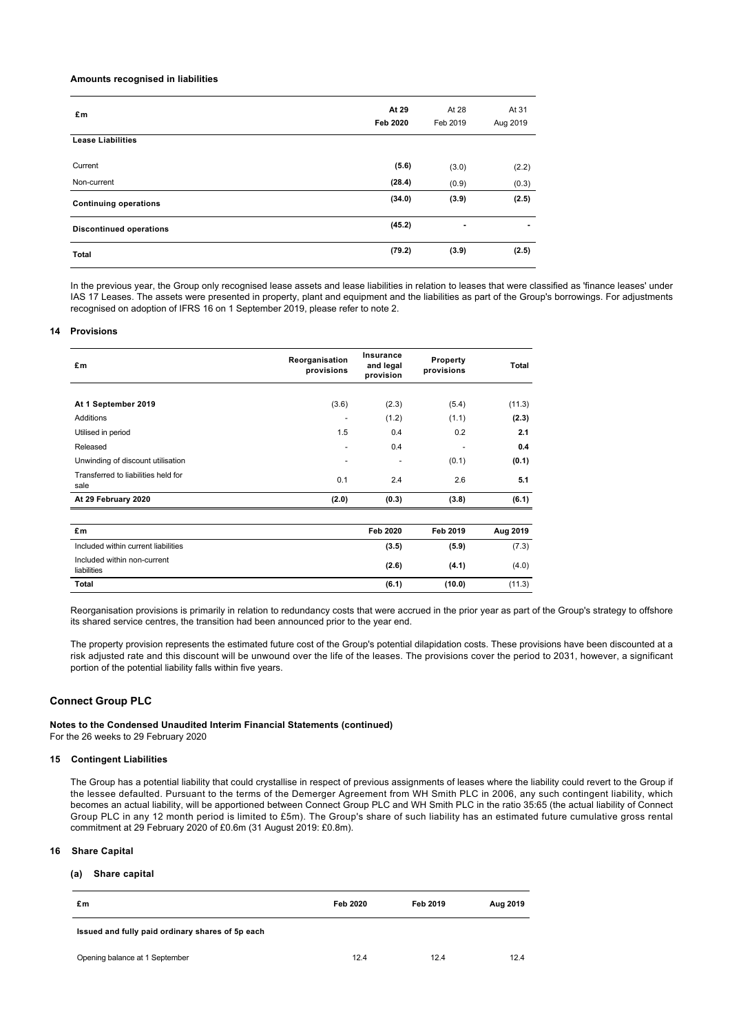**Amounts recognised in liabilities**

| £m | At 29 Feb 2020 | At 28 Feb 2019 | At 31 Aug 2019 |
|---|---|---|---|
| **Lease Liabilities** | | | |
| Current | **(5.6)** | (3.0) | (2.2) |
| Non-current | **(28.4)** | (0.9) | (0.3) |
| **Continuing operations** | **(34.0)** | **(3.9)** | **(2.5)** |
| **Discontinued operations** | **(45.2)** | **-** | **-** |
| **Total** | **(79.2)** | **(3.9)** | **(2.5)** |

In the previous year, the Group only recognised lease assets and lease liabilities in relation to leases that were classified as 'finance leases' under IAS 17 Leases. The assets were presented in property, plant and equipment and the liabilities as part of the Group's borrowings. For adjustments recognised on adoption of IFRS 16 on 1 September 2019, please refer to note 2.

## 14 Provisions

| £m | Reorganisation provisions | Insurance and legal provision | Property provisions | Total |
|---|---|---|---|---|
| **At 1 September 2019** | (3.6) | (2.3) | (5.4) | (11.3) |
| Additions | - | (1.2) | (1.1) | **(2.3)** |
| Utilised in period | 1.5 | 0.4 | 0.2 | **2.1** |
| Released | - | 0.4 | - | **0.4** |
| Unwinding of discount utilisation | - | - | (0.1) | **(0.1)** |
| Transferred to liabilities held for sale | 0.1 | 2.4 | 2.6 | **5.1** |
| **At 29 February 2020** | **(2.0)** | **(0.3)** | **(3.8)** | **(6.1)** |

| £m | Feb 2020 | Feb 2019 | Aug 2019 |
|---|---|---|---|
| Included within current liabilities | **(3.5)** | **(5.9)** | (7.3) |
| Included within non-current liabilities | **(2.6)** | **(4.1)** | (4.0) |
| **Total** | **(6.1)** | **(10.0)** | (11.3) |

Reorganisation provisions is primarily in relation to redundancy costs that were accrued in the prior year as part of the Group's strategy to offshore its shared service centres, the transition had been announced prior to the year end.

The property provision represents the estimated future cost of the Group's potential dilapidation costs. These provisions have been discounted at a risk adjusted rate and this discount will be unwound over the life of the leases. The provisions cover the period to 2031, however, a significant portion of the potential liability falls within five years.

## Connect Group PLC

**Notes to the Condensed Unaudited Interim Financial Statements (continued)**
For the 26 weeks to 29 February 2020

## 15 Contingent Liabilities

The Group has a potential liability that could crystallise in respect of previous assignments of leases where the liability could revert to the Group if the lessee defaulted. Pursuant to the terms of the Demerger Agreement from WH Smith PLC in 2006, any such contingent liability, which becomes an actual liability, will be apportioned between Connect Group PLC and WH Smith PLC in the ratio 35:65 (the actual liability of Connect Group PLC in any 12 month period is limited to £5m). The Group's share of such liability has an estimated future cumulative gross rental commitment at 29 February 2020 of £0.6m (31 August 2019: £0.8m).

## 16 Share Capital

### (a) Share capital

| £m | Feb 2020 | Feb 2019 | Aug 2019 |
|---|---|---|---|
| **Issued and fully paid ordinary shares of 5p each** | | | |
| Opening balance at 1 September | 12.4 | 12.4 | 12.4 |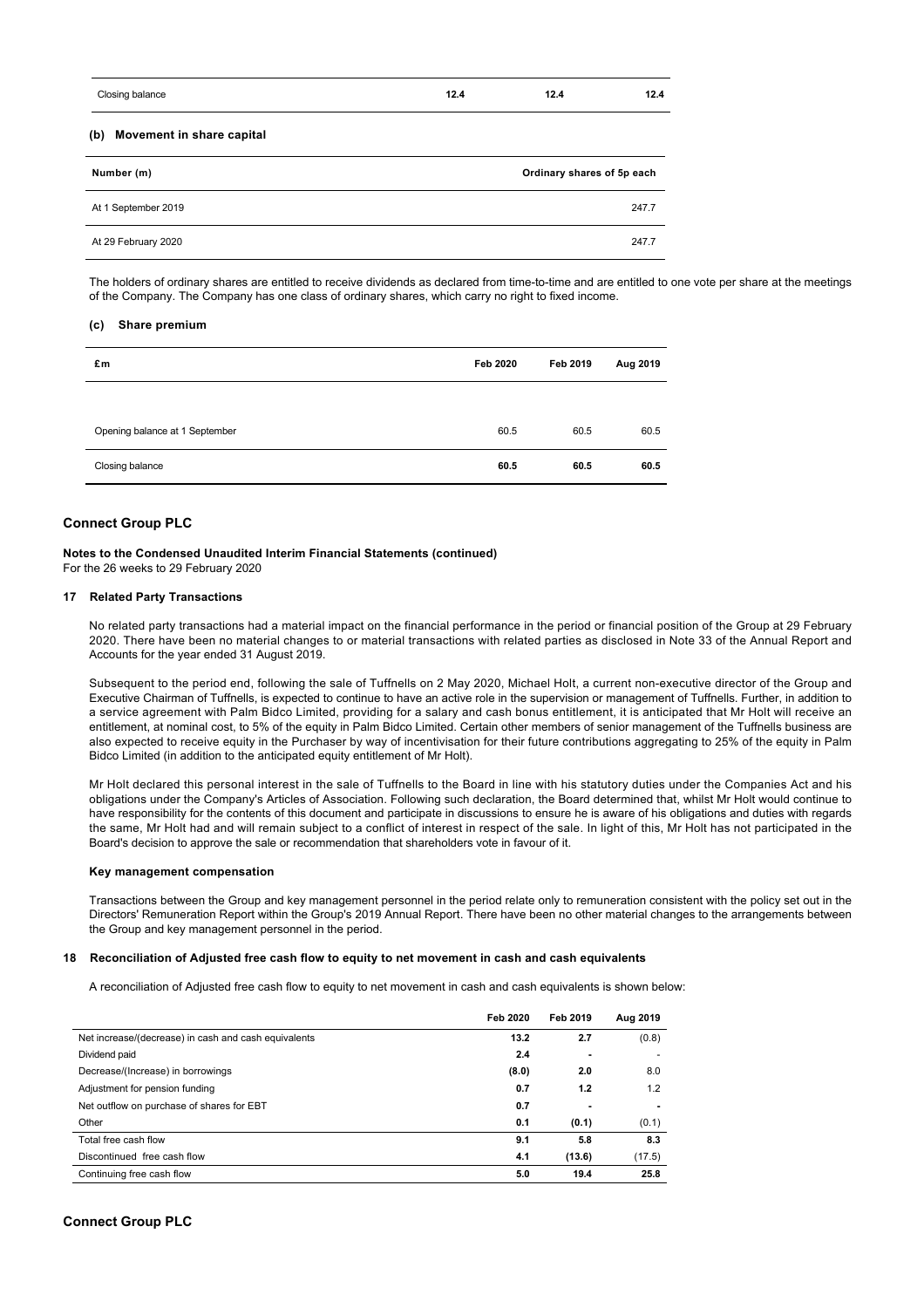| | | | |
|---|---|---|---|
| Closing balance | **12.4** | **12.4** | **12.4** |

**(b) Movement in share capital**

| Number (m) | Ordinary shares of 5p each |
|---|---|
| At 1 September 2019 | 247.7 |
| At 29 February 2020 | 247.7 |

The holders of ordinary shares are entitled to receive dividends as declared from time-to-time and are entitled to one vote per share at the meetings of the Company. The Company has one class of ordinary shares, which carry no right to fixed income.

**(c) Share premium**

| £m | Feb 2020 | Feb 2019 | Aug 2019 |
|---|---|---|---|
| Opening balance at 1 September | 60.5 | 60.5 | 60.5 |
| Closing balance | **60.5** | **60.5** | **60.5** |

## Connect Group PLC

**Notes to the Condensed Unaudited Interim Financial Statements (continued)**
For the 26 weeks to 29 February 2020

### 17 Related Party Transactions

No related party transactions had a material impact on the financial performance in the period or financial position of the Group at 29 February 2020. There have been no material changes to or material transactions with related parties as disclosed in Note 33 of the Annual Report and Accounts for the year ended 31 August 2019.

Subsequent to the period end, following the sale of Tuffnells on 2 May 2020, Michael Holt, a current non-executive director of the Group and Executive Chairman of Tuffnells, is expected to continue to have an active role in the supervision or management of Tuffnells. Further, in addition to a service agreement with Palm Bidco Limited, providing for a salary and cash bonus entitlement, it is anticipated that Mr Holt will receive an entitlement, at nominal cost, to 5% of the equity in Palm Bidco Limited. Certain other members of senior management of the Tuffnells business are also expected to receive equity in the Purchaser by way of incentivisation for their future contributions aggregating to 25% of the equity in Palm Bidco Limited (in addition to the anticipated equity entitlement of Mr Holt).

Mr Holt declared this personal interest in the sale of Tuffnells to the Board in line with his statutory duties under the Companies Act and his obligations under the Company's Articles of Association. Following such declaration, the Board determined that, whilst Mr Holt would continue to have responsibility for the contents of this document and participate in discussions to ensure he is aware of his obligations and duties with regards the same, Mr Holt had and will remain subject to a conflict of interest in respect of the sale. In light of this, Mr Holt has not participated in the Board's decision to approve the sale or recommendation that shareholders vote in favour of it.

**Key management compensation**

Transactions between the Group and key management personnel in the period relate only to remuneration consistent with the policy set out in the Directors' Remuneration Report within the Group's 2019 Annual Report. There have been no other material changes to the arrangements between the Group and key management personnel in the period.

### 18 Reconciliation of Adjusted free cash flow to equity to net movement in cash and cash equivalents

A reconciliation of Adjusted free cash flow to equity to net movement in cash and cash equivalents is shown below:

| | Feb 2020 | Feb 2019 | Aug 2019 |
|---|---|---|---|
| Net increase/(decrease) in cash and cash equivalents | **13.2** | **2.7** | (0.8) |
| Dividend paid | **2.4** | **-** | - |
| Decrease/(Increase) in borrowings | **(8.0)** | **2.0** | 8.0 |
| Adjustment for pension funding | **0.7** | **1.2** | 1.2 |
| Net outflow on purchase of shares for EBT | **0.7** | **-** | **-** |
| Other | **0.1** | **(0.1)** | (0.1) |
| Total free cash flow | **9.1** | **5.8** | **8.3** |
| Discontinued free cash flow | **4.1** | **(13.6)** | (17.5) |
| Continuing free cash flow | **5.0** | **19.4** | **25.8** |

## Connect Group PLC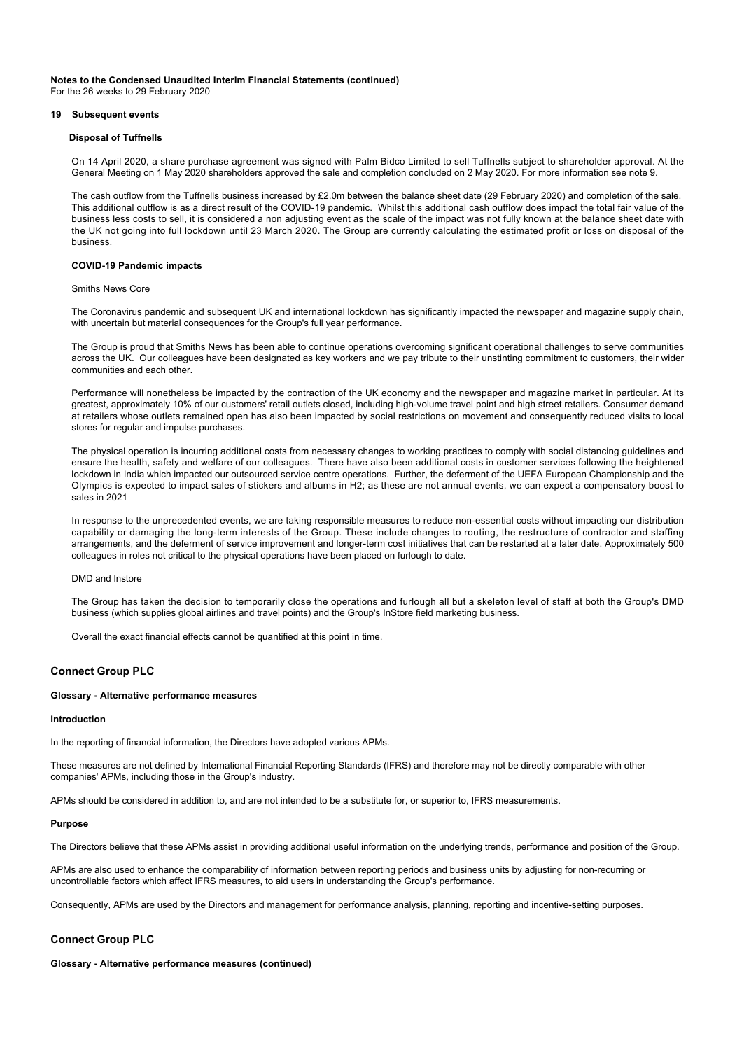**Notes to the Condensed Unaudited Interim Financial Statements (continued)**
For the 26 weeks to 29 February 2020

**19 Subsequent events**

**Disposal of Tuffnells**

On 14 April 2020, a share purchase agreement was signed with Palm Bidco Limited to sell Tuffnells subject to shareholder approval. At the General Meeting on 1 May 2020 shareholders approved the sale and completion concluded on 2 May 2020. For more information see note 9.

The cash outflow from the Tuffnells business increased by £2.0m between the balance sheet date (29 February 2020) and completion of the sale. This additional outflow is as a direct result of the COVID-19 pandemic. Whilst this additional cash outflow does impact the total fair value of the business less costs to sell, it is considered a non adjusting event as the scale of the impact was not fully known at the balance sheet date with the UK not going into full lockdown until 23 March 2020. The Group are currently calculating the estimated profit or loss on disposal of the business.

**COVID-19 Pandemic impacts**

Smiths News Core

The Coronavirus pandemic and subsequent UK and international lockdown has significantly impacted the newspaper and magazine supply chain, with uncertain but material consequences for the Group's full year performance.

The Group is proud that Smiths News has been able to continue operations overcoming significant operational challenges to serve communities across the UK. Our colleagues have been designated as key workers and we pay tribute to their unstinting commitment to customers, their wider communities and each other.

Performance will nonetheless be impacted by the contraction of the UK economy and the newspaper and magazine market in particular. At its greatest, approximately 10% of our customers' retail outlets closed, including high-volume travel point and high street retailers. Consumer demand at retailers whose outlets remained open has also been impacted by social restrictions on movement and consequently reduced visits to local stores for regular and impulse purchases.

The physical operation is incurring additional costs from necessary changes to working practices to comply with social distancing guidelines and ensure the health, safety and welfare of our colleagues. There have also been additional costs in customer services following the heightened lockdown in India which impacted our outsourced service centre operations. Further, the deferment of the UEFA European Championship and the Olympics is expected to impact sales of stickers and albums in H2; as these are not annual events, we can expect a compensatory boost to sales in 2021

In response to the unprecedented events, we are taking responsible measures to reduce non-essential costs without impacting our distribution capability or damaging the long-term interests of the Group. These include changes to routing, the restructure of contractor and staffing arrangements, and the deferment of service improvement and longer-term cost initiatives that can be restarted at a later date. Approximately 500 colleagues in roles not critical to the physical operations have been placed on furlough to date.

DMD and Instore

The Group has taken the decision to temporarily close the operations and furlough all but a skeleton level of staff at both the Group's DMD business (which supplies global airlines and travel points) and the Group's InStore field marketing business.

Overall the exact financial effects cannot be quantified at this point in time.

## Connect Group PLC

**Glossary - Alternative performance measures**

**Introduction**

In the reporting of financial information, the Directors have adopted various APMs.

These measures are not defined by International Financial Reporting Standards (IFRS) and therefore may not be directly comparable with other companies' APMs, including those in the Group's industry.

APMs should be considered in addition to, and are not intended to be a substitute for, or superior to, IFRS measurements.

**Purpose**

The Directors believe that these APMs assist in providing additional useful information on the underlying trends, performance and position of the Group.

APMs are also used to enhance the comparability of information between reporting periods and business units by adjusting for non-recurring or uncontrollable factors which affect IFRS measures, to aid users in understanding the Group's performance.

Consequently, APMs are used by the Directors and management for performance analysis, planning, reporting and incentive-setting purposes.

## Connect Group PLC

**Glossary - Alternative performance measures (continued)**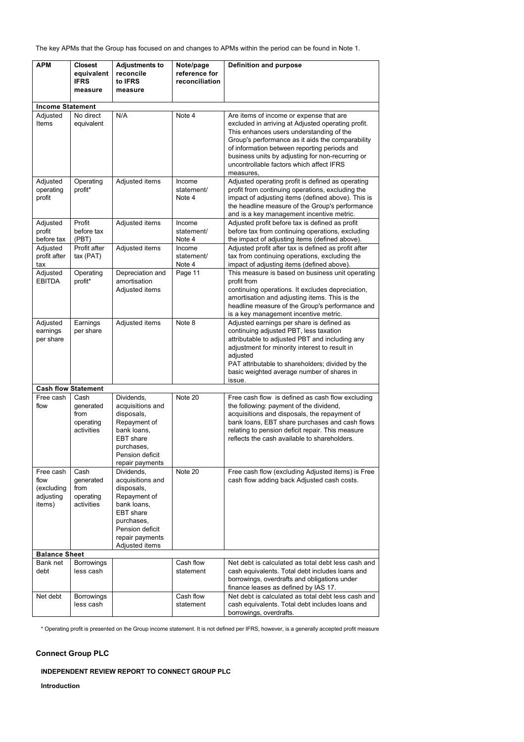The key APMs that the Group has focused on and changes to APMs within the period can be found in Note 1.

| APM | Closest equivalent IFRS measure | Adjustments to reconcile to IFRS measure | Note/page reference for reconciliation | Definition and purpose |
|---|---|---|---|---|
| **Income Statement** | | | | |
| Adjusted Items | No direct equivalent | N/A | Note 4 | Are items of income or expense that are excluded in arriving at Adjusted operating profit. This enhances users understanding of the Group's performance as it aids the comparability of information between reporting periods and business units by adjusting for non-recurring or uncontrollable factors which affect IFRS measures, |
| Adjusted operating profit | Operating profit* | Adjusted items | Income statement/ Note 4 | Adjusted operating profit is defined as operating profit from continuing operations, excluding the impact of adjusting items (defined above). This is the headline measure of the Group's performance and is a key management incentive metric. |
| Adjusted profit before tax | Profit before tax (PBT) | Adjusted items | Income statement/ Note 4 | Adjusted profit before tax is defined as profit before tax from continuing operations, excluding the impact of adjusting items (defined above). |
| Adjusted profit after tax | Profit after tax (PAT) | Adjusted items | Income statement/ Note 4 | Adjusted profit after tax is defined as profit after tax from continuing operations, excluding the impact of adjusting items (defined above). |
| Adjusted EBITDA | Operating profit* | Depreciation and amortisation Adjusted items | Page 11 | This measure is based on business unit operating profit from continuing operations. It excludes depreciation, amortisation and adjusting items. This is the headline measure of the Group's performance and is a key management incentive metric. |
| Adjusted earnings per share | Earnings per share | Adjusted items | Note 8 | Adjusted earnings per share is defined as continuing adjusted PBT, less taxation attributable to adjusted PBT and including any adjustment for minority interest to result in adjusted PAT attributable to shareholders; divided by the basic weighted average number of shares in issue. |
| **Cash flow Statement** | | | | |
| Free cash flow | Cash generated from operating activities | Dividends, acquisitions and disposals, Repayment of bank loans, EBT share purchases, Pension deficit repair payments | Note 20 | Free cash flow is defined as cash flow excluding the following: payment of the dividend, acquisitions and disposals, the repayment of bank loans, EBT share purchases and cash flows relating to pension deficit repair. This measure reflects the cash available to shareholders. |
| Free cash flow (excluding adjusting items) | Cash generated from operating activities | Dividends, acquisitions and disposals, Repayment of bank loans, EBT share purchases, Pension deficit repair payments Adjusted items | Note 20 | Free cash flow (excluding Adjusted items) is Free cash flow adding back Adjusted cash costs. |
| **Balance Sheet** | | | | |
| Bank net debt | Borrowings less cash | | Cash flow statement | Net debt is calculated as total debt less cash and cash equivalents. Total debt includes loans and borrowings, overdrafts and obligations under finance leases as defined by IAS 17. |
| Net debt | Borrowings less cash | | Cash flow statement | Net debt is calculated as total debt less cash and cash equivalents. Total debt includes loans and borrowings, overdrafts. |

\* Operating profit is presented on the Group income statement. It is not defined per IFRS, however, is a generally accepted profit measure

## Connect Group PLC

### INDEPENDENT REVIEW REPORT TO CONNECT GROUP PLC

#### Introduction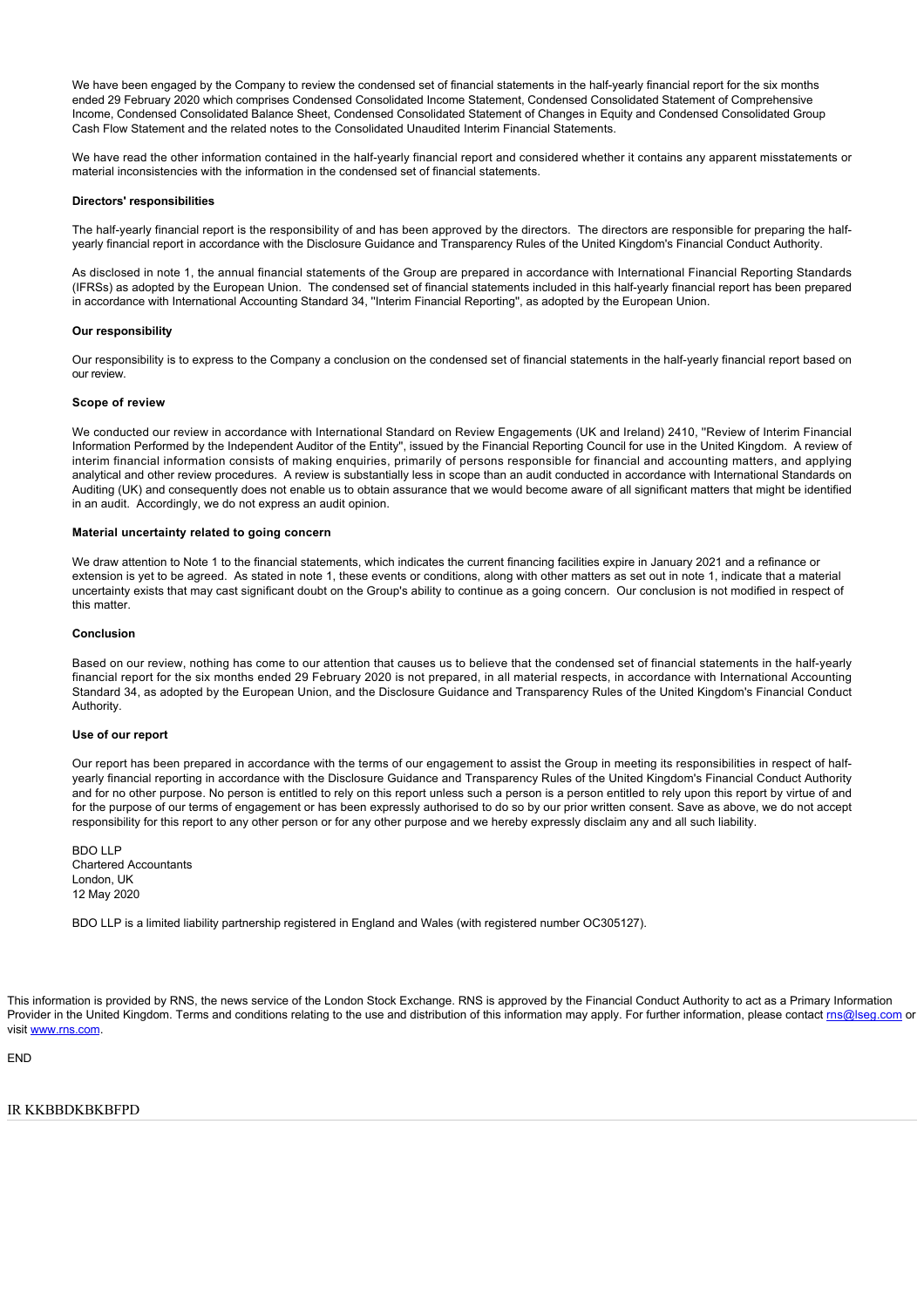We have been engaged by the Company to review the condensed set of financial statements in the half-yearly financial report for the six months ended 29 February 2020 which comprises Condensed Consolidated Income Statement, Condensed Consolidated Statement of Comprehensive Income, Condensed Consolidated Balance Sheet, Condensed Consolidated Statement of Changes in Equity and Condensed Consolidated Group Cash Flow Statement and the related notes to the Consolidated Unaudited Interim Financial Statements.

We have read the other information contained in the half-yearly financial report and considered whether it contains any apparent misstatements or material inconsistencies with the information in the condensed set of financial statements.

**Directors' responsibilities**

The half-yearly financial report is the responsibility of and has been approved by the directors. The directors are responsible for preparing the half-yearly financial report in accordance with the Disclosure Guidance and Transparency Rules of the United Kingdom's Financial Conduct Authority.

As disclosed in note 1, the annual financial statements of the Group are prepared in accordance with International Financial Reporting Standards (IFRSs) as adopted by the European Union. The condensed set of financial statements included in this half-yearly financial report has been prepared in accordance with International Accounting Standard 34, "Interim Financial Reporting", as adopted by the European Union.

**Our responsibility**

Our responsibility is to express to the Company a conclusion on the condensed set of financial statements in the half-yearly financial report based on our review.

**Scope of review**

We conducted our review in accordance with International Standard on Review Engagements (UK and Ireland) 2410, "Review of Interim Financial Information Performed by the Independent Auditor of the Entity", issued by the Financial Reporting Council for use in the United Kingdom. A review of interim financial information consists of making enquiries, primarily of persons responsible for financial and accounting matters, and applying analytical and other review procedures. A review is substantially less in scope than an audit conducted in accordance with International Standards on Auditing (UK) and consequently does not enable us to obtain assurance that we would become aware of all significant matters that might be identified in an audit. Accordingly, we do not express an audit opinion.

**Material uncertainty related to going concern**

We draw attention to Note 1 to the financial statements, which indicates the current financing facilities expire in January 2021 and a refinance or extension is yet to be agreed. As stated in note 1, these events or conditions, along with other matters as set out in note 1, indicate that a material uncertainty exists that may cast significant doubt on the Group's ability to continue as a going concern. Our conclusion is not modified in respect of this matter.

**Conclusion**

Based on our review, nothing has come to our attention that causes us to believe that the condensed set of financial statements in the half-yearly financial report for the six months ended 29 February 2020 is not prepared, in all material respects, in accordance with International Accounting Standard 34, as adopted by the European Union, and the Disclosure Guidance and Transparency Rules of the United Kingdom's Financial Conduct Authority.

**Use of our report**

Our report has been prepared in accordance with the terms of our engagement to assist the Group in meeting its responsibilities in respect of half-yearly financial reporting in accordance with the Disclosure Guidance and Transparency Rules of the United Kingdom's Financial Conduct Authority and for no other purpose. No person is entitled to rely on this report unless such a person is a person entitled to rely upon this report by virtue of and for the purpose of our terms of engagement or has been expressly authorised to do so by our prior written consent. Save as above, we do not accept responsibility for this report to any other person or for any other purpose and we hereby expressly disclaim any and all such liability.

BDO LLP
Chartered Accountants
London, UK
12 May 2020

BDO LLP is a limited liability partnership registered in England and Wales (with registered number OC305127).

This information is provided by RNS, the news service of the London Stock Exchange. RNS is approved by the Financial Conduct Authority to act as a Primary Information Provider in the United Kingdom. Terms and conditions relating to the use and distribution of this information may apply. For further information, please contact rns@lseg.com or visit www.rns.com.

END

IR KKBBDKBKBFPD